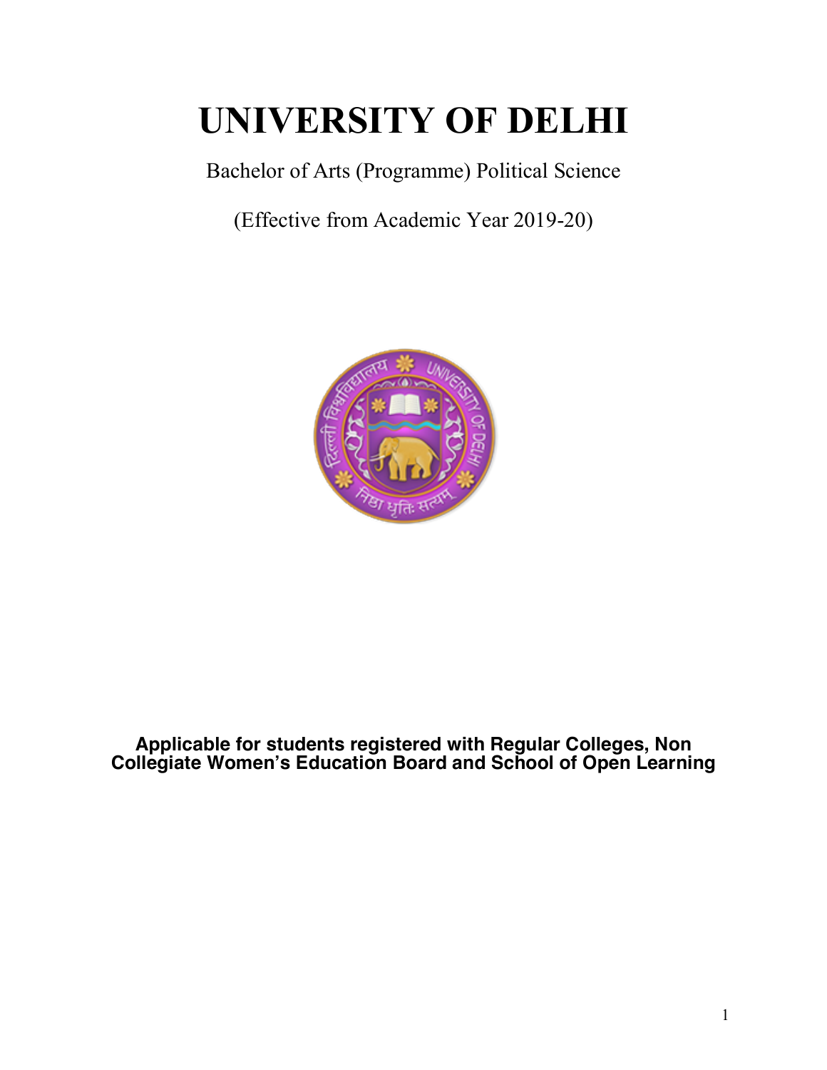# UNIVERSITY OF DELHI

Bachelor of Arts (Programme) Political Science

(Effective from Academic Year 2019-20)

**Applicable for students registered with Regular Colleges, Non Collegiate Women's Education Board and School of Open Learning**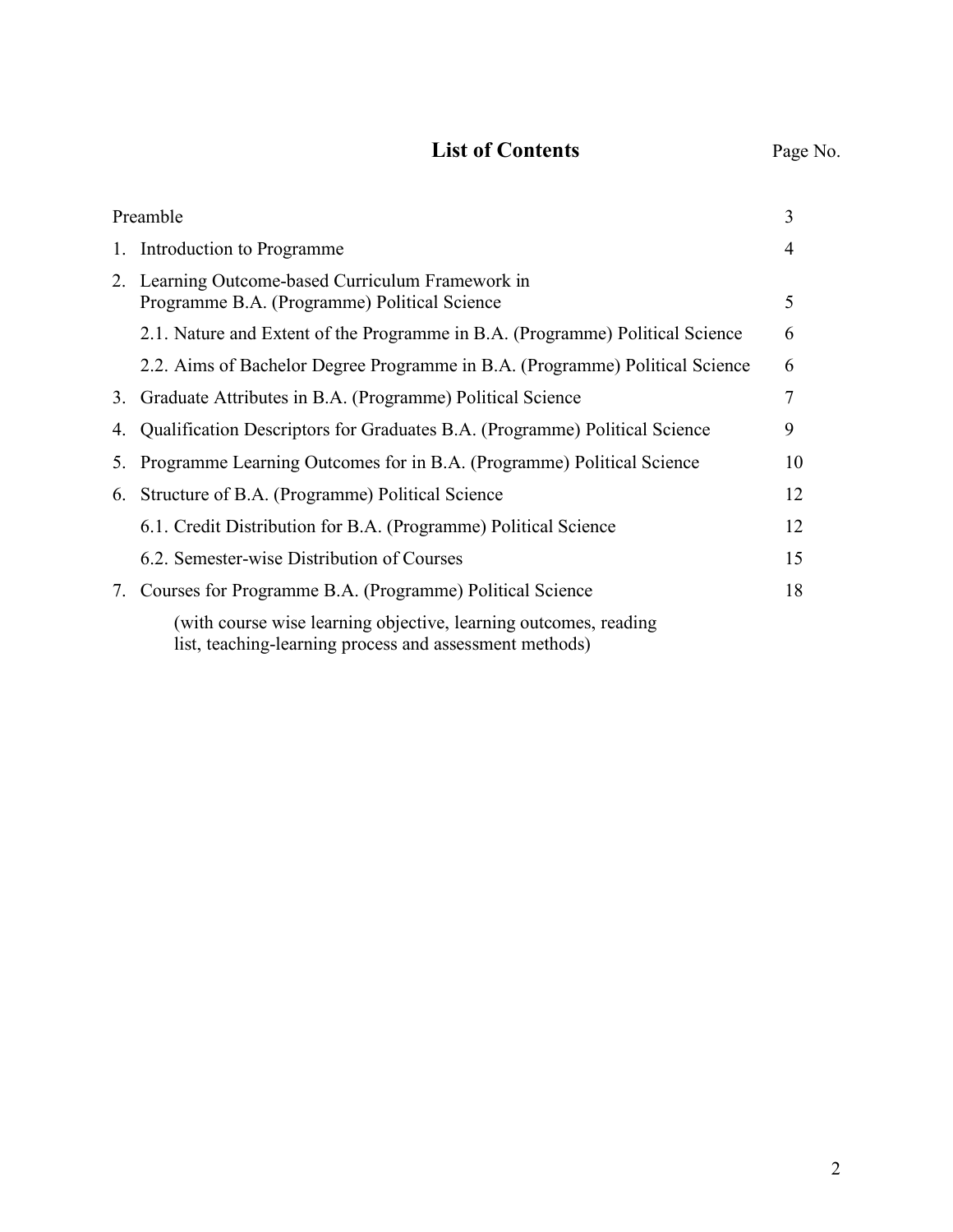# List of Contents

| | Page No. |
|---|---|
| Preamble | 3 |
| 1. Introduction to Programme | 4 |
| 2. Learning Outcome-based Curriculum Framework in Programme B.A. (Programme) Political Science | 5 |
| 2.1. Nature and Extent of the Programme in B.A. (Programme) Political Science | 6 |
| 2.2. Aims of Bachelor Degree Programme in B.A. (Programme) Political Science | 6 |
| 3. Graduate Attributes in B.A. (Programme) Political Science | 7 |
| 4. Qualification Descriptors for Graduates B.A. (Programme) Political Science | 9 |
| 5. Programme Learning Outcomes for in B.A. (Programme) Political Science | 10 |
| 6. Structure of B.A. (Programme) Political Science | 12 |
| 6.1. Credit Distribution for B.A. (Programme) Political Science | 12 |
| 6.2. Semester-wise Distribution of Courses | 15 |
| 7. Courses for Programme B.A. (Programme) Political Science (with course wise learning objective, learning outcomes, reading list, teaching-learning process and assessment methods) | 18 |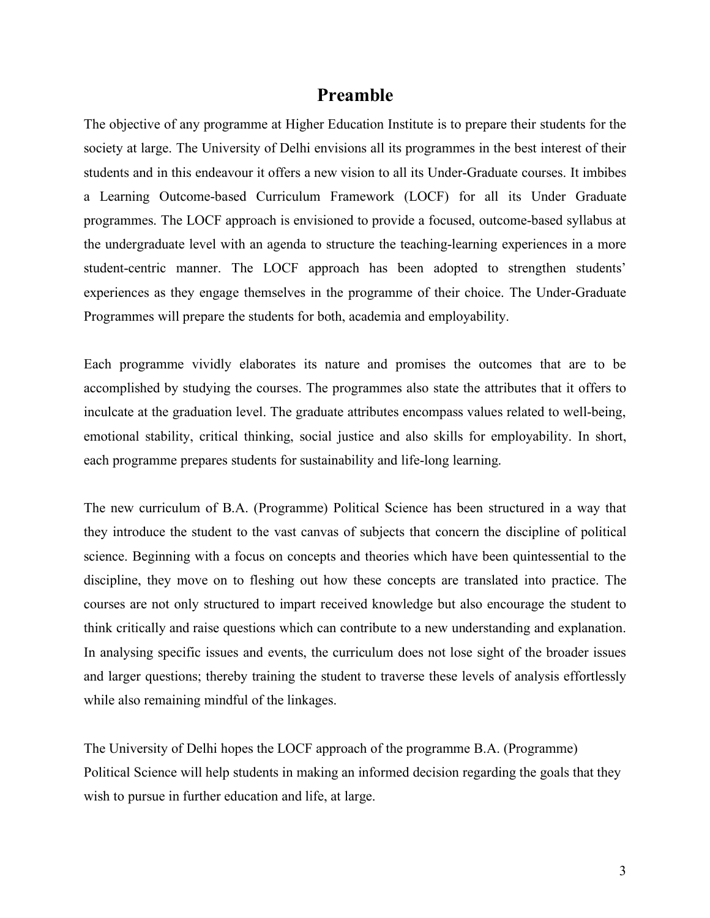# Preamble

The objective of any programme at Higher Education Institute is to prepare their students for the society at large. The University of Delhi envisions all its programmes in the best interest of their students and in this endeavour it offers a new vision to all its Under-Graduate courses. It imbibes a Learning Outcome-based Curriculum Framework (LOCF) for all its Under Graduate programmes. The LOCF approach is envisioned to provide a focused, outcome-based syllabus at the undergraduate level with an agenda to structure the teaching-learning experiences in a more student-centric manner. The LOCF approach has been adopted to strengthen students' experiences as they engage themselves in the programme of their choice. The Under-Graduate Programmes will prepare the students for both, academia and employability.

Each programme vividly elaborates its nature and promises the outcomes that are to be accomplished by studying the courses. The programmes also state the attributes that it offers to inculcate at the graduation level. The graduate attributes encompass values related to well-being, emotional stability, critical thinking, social justice and also skills for employability. In short, each programme prepares students for sustainability and life-long learning.

The new curriculum of B.A. (Programme) Political Science has been structured in a way that they introduce the student to the vast canvas of subjects that concern the discipline of political science. Beginning with a focus on concepts and theories which have been quintessential to the discipline, they move on to fleshing out how these concepts are translated into practice. The courses are not only structured to impart received knowledge but also encourage the student to think critically and raise questions which can contribute to a new understanding and explanation. In analysing specific issues and events, the curriculum does not lose sight of the broader issues and larger questions; thereby training the student to traverse these levels of analysis effortlessly while also remaining mindful of the linkages.

The University of Delhi hopes the LOCF approach of the programme B.A. (Programme) Political Science will help students in making an informed decision regarding the goals that they wish to pursue in further education and life, at large.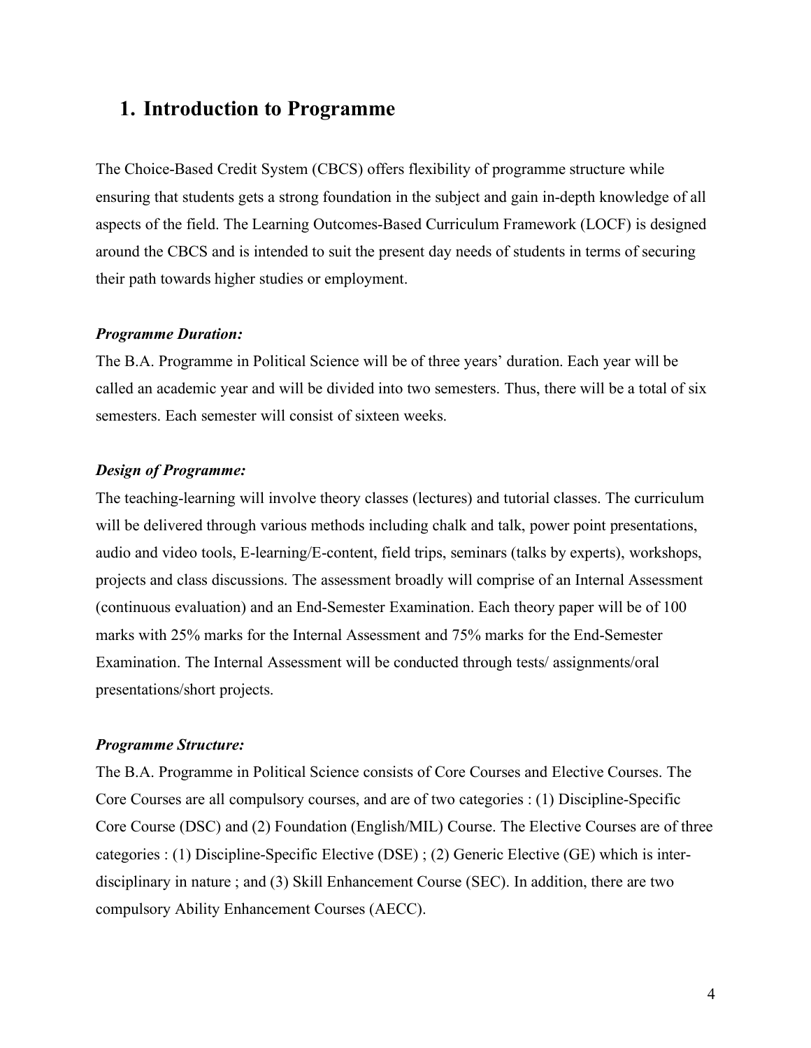# 1. Introduction to Programme

The Choice-Based Credit System (CBCS) offers flexibility of programme structure while ensuring that students gets a strong foundation in the subject and gain in-depth knowledge of all aspects of the field. The Learning Outcomes-Based Curriculum Framework (LOCF) is designed around the CBCS and is intended to suit the present day needs of students in terms of securing their path towards higher studies or employment.

***Programme Duration:***

The B.A. Programme in Political Science will be of three years' duration. Each year will be called an academic year and will be divided into two semesters. Thus, there will be a total of six semesters. Each semester will consist of sixteen weeks.

***Design of Programme:***

The teaching-learning will involve theory classes (lectures) and tutorial classes. The curriculum will be delivered through various methods including chalk and talk, power point presentations, audio and video tools, E-learning/E-content, field trips, seminars (talks by experts), workshops, projects and class discussions. The assessment broadly will comprise of an Internal Assessment (continuous evaluation) and an End-Semester Examination. Each theory paper will be of 100 marks with 25% marks for the Internal Assessment and 75% marks for the End-Semester Examination. The Internal Assessment will be conducted through tests/ assignments/oral presentations/short projects.

***Programme Structure:***

The B.A. Programme in Political Science consists of Core Courses and Elective Courses. The Core Courses are all compulsory courses, and are of two categories : (1) Discipline-Specific Core Course (DSC) and (2) Foundation (English/MIL) Course. The Elective Courses are of three categories : (1) Discipline-Specific Elective (DSE) ; (2) Generic Elective (GE) which is inter-disciplinary in nature ; and (3) Skill Enhancement Course (SEC). In addition, there are two compulsory Ability Enhancement Courses (AECC).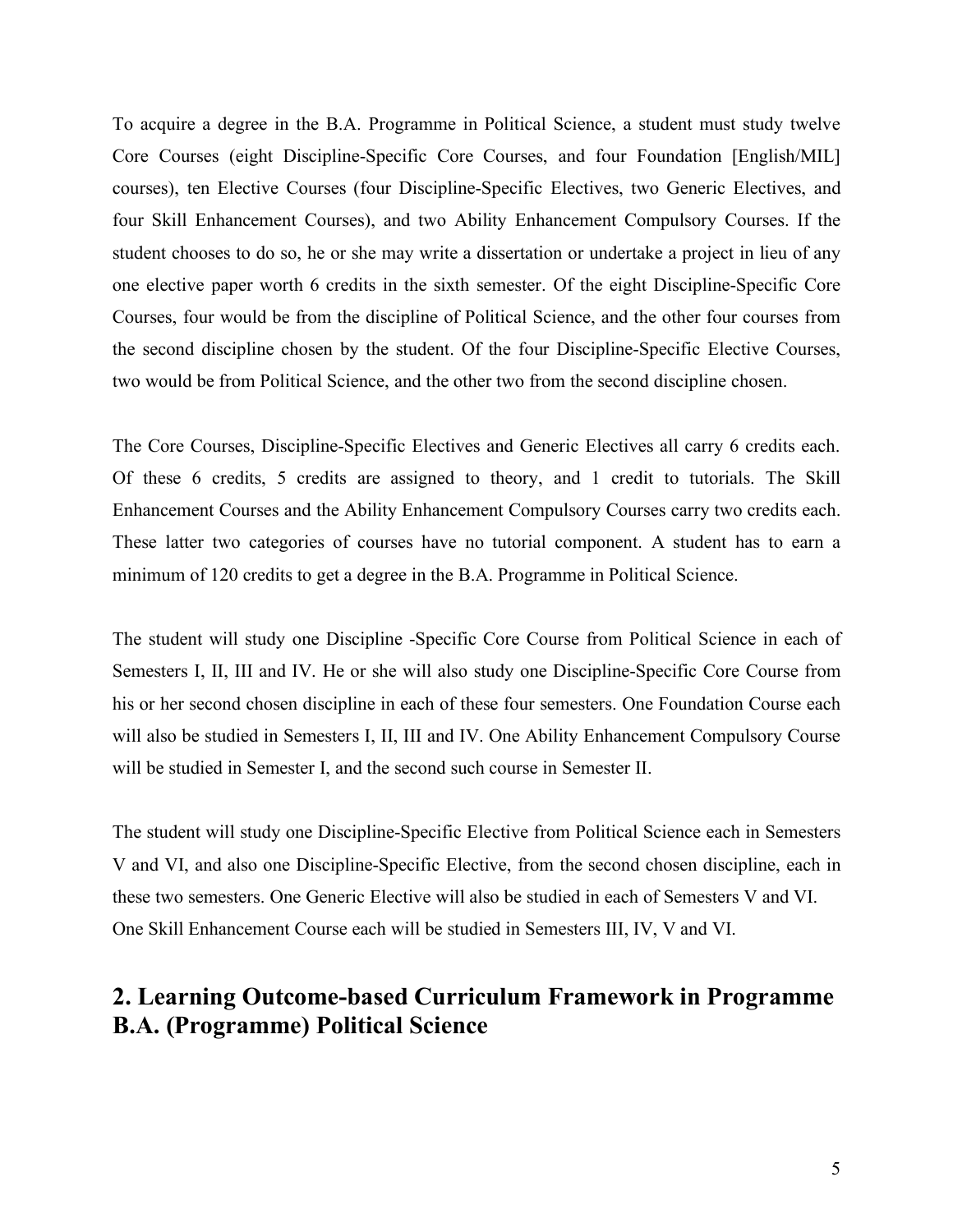To acquire a degree in the B.A. Programme in Political Science, a student must study twelve Core Courses (eight Discipline-Specific Core Courses, and four Foundation [English/MIL] courses), ten Elective Courses (four Discipline-Specific Electives, two Generic Electives, and four Skill Enhancement Courses), and two Ability Enhancement Compulsory Courses. If the student chooses to do so, he or she may write a dissertation or undertake a project in lieu of any one elective paper worth 6 credits in the sixth semester. Of the eight Discipline-Specific Core Courses, four would be from the discipline of Political Science, and the other four courses from the second discipline chosen by the student. Of the four Discipline-Specific Elective Courses, two would be from Political Science, and the other two from the second discipline chosen.

The Core Courses, Discipline-Specific Electives and Generic Electives all carry 6 credits each. Of these 6 credits, 5 credits are assigned to theory, and 1 credit to tutorials. The Skill Enhancement Courses and the Ability Enhancement Compulsory Courses carry two credits each. These latter two categories of courses have no tutorial component. A student has to earn a minimum of 120 credits to get a degree in the B.A. Programme in Political Science.

The student will study one Discipline -Specific Core Course from Political Science in each of Semesters I, II, III and IV. He or she will also study one Discipline-Specific Core Course from his or her second chosen discipline in each of these four semesters. One Foundation Course each will also be studied in Semesters I, II, III and IV. One Ability Enhancement Compulsory Course will be studied in Semester I, and the second such course in Semester II.

The student will study one Discipline-Specific Elective from Political Science each in Semesters V and VI, and also one Discipline-Specific Elective, from the second chosen discipline, each in these two semesters. One Generic Elective will also be studied in each of Semesters V and VI. One Skill Enhancement Course each will be studied in Semesters III, IV, V and VI.

## 2. Learning Outcome-based Curriculum Framework in Programme B.A. (Programme) Political Science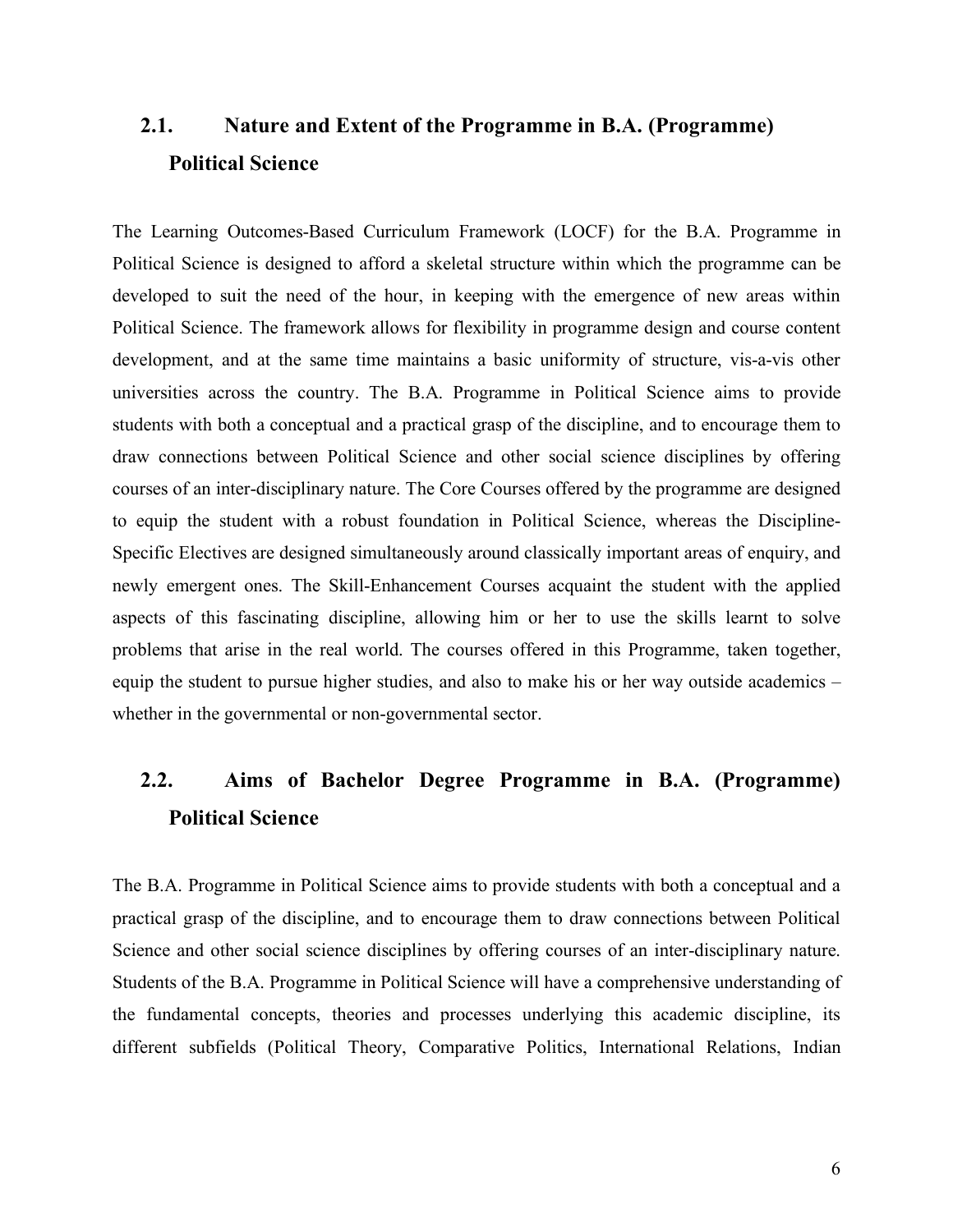## 2.1. Nature and Extent of the Programme in B.A. (Programme) Political Science

The Learning Outcomes-Based Curriculum Framework (LOCF) for the B.A. Programme in Political Science is designed to afford a skeletal structure within which the programme can be developed to suit the need of the hour, in keeping with the emergence of new areas within Political Science. The framework allows for flexibility in programme design and course content development, and at the same time maintains a basic uniformity of structure, vis-a-vis other universities across the country. The B.A. Programme in Political Science aims to provide students with both a conceptual and a practical grasp of the discipline, and to encourage them to draw connections between Political Science and other social science disciplines by offering courses of an inter-disciplinary nature. The Core Courses offered by the programme are designed to equip the student with a robust foundation in Political Science, whereas the Discipline-Specific Electives are designed simultaneously around classically important areas of enquiry, and newly emergent ones. The Skill-Enhancement Courses acquaint the student with the applied aspects of this fascinating discipline, allowing him or her to use the skills learnt to solve problems that arise in the real world. The courses offered in this Programme, taken together, equip the student to pursue higher studies, and also to make his or her way outside academics – whether in the governmental or non-governmental sector.

## 2.2. Aims of Bachelor Degree Programme in B.A. (Programme) Political Science

The B.A. Programme in Political Science aims to provide students with both a conceptual and a practical grasp of the discipline, and to encourage them to draw connections between Political Science and other social science disciplines by offering courses of an inter-disciplinary nature. Students of the B.A. Programme in Political Science will have a comprehensive understanding of the fundamental concepts, theories and processes underlying this academic discipline, its different subfields (Political Theory, Comparative Politics, International Relations, Indian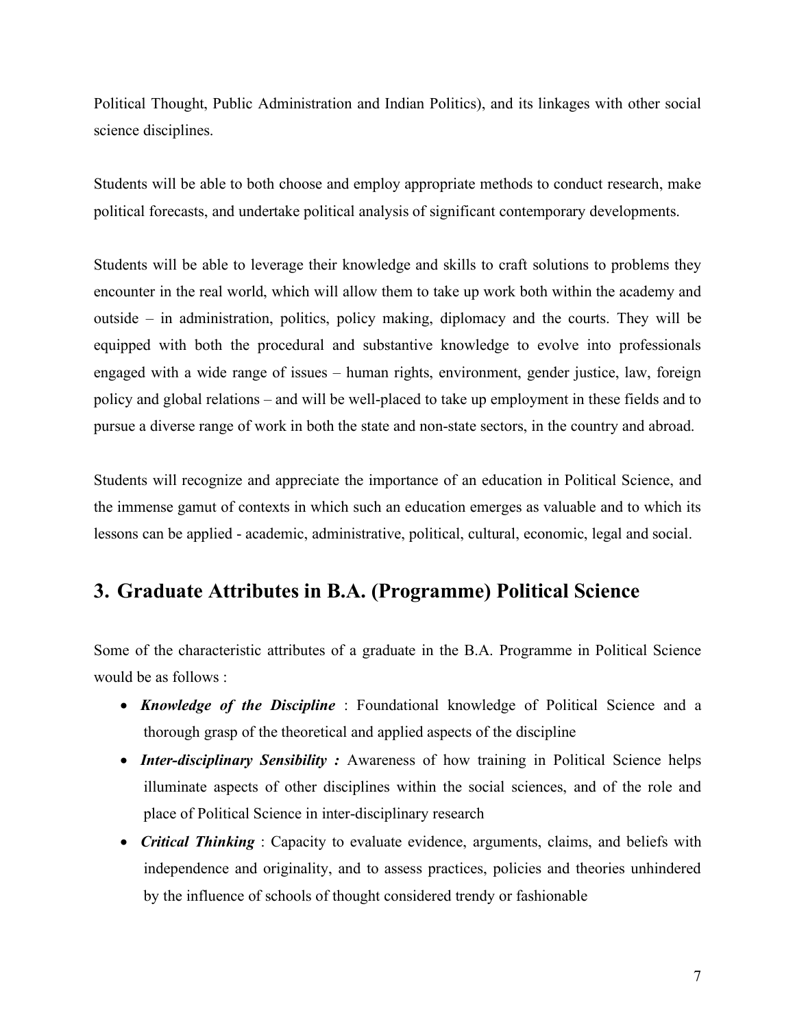Political Thought, Public Administration and Indian Politics), and its linkages with other social science disciplines.

Students will be able to both choose and employ appropriate methods to conduct research, make political forecasts, and undertake political analysis of significant contemporary developments.

Students will be able to leverage their knowledge and skills to craft solutions to problems they encounter in the real world, which will allow them to take up work both within the academy and outside – in administration, politics, policy making, diplomacy and the courts. They will be equipped with both the procedural and substantive knowledge to evolve into professionals engaged with a wide range of issues – human rights, environment, gender justice, law, foreign policy and global relations – and will be well-placed to take up employment in these fields and to pursue a diverse range of work in both the state and non-state sectors, in the country and abroad.

Students will recognize and appreciate the importance of an education in Political Science, and the immense gamut of contexts in which such an education emerges as valuable and to which its lessons can be applied - academic, administrative, political, cultural, economic, legal and social.

## 3. Graduate Attributes in B.A. (Programme) Political Science

Some of the characteristic attributes of a graduate in the B.A. Programme in Political Science would be as follows :

- ***Knowledge of the Discipline*** : Foundational knowledge of Political Science and a thorough grasp of the theoretical and applied aspects of the discipline
- ***Inter-disciplinary Sensibility :*** Awareness of how training in Political Science helps illuminate aspects of other disciplines within the social sciences, and of the role and place of Political Science in inter-disciplinary research
- ***Critical Thinking*** : Capacity to evaluate evidence, arguments, claims, and beliefs with independence and originality, and to assess practices, policies and theories unhindered by the influence of schools of thought considered trendy or fashionable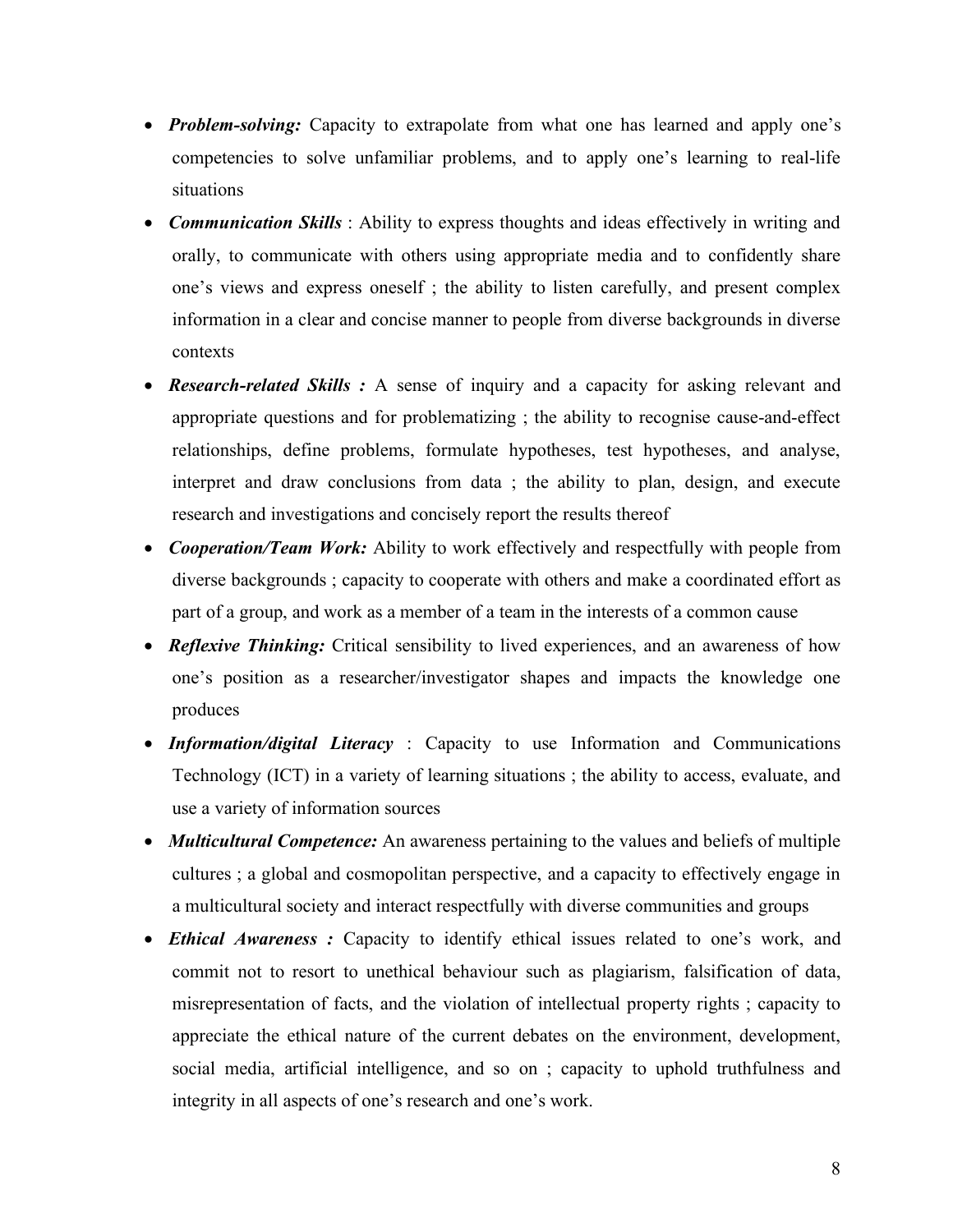- ***Problem-solving:*** Capacity to extrapolate from what one has learned and apply one's competencies to solve unfamiliar problems, and to apply one's learning to real-life situations
- ***Communication Skills*** : Ability to express thoughts and ideas effectively in writing and orally, to communicate with others using appropriate media and to confidently share one's views and express oneself ; the ability to listen carefully, and present complex information in a clear and concise manner to people from diverse backgrounds in diverse contexts
- ***Research-related Skills :*** A sense of inquiry and a capacity for asking relevant and appropriate questions and for problematizing ; the ability to recognise cause-and-effect relationships, define problems, formulate hypotheses, test hypotheses, and analyse, interpret and draw conclusions from data ; the ability to plan, design, and execute research and investigations and concisely report the results thereof
- ***Cooperation/Team Work:*** Ability to work effectively and respectfully with people from diverse backgrounds ; capacity to cooperate with others and make a coordinated effort as part of a group, and work as a member of a team in the interests of a common cause
- ***Reflexive Thinking:*** Critical sensibility to lived experiences, and an awareness of how one's position as a researcher/investigator shapes and impacts the knowledge one produces
- ***Information/digital Literacy*** : Capacity to use Information and Communications Technology (ICT) in a variety of learning situations ; the ability to access, evaluate, and use a variety of information sources
- ***Multicultural Competence:*** An awareness pertaining to the values and beliefs of multiple cultures ; a global and cosmopolitan perspective, and a capacity to effectively engage in a multicultural society and interact respectfully with diverse communities and groups
- ***Ethical Awareness :*** Capacity to identify ethical issues related to one's work, and commit not to resort to unethical behaviour such as plagiarism, falsification of data, misrepresentation of facts, and the violation of intellectual property rights ; capacity to appreciate the ethical nature of the current debates on the environment, development, social media, artificial intelligence, and so on ; capacity to uphold truthfulness and integrity in all aspects of one's research and one's work.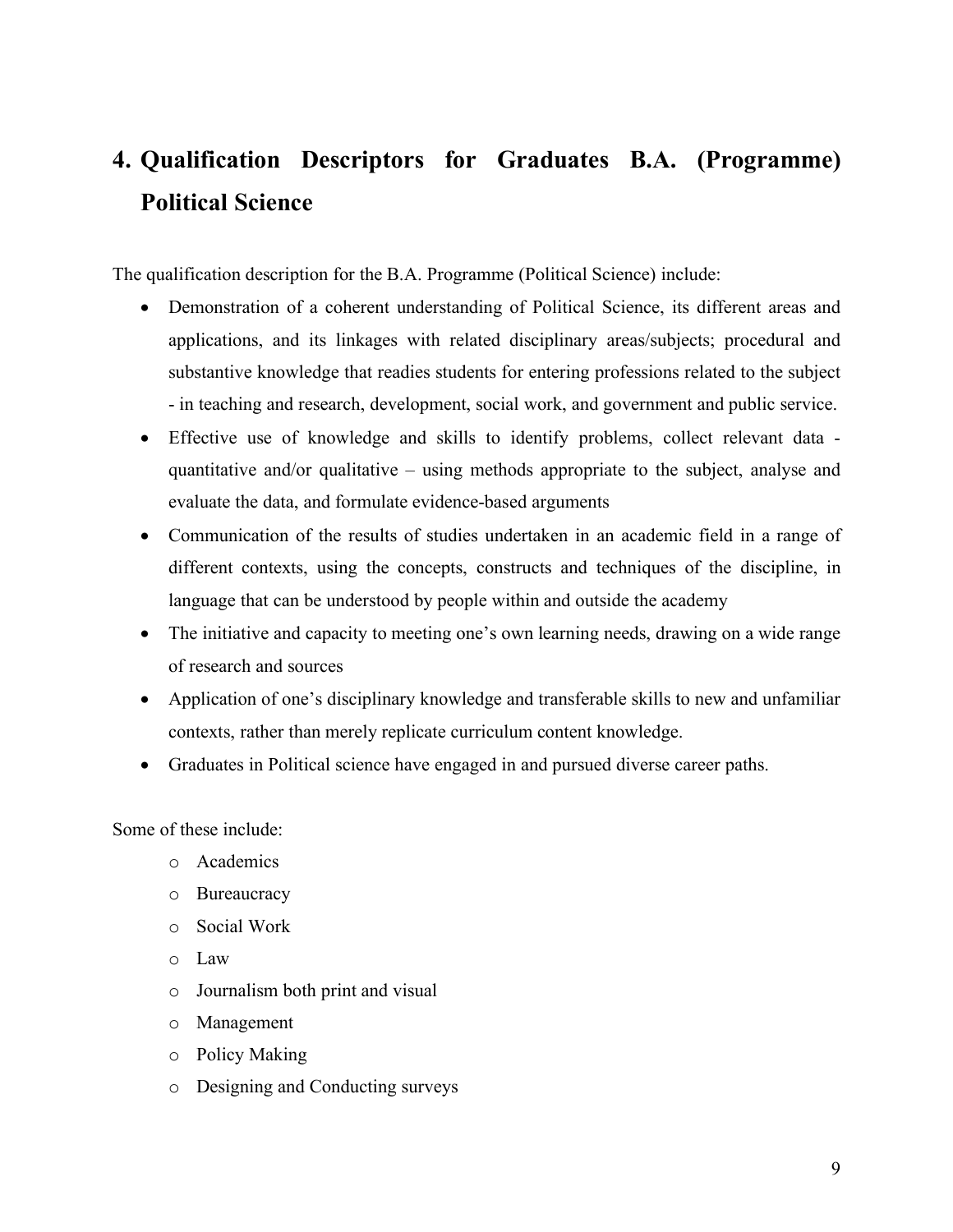# 4. Qualification Descriptors for Graduates B.A. (Programme) Political Science

The qualification description for the B.A. Programme (Political Science) include:

- Demonstration of a coherent understanding of Political Science, its different areas and applications, and its linkages with related disciplinary areas/subjects; procedural and substantive knowledge that readies students for entering professions related to the subject - in teaching and research, development, social work, and government and public service.
- Effective use of knowledge and skills to identify problems, collect relevant data - quantitative and/or qualitative – using methods appropriate to the subject, analyse and evaluate the data, and formulate evidence-based arguments
- Communication of the results of studies undertaken in an academic field in a range of different contexts, using the concepts, constructs and techniques of the discipline, in language that can be understood by people within and outside the academy
- The initiative and capacity to meeting one's own learning needs, drawing on a wide range of research and sources
- Application of one's disciplinary knowledge and transferable skills to new and unfamiliar contexts, rather than merely replicate curriculum content knowledge.
- Graduates in Political science have engaged in and pursued diverse career paths.

Some of these include:

- Academics
- Bureaucracy
- Social Work
- Law
- Journalism both print and visual
- Management
- Policy Making
- Designing and Conducting surveys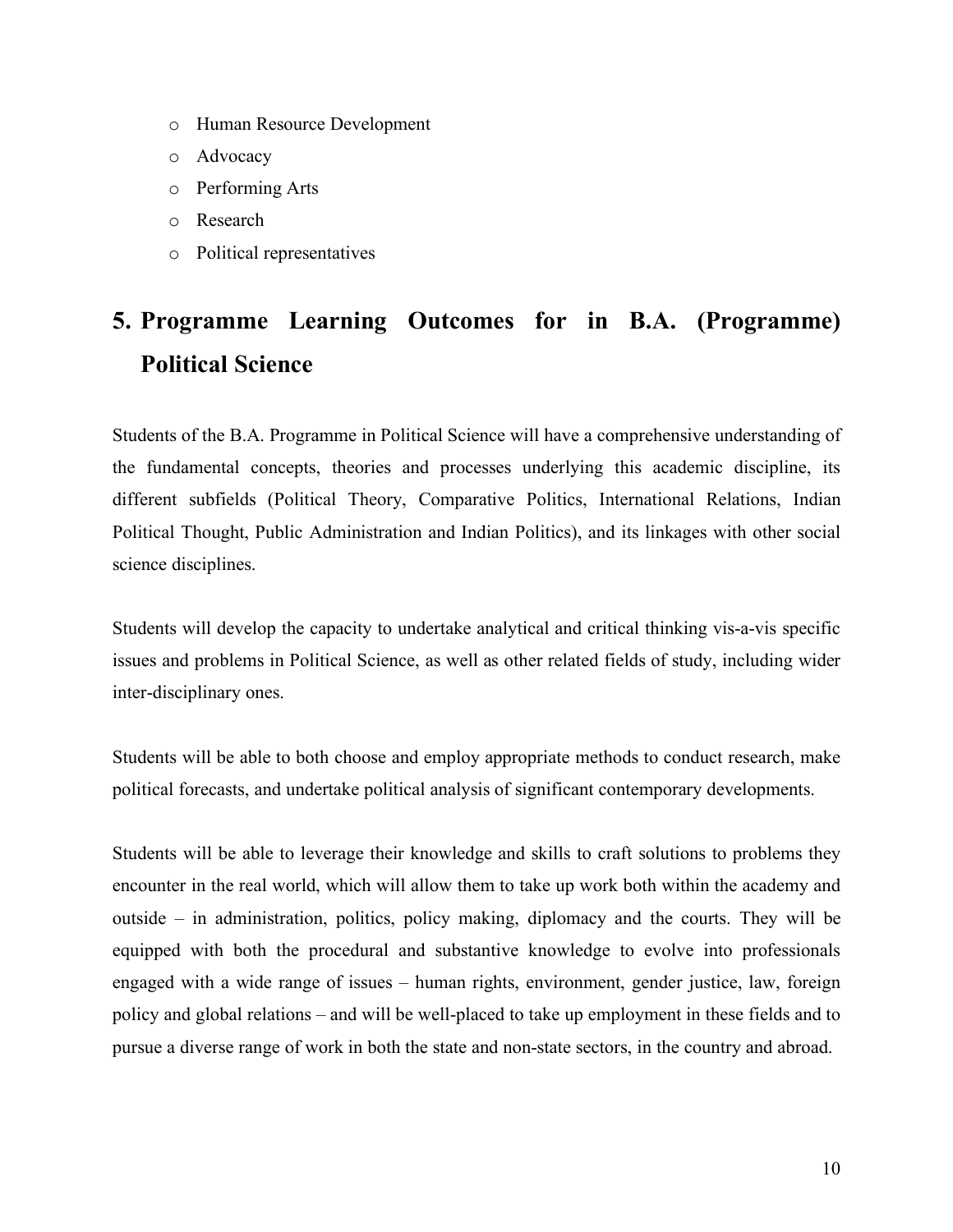- Human Resource Development
- Advocacy
- Performing Arts
- Research
- Political representatives

## 5. Programme Learning Outcomes for in B.A. (Programme) Political Science

Students of the B.A. Programme in Political Science will have a comprehensive understanding of the fundamental concepts, theories and processes underlying this academic discipline, its different subfields (Political Theory, Comparative Politics, International Relations, Indian Political Thought, Public Administration and Indian Politics), and its linkages with other social science disciplines.

Students will develop the capacity to undertake analytical and critical thinking vis-a-vis specific issues and problems in Political Science, as well as other related fields of study, including wider inter-disciplinary ones.

Students will be able to both choose and employ appropriate methods to conduct research, make political forecasts, and undertake political analysis of significant contemporary developments.

Students will be able to leverage their knowledge and skills to craft solutions to problems they encounter in the real world, which will allow them to take up work both within the academy and outside – in administration, politics, policy making, diplomacy and the courts. They will be equipped with both the procedural and substantive knowledge to evolve into professionals engaged with a wide range of issues – human rights, environment, gender justice, law, foreign policy and global relations – and will be well-placed to take up employment in these fields and to pursue a diverse range of work in both the state and non-state sectors, in the country and abroad.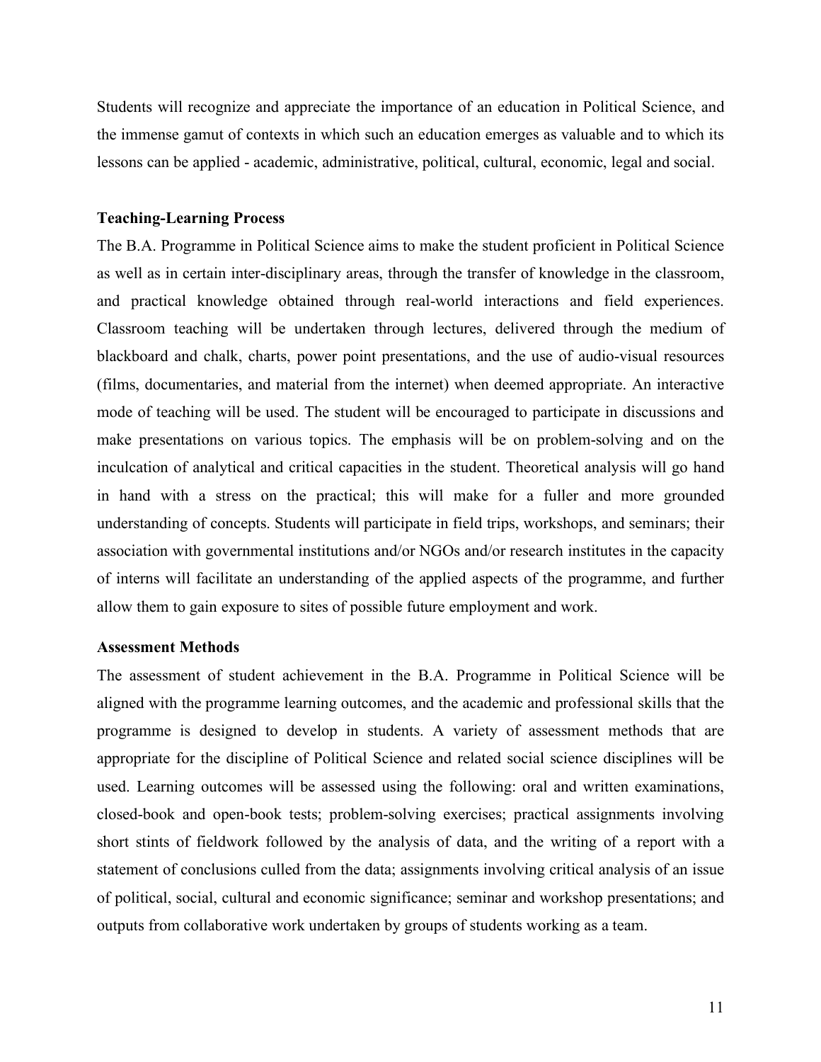Students will recognize and appreciate the importance of an education in Political Science, and the immense gamut of contexts in which such an education emerges as valuable and to which its lessons can be applied - academic, administrative, political, cultural, economic, legal and social.

**Teaching-Learning Process**

The B.A. Programme in Political Science aims to make the student proficient in Political Science as well as in certain inter-disciplinary areas, through the transfer of knowledge in the classroom, and practical knowledge obtained through real-world interactions and field experiences. Classroom teaching will be undertaken through lectures, delivered through the medium of blackboard and chalk, charts, power point presentations, and the use of audio-visual resources (films, documentaries, and material from the internet) when deemed appropriate. An interactive mode of teaching will be used. The student will be encouraged to participate in discussions and make presentations on various topics. The emphasis will be on problem-solving and on the inculcation of analytical and critical capacities in the student. Theoretical analysis will go hand in hand with a stress on the practical; this will make for a fuller and more grounded understanding of concepts. Students will participate in field trips, workshops, and seminars; their association with governmental institutions and/or NGOs and/or research institutes in the capacity of interns will facilitate an understanding of the applied aspects of the programme, and further allow them to gain exposure to sites of possible future employment and work.

**Assessment Methods**

The assessment of student achievement in the B.A. Programme in Political Science will be aligned with the programme learning outcomes, and the academic and professional skills that the programme is designed to develop in students. A variety of assessment methods that are appropriate for the discipline of Political Science and related social science disciplines will be used. Learning outcomes will be assessed using the following: oral and written examinations, closed-book and open-book tests; problem-solving exercises; practical assignments involving short stints of fieldwork followed by the analysis of data, and the writing of a report with a statement of conclusions culled from the data; assignments involving critical analysis of an issue of political, social, cultural and economic significance; seminar and workshop presentations; and outputs from collaborative work undertaken by groups of students working as a team.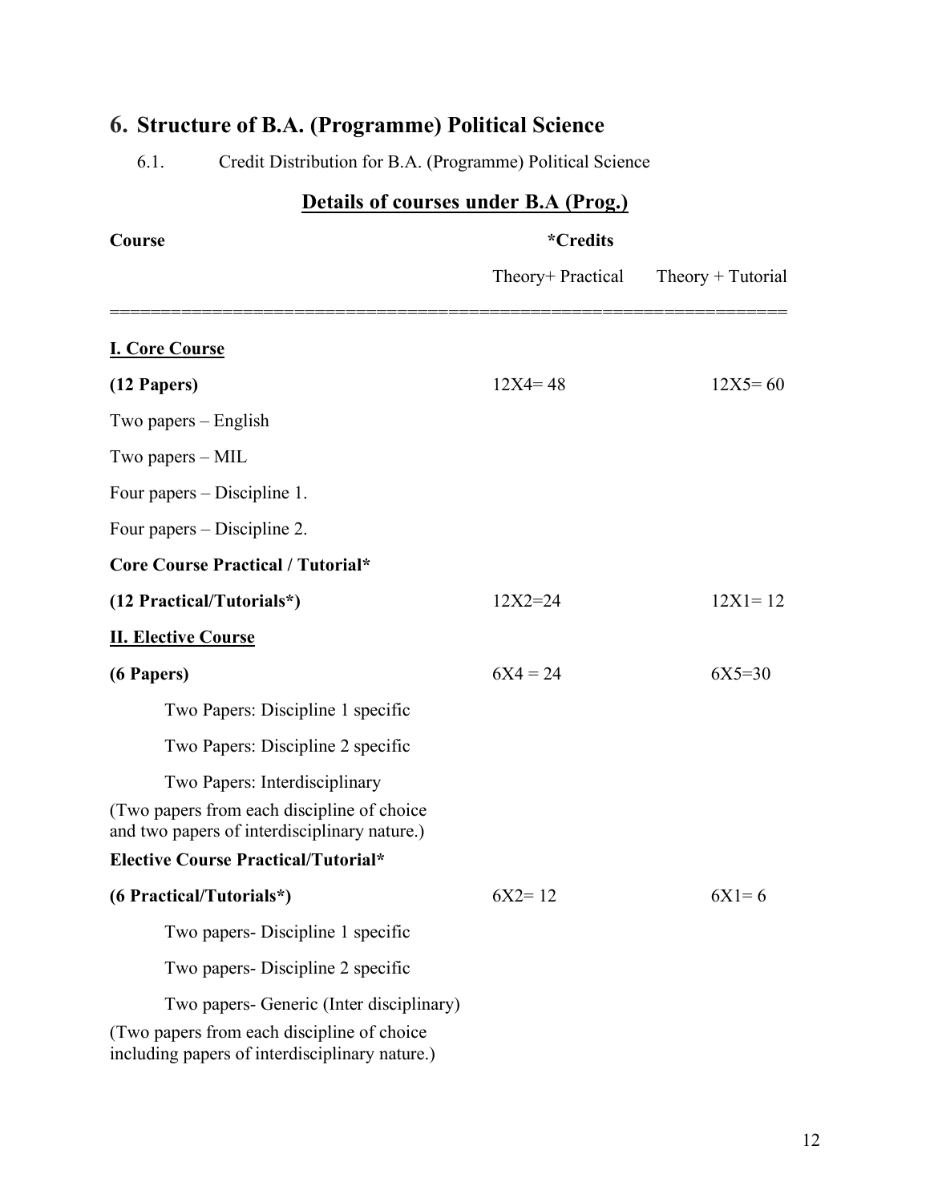# 6. Structure of B.A. (Programme) Political Science

6.1. Credit Distribution for B.A. (Programme) Political Science

## Details of courses under B.A (Prog.)

| Course | *Credits | |
|---|---|---|
| | Theory+ Practical | Theory + Tutorial |
| **I. Core Course** | | |
| **(12 Papers)** | 12X4= 48 | 12X5= 60 |
| Two papers – English | | |
| Two papers – MIL | | |
| Four papers – Discipline 1. | | |
| Four papers – Discipline 2. | | |
| **Core Course Practical / Tutorial*** | | |
| **(12 Practical/Tutorials*)** | 12X2=24 | 12X1= 12 |
| **II. Elective Course** | | |
| **(6 Papers)** | 6X4 = 24 | 6X5=30 |
| Two Papers: Discipline 1 specific | | |
| Two Papers: Discipline 2 specific | | |
| Two Papers: Interdisciplinary | | |
| (Two papers from each discipline of choice and two papers of interdisciplinary nature.) | | |
| **Elective Course Practical/Tutorial*** | | |
| **(6 Practical/Tutorials*)** | 6X2= 12 | 6X1= 6 |
| Two papers- Discipline 1 specific | | |
| Two papers- Discipline 2 specific | | |
| Two papers- Generic (Inter disciplinary) | | |
| (Two papers from each discipline of choice including papers of interdisciplinary nature.) | | |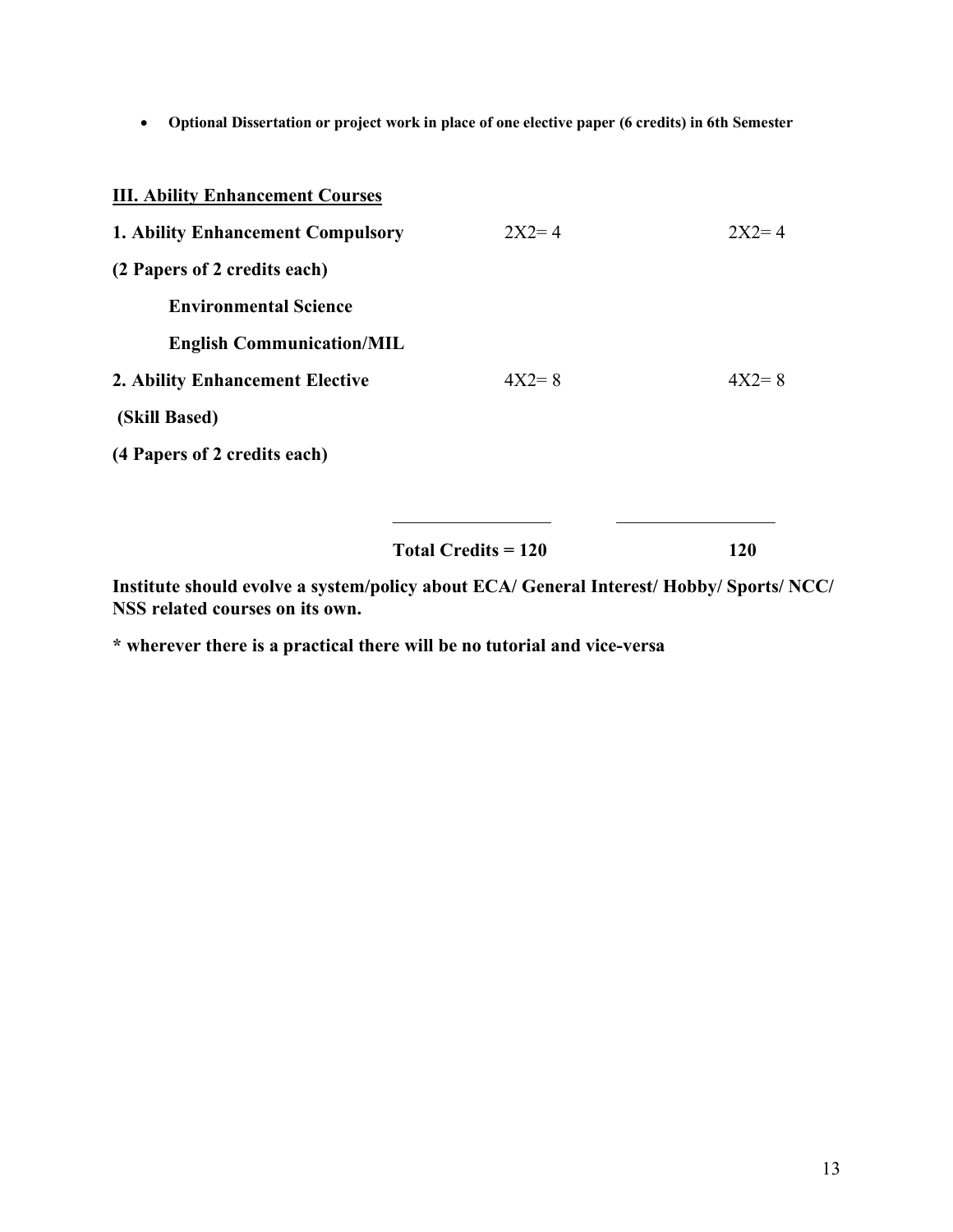- **Optional Dissertation or project work in place of one elective paper (6 credits) in 6th Semester**

**<u>III. Ability Enhancement Courses</u>**

| | | |
|---|---|---|
| **1. Ability Enhancement Compulsory** | 2X2= 4 | 2X2= 4 |
| **(2 Papers of 2 credits each)** | | |
| **Environmental Science** | | |
| **English Communication/MIL** | | |
| **2. Ability Enhancement Elective** | 4X2= 8 | 4X2= 8 |
| **(Skill Based)** | | |
| **(4 Papers of 2 credits each)** | | |
| | **Total Credits = 120** | **120** |

**Institute should evolve a system/policy about ECA/ General Interest/ Hobby/ Sports/ NCC/ NSS related courses on its own.**

**\* wherever there is a practical there will be no tutorial and vice-versa**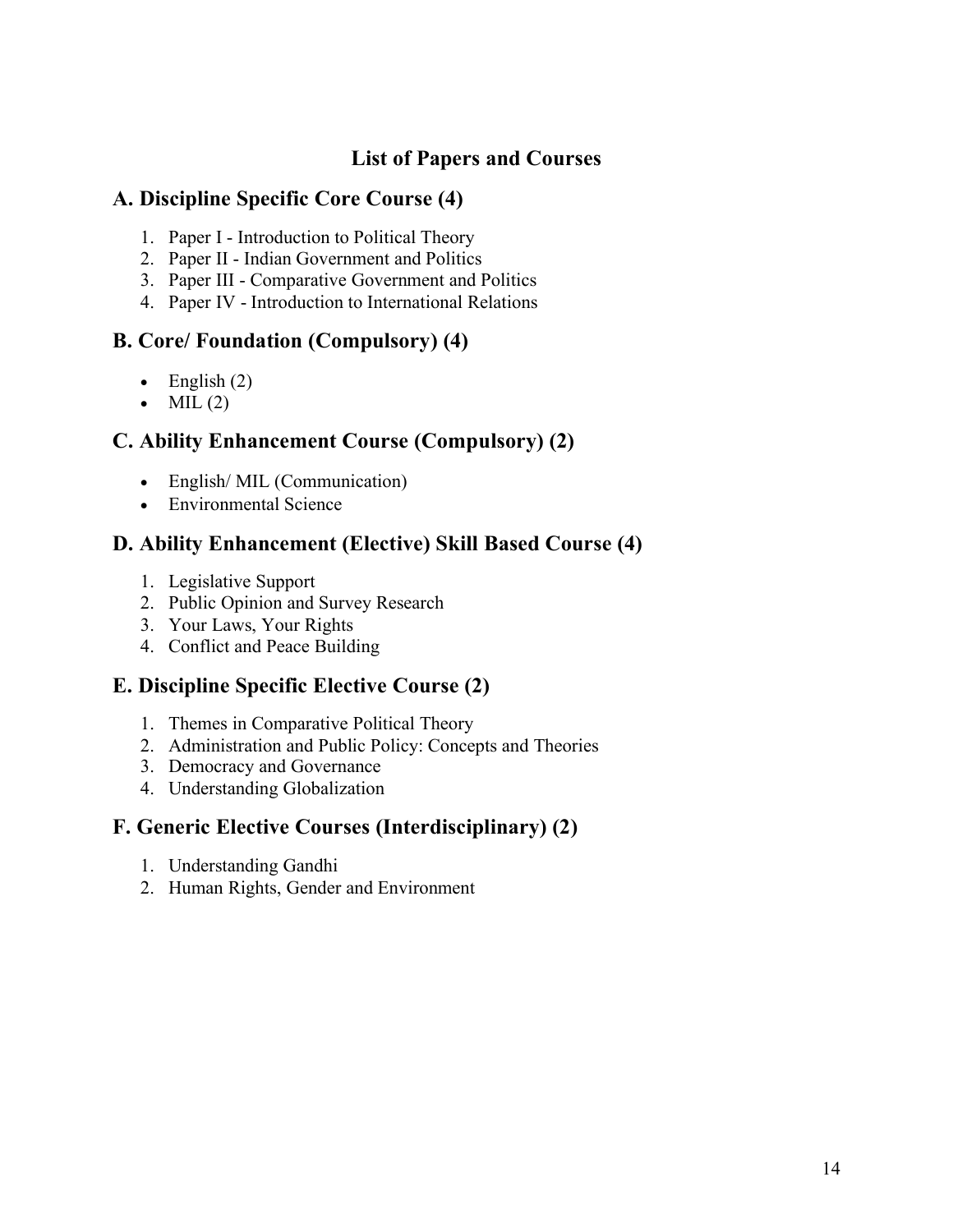# List of Papers and Courses

## A. Discipline Specific Core Course (4)

1. Paper I - Introduction to Political Theory
2. Paper II - Indian Government and Politics
3. Paper III - Comparative Government and Politics
4. Paper IV - Introduction to International Relations

## B. Core/ Foundation (Compulsory) (4)

- English (2)
- MIL (2)

## C. Ability Enhancement Course (Compulsory) (2)

- English/ MIL (Communication)
- Environmental Science

## D. Ability Enhancement (Elective) Skill Based Course (4)

1. Legislative Support
2. Public Opinion and Survey Research
3. Your Laws, Your Rights
4. Conflict and Peace Building

## E. Discipline Specific Elective Course (2)

1. Themes in Comparative Political Theory
2. Administration and Public Policy: Concepts and Theories
3. Democracy and Governance
4. Understanding Globalization

## F. Generic Elective Courses (Interdisciplinary) (2)

1. Understanding Gandhi
2. Human Rights, Gender and Environment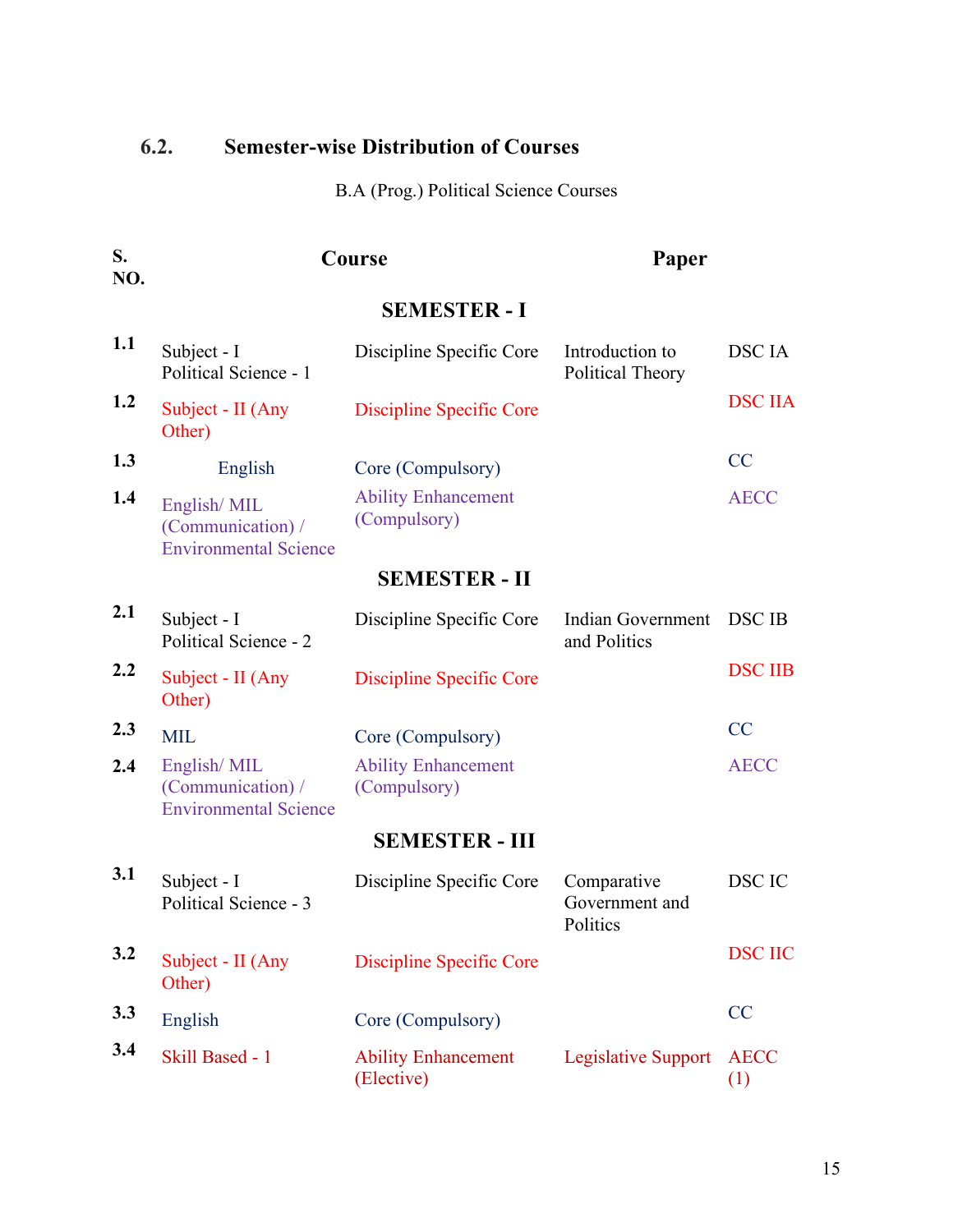## 6.2. Semester-wise Distribution of Courses

B.A (Prog.) Political Science Courses

| S. NO. | Course | | Paper | |
|---|---|---|---|---|
| | | **SEMESTER - I** | | |
| 1.1 | Subject - I Political Science - 1 | Discipline Specific Core | Introduction to Political Theory | DSC IA |
| 1.2 | Subject - II (Any Other) | Discipline Specific Core | | DSC IIA |
| 1.3 | English | Core (Compulsory) | | CC |
| 1.4 | English/ MIL (Communication) / Environmental Science | Ability Enhancement (Compulsory) | | AECC |
| | | **SEMESTER - II** | | |
| 2.1 | Subject - I Political Science - 2 | Discipline Specific Core | Indian Government and Politics | DSC IB |
| 2.2 | Subject - II (Any Other) | Discipline Specific Core | | DSC IIB |
| 2.3 | MIL | Core (Compulsory) | | CC |
| 2.4 | English/ MIL (Communication) / Environmental Science | Ability Enhancement (Compulsory) | | AECC |
| | | **SEMESTER - III** | | |
| 3.1 | Subject - I Political Science - 3 | Discipline Specific Core | Comparative Government and Politics | DSC IC |
| 3.2 | Subject - II (Any Other) | Discipline Specific Core | | DSC IIC |
| 3.3 | English | Core (Compulsory) | | CC |
| 3.4 | Skill Based - 1 | Ability Enhancement (Elective) | Legislative Support | AECC (1) |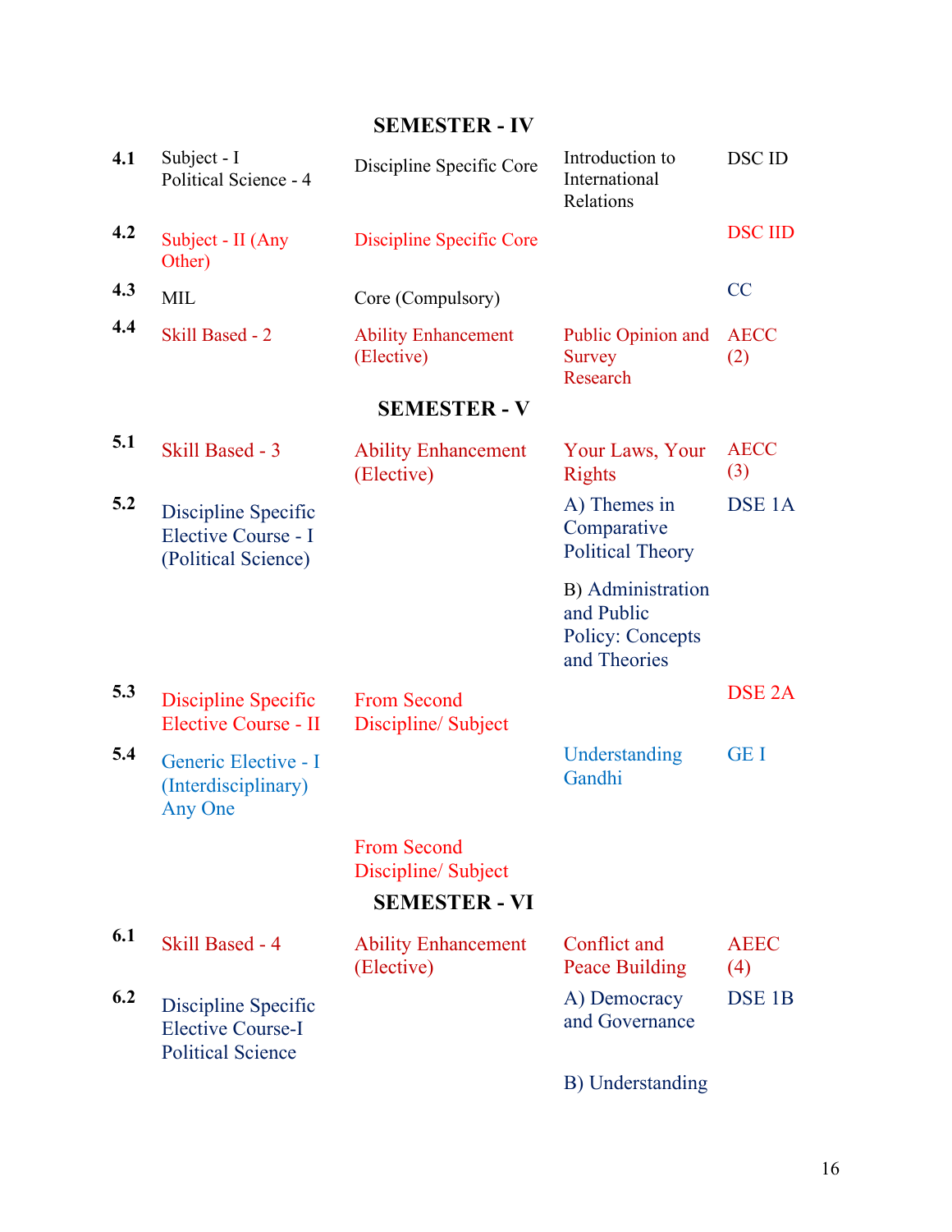## SEMESTER - IV

| | | | | |
|---|---|---|---|---|
| 4.1 | Subject - I Political Science - 4 | Discipline Specific Core | Introduction to International Relations | DSC ID |
| 4.2 | Subject - II (Any Other) | Discipline Specific Core | | DSC IID |
| 4.3 | MIL | Core (Compulsory) | | CC |
| 4.4 | Skill Based - 2 | Ability Enhancement (Elective) | Public Opinion and Survey Research | AECC (2) |

## SEMESTER - V

| | | | | |
|---|---|---|---|---|
| 5.1 | Skill Based - 3 | Ability Enhancement (Elective) | Your Laws, Your Rights | AECC (3) |
| 5.2 | Discipline Specific Elective Course - I (Political Science) | | A) Themes in Comparative Political Theory | DSE 1A |
| | | | B) Administration and Public Policy: Concepts and Theories | |
| 5.3 | Discipline Specific Elective Course - II | From Second Discipline/ Subject | | DSE 2A |
| 5.4 | Generic Elective - I (Interdisciplinary) Any One | | Understanding Gandhi | GE I |
| | | From Second Discipline/ Subject | | |

## SEMESTER - VI

| | | | | |
|---|---|---|---|---|
| 6.1 | Skill Based - 4 | Ability Enhancement (Elective) | Conflict and Peace Building | AEEC (4) |
| 6.2 | Discipline Specific Elective Course-I Political Science | | A) Democracy and Governance | DSE 1B |
| | | | B) Understanding | |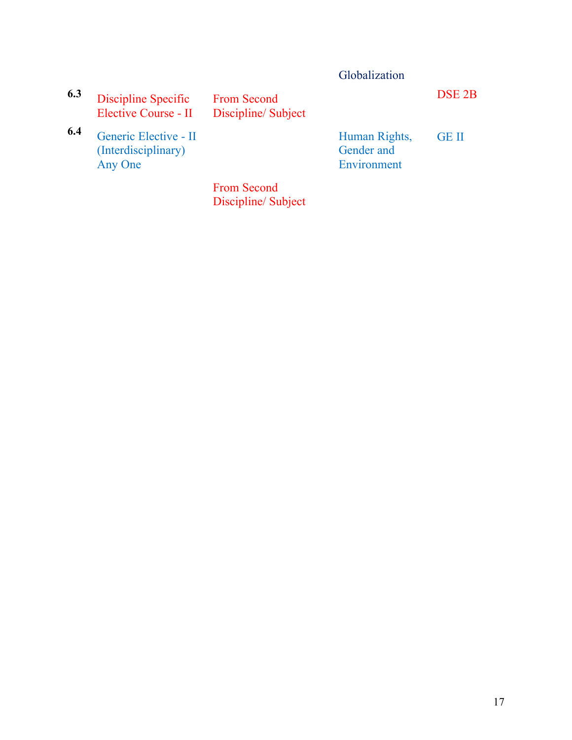| | | | | |
|---|---|---|---|---|
| | | | Globalization | |
| 6.3 | Discipline Specific Elective Course - II | From Second Discipline/ Subject | | DSE 2B |
| 6.4 | Generic Elective - II (Interdisciplinary) Any One | | Human Rights, Gender and Environment | GE II |
| | | From Second Discipline/ Subject | | |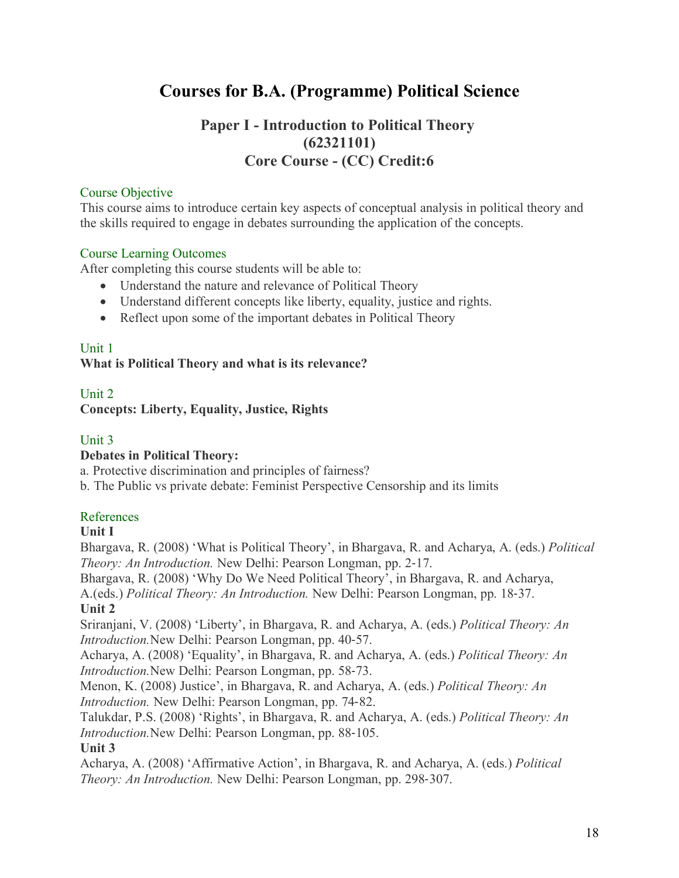# Courses for B.A. (Programme) Political Science

## Paper I - Introduction to Political Theory (62321101) Core Course - (CC) Credit:6

### Course Objective

This course aims to introduce certain key aspects of conceptual analysis in political theory and the skills required to engage in debates surrounding the application of the concepts.

### Course Learning Outcomes

After completing this course students will be able to:

- Understand the nature and relevance of Political Theory
- Understand different concepts like liberty, equality, justice and rights.
- Reflect upon some of the important debates in Political Theory

### Unit 1

**What is Political Theory and what is its relevance?**

### Unit 2

**Concepts: Liberty, Equality, Justice, Rights**

### Unit 3

**Debates in Political Theory:**

a. Protective discrimination and principles of fairness?

b. The Public vs private debate: Feminist Perspective Censorship and its limits

### References

**Unit I**

Bhargava, R. (2008) 'What is Political Theory', in Bhargava, R. and Acharya, A. (eds.) *Political Theory: An Introduction.* New Delhi: Pearson Longman, pp. 2-17.

Bhargava, R. (2008) 'Why Do We Need Political Theory', in Bhargava, R. and Acharya, A.(eds.) *Political Theory: An Introduction.* New Delhi: Pearson Longman, pp. 18-37.

**Unit 2**

Sriranjani, V. (2008) 'Liberty', in Bhargava, R. and Acharya, A. (eds.) *Political Theory: An Introduction.*New Delhi: Pearson Longman, pp. 40-57.

Acharya, A. (2008) 'Equality', in Bhargava, R. and Acharya, A. (eds.) *Political Theory: An Introduction.*New Delhi: Pearson Longman, pp. 58-73.

Menon, K. (2008) Justice', in Bhargava, R. and Acharya, A. (eds.) *Political Theory: An Introduction.* New Delhi: Pearson Longman, pp. 74-82.

Talukdar, P.S. (2008) 'Rights', in Bhargava, R. and Acharya, A. (eds.) *Political Theory: An Introduction.*New Delhi: Pearson Longman, pp. 88-105.

**Unit 3**

Acharya, A. (2008) 'Affirmative Action', in Bhargava, R. and Acharya, A. (eds.) *Political Theory: An Introduction.* New Delhi: Pearson Longman, pp. 298-307.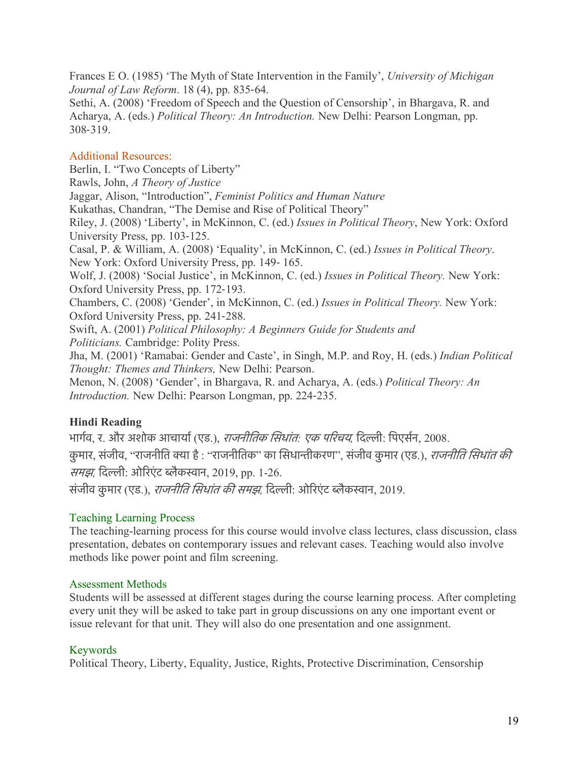Frances E O. (1985) 'The Myth of State Intervention in the Family', *University of Michigan Journal of Law Reform*. 18 (4), pp. 835-64.

Sethi, A. (2008) 'Freedom of Speech and the Question of Censorship', in Bhargava, R. and Acharya, A. (eds.) *Political Theory: An Introduction.* New Delhi: Pearson Longman, pp. 308-319.

Additional Resources:

Berlin, I. "Two Concepts of Liberty"

Rawls, John, *A Theory of Justice*

Jaggar, Alison, "Introduction", *Feminist Politics and Human Nature*

Kukathas, Chandran, "The Demise and Rise of Political Theory"

Riley, J. (2008) 'Liberty', in McKinnon, C. (ed.) *Issues in Political Theory*, New York: Oxford University Press, pp. 103-125.

Casal, P. & William, A. (2008) 'Equality', in McKinnon, C. (ed.) *Issues in Political Theory*. New York: Oxford University Press, pp. 149- 165.

Wolf, J. (2008) 'Social Justice', in McKinnon, C. (ed.) *Issues in Political Theory.* New York: Oxford University Press, pp. 172-193.

Chambers, C. (2008) 'Gender', in McKinnon, C. (ed.) *Issues in Political Theory.* New York: Oxford University Press, pp. 241-288.

Swift, A. (2001) *Political Philosophy: A Beginners Guide for Students and Politicians.* Cambridge: Polity Press.

Jha, M. (2001) 'Ramabai: Gender and Caste', in Singh, M.P. and Roy, H. (eds.) *Indian Political Thought: Themes and Thinkers,* New Delhi: Pearson.

Menon, N. (2008) 'Gender', in Bhargava, R. and Acharya, A. (eds.) *Political Theory: An Introduction.* New Delhi: Pearson Longman, pp. 224-235.

**Hindi Reading**

भार्गव, र. और अशोक आचार्या (एड.), *राजनीतिक सिधांतः एक परिचय,* दिल्ली: पिएर्सन, 2008.

कुमार, संजीव, "राजनीति क्या है : "राजनीतिक" का सिधान्तीकरण", संजीव कुमार (एड.), *राजनीति सिधांत की समझ,* दिल्ली: ओरिएंट ब्लैकस्वान, 2019, pp. 1-26.

संजीव कुमार (एड.), *राजनीति सिधांत की समझ,* दिल्ली: ओरिएंट ब्लैकस्वान, 2019.

Teaching Learning Process

The teaching-learning process for this course would involve class lectures, class discussion, class presentation, debates on contemporary issues and relevant cases. Teaching would also involve methods like power point and film screening.

Assessment Methods

Students will be assessed at different stages during the course learning process. After completing every unit they will be asked to take part in group discussions on any one important event or issue relevant for that unit. They will also do one presentation and one assignment.

Keywords

Political Theory, Liberty, Equality, Justice, Rights, Protective Discrimination, Censorship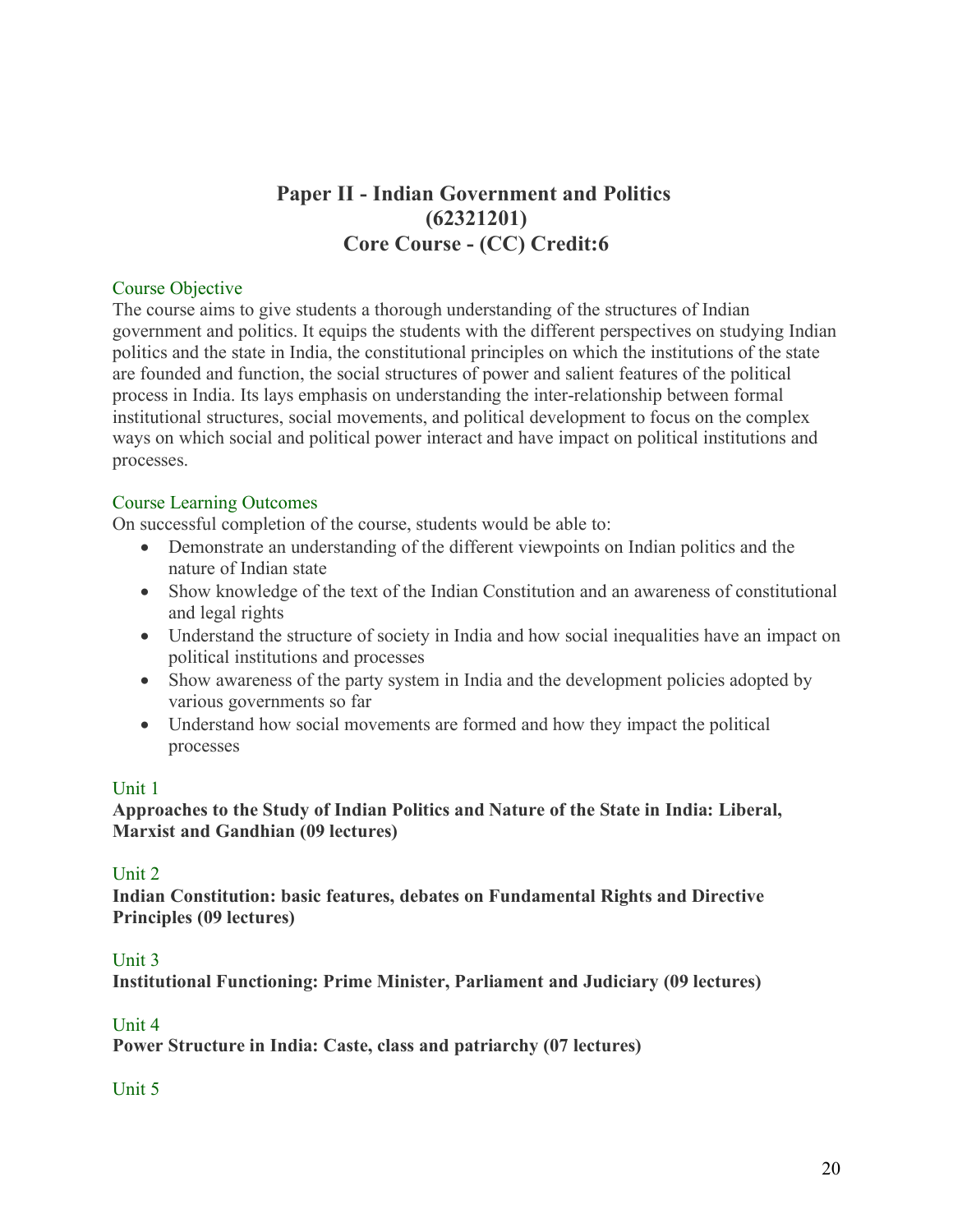# Paper II - Indian Government and Politics (62321201) Core Course - (CC) Credit:6

## Course Objective

The course aims to give students a thorough understanding of the structures of Indian government and politics. It equips the students with the different perspectives on studying Indian politics and the state in India, the constitutional principles on which the institutions of the state are founded and function, the social structures of power and salient features of the political process in India. Its lays emphasis on understanding the inter-relationship between formal institutional structures, social movements, and political development to focus on the complex ways on which social and political power interact and have impact on political institutions and processes.

## Course Learning Outcomes

On successful completion of the course, students would be able to:

- Demonstrate an understanding of the different viewpoints on Indian politics and the nature of Indian state
- Show knowledge of the text of the Indian Constitution and an awareness of constitutional and legal rights
- Understand the structure of society in India and how social inequalities have an impact on political institutions and processes
- Show awareness of the party system in India and the development policies adopted by various governments so far
- Understand how social movements are formed and how they impact the political processes

## Unit 1

**Approaches to the Study of Indian Politics and Nature of the State in India: Liberal, Marxist and Gandhian (09 lectures)**

## Unit 2

**Indian Constitution: basic features, debates on Fundamental Rights and Directive Principles (09 lectures)**

## Unit 3

**Institutional Functioning: Prime Minister, Parliament and Judiciary (09 lectures)**

## Unit 4

**Power Structure in India: Caste, class and patriarchy (07 lectures)**

## Unit 5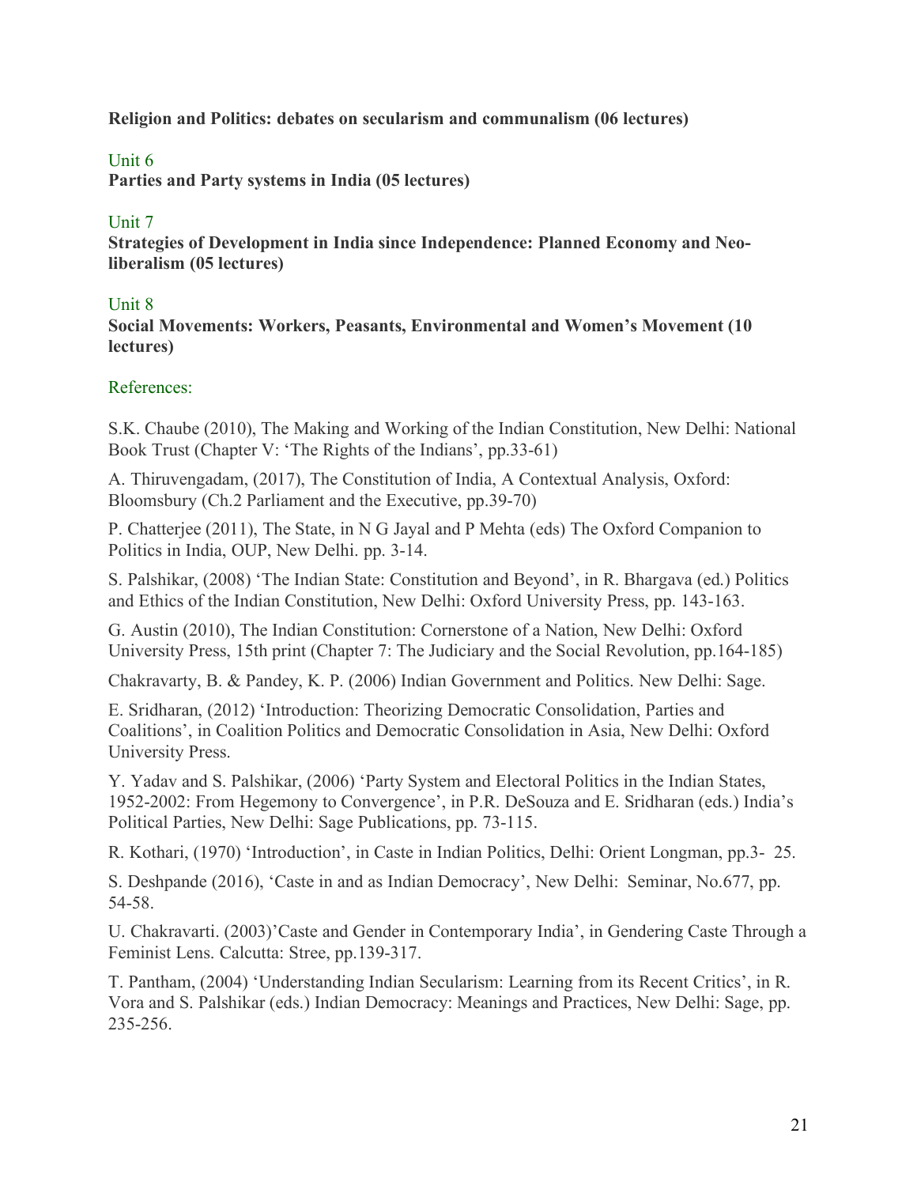**Religion and Politics: debates on secularism and communalism (06 lectures)**

Unit 6

**Parties and Party systems in India (05 lectures)**

Unit 7

**Strategies of Development in India since Independence: Planned Economy and Neo-liberalism (05 lectures)**

Unit 8

**Social Movements: Workers, Peasants, Environmental and Women's Movement (10 lectures)**

References:

S.K. Chaube (2010), The Making and Working of the Indian Constitution, New Delhi: National Book Trust (Chapter V: 'The Rights of the Indians', pp.33-61)

A. Thiruvengadam, (2017), The Constitution of India, A Contextual Analysis, Oxford: Bloomsbury (Ch.2 Parliament and the Executive, pp.39-70)

P. Chatterjee (2011), The State, in N G Jayal and P Mehta (eds) The Oxford Companion to Politics in India, OUP, New Delhi. pp. 3-14.

S. Palshikar, (2008) 'The Indian State: Constitution and Beyond', in R. Bhargava (ed.) Politics and Ethics of the Indian Constitution, New Delhi: Oxford University Press, pp. 143-163.

G. Austin (2010), The Indian Constitution: Cornerstone of a Nation, New Delhi: Oxford University Press, 15th print (Chapter 7: The Judiciary and the Social Revolution, pp.164-185)

Chakravarty, B. & Pandey, K. P. (2006) Indian Government and Politics. New Delhi: Sage.

E. Sridharan, (2012) 'Introduction: Theorizing Democratic Consolidation, Parties and Coalitions', in Coalition Politics and Democratic Consolidation in Asia, New Delhi: Oxford University Press.

Y. Yadav and S. Palshikar, (2006) 'Party System and Electoral Politics in the Indian States, 1952-2002: From Hegemony to Convergence', in P.R. DeSouza and E. Sridharan (eds.) India's Political Parties, New Delhi: Sage Publications, pp. 73-115.

R. Kothari, (1970) 'Introduction', in Caste in Indian Politics, Delhi: Orient Longman, pp.3- 25.

S. Deshpande (2016), 'Caste in and as Indian Democracy', New Delhi: Seminar, No.677, pp. 54-58.

U. Chakravarti. (2003)'Caste and Gender in Contemporary India', in Gendering Caste Through a Feminist Lens. Calcutta: Stree, pp.139-317.

T. Pantham, (2004) 'Understanding Indian Secularism: Learning from its Recent Critics', in R. Vora and S. Palshikar (eds.) Indian Democracy: Meanings and Practices, New Delhi: Sage, pp. 235-256.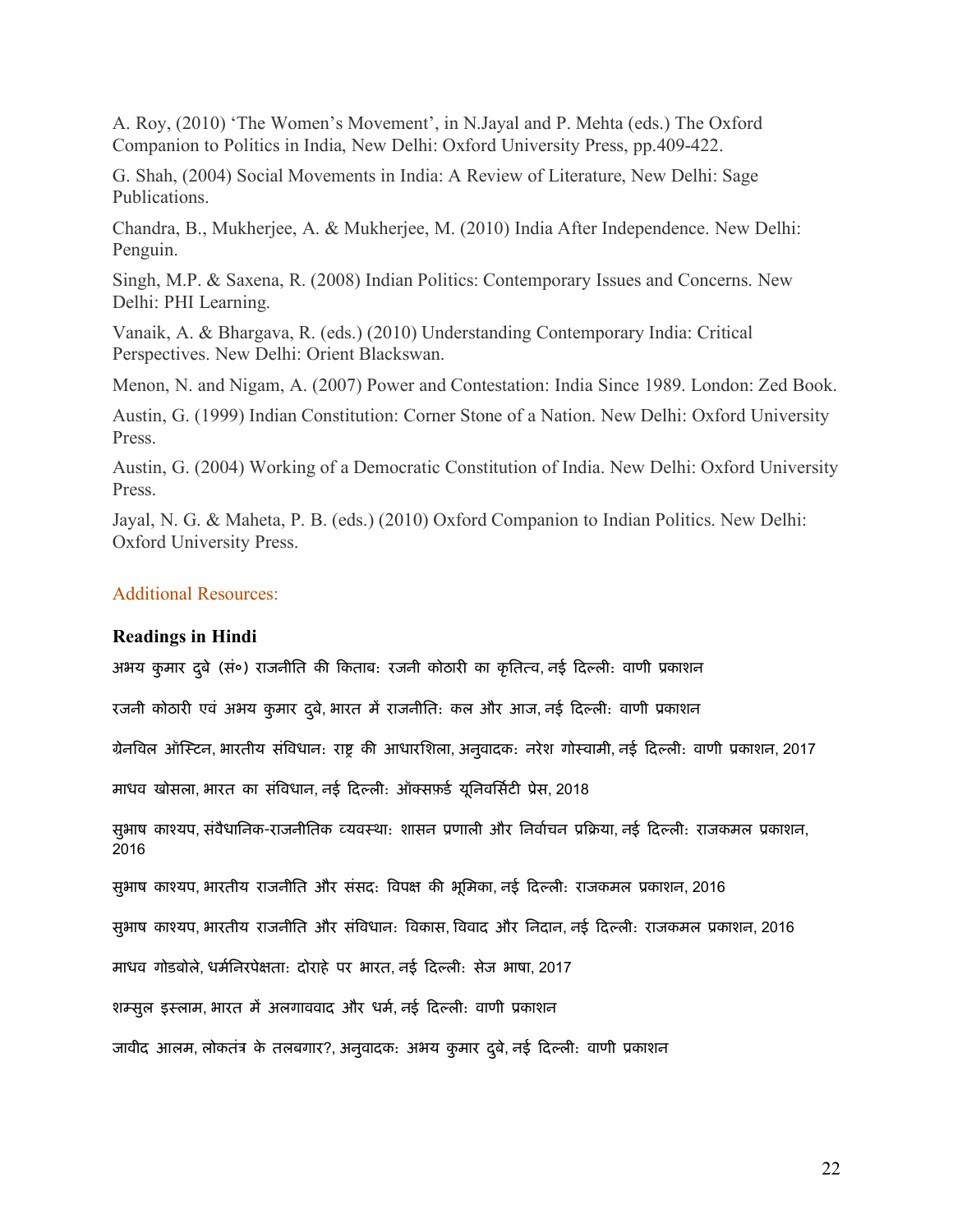A. Roy, (2010) 'The Women's Movement', in N.Jayal and P. Mehta (eds.) The Oxford Companion to Politics in India, New Delhi: Oxford University Press, pp.409-422.

G. Shah, (2004) Social Movements in India: A Review of Literature, New Delhi: Sage Publications.

Chandra, B., Mukherjee, A. & Mukherjee, M. (2010) India After Independence. New Delhi: Penguin.

Singh, M.P. & Saxena, R. (2008) Indian Politics: Contemporary Issues and Concerns. New Delhi: PHI Learning.

Vanaik, A. & Bhargava, R. (eds.) (2010) Understanding Contemporary India: Critical Perspectives. New Delhi: Orient Blackswan.

Menon, N. and Nigam, A. (2007) Power and Contestation: India Since 1989. London: Zed Book.

Austin, G. (1999) Indian Constitution: Corner Stone of a Nation. New Delhi: Oxford University Press.

Austin, G. (2004) Working of a Democratic Constitution of India. New Delhi: Oxford University Press.

Jayal, N. G. & Maheta, P. B. (eds.) (2010) Oxford Companion to Indian Politics. New Delhi: Oxford University Press.

## Additional Resources:

**Readings in Hindi**

अभय कुमार दुबे (सं०) राजनीति की किताब: रजनी कोठारी का कृतित्व, नई दिल्ली: वाणी प्रकाशन

रजनी कोठारी एवं अभय कुमार दुबे, भारत में राजनीति: कल और आज, नई दिल्ली: वाणी प्रकाशन

ग्रेनविल ऑस्टिन, भारतीय संविधान: राष्ट्र की आधारशिला, अनुवादक: नरेश गोस्वामी, नई दिल्ली: वाणी प्रकाशन, 2017

माधव खोसला, भारत का संविधान, नई दिल्ली: ऑक्सफ़र्ड यूनिवर्सिटी प्रेस, 2018

सुभाष काश्यप, संवैधानिक-राजनीतिक व्यवस्था: शासन प्रणाली और निर्वाचन प्रक्रिया, नई दिल्ली: राजकमल प्रकाशन, 2016

सुभाष काश्यप, भारतीय राजनीति और संसद: विपक्ष की भूमिका, नई दिल्ली: राजकमल प्रकाशन, 2016

सुभाष काश्यप, भारतीय राजनीति और संविधान: विकास, विवाद और निदान, नई दिल्ली: राजकमल प्रकाशन, 2016

माधव गोडबोले, धर्मनिरपेक्षता: दोराहे पर भारत, नई दिल्ली: सेज भाषा, 2017

शम्सुल इस्लाम, भारत में अलगाववाद और धर्म, नई दिल्ली: वाणी प्रकाशन

जावीद आलम, लोकतंत्र के तलबगार?, अनुवादक: अभय कुमार दुबे, नई दिल्ली: वाणी प्रकाशन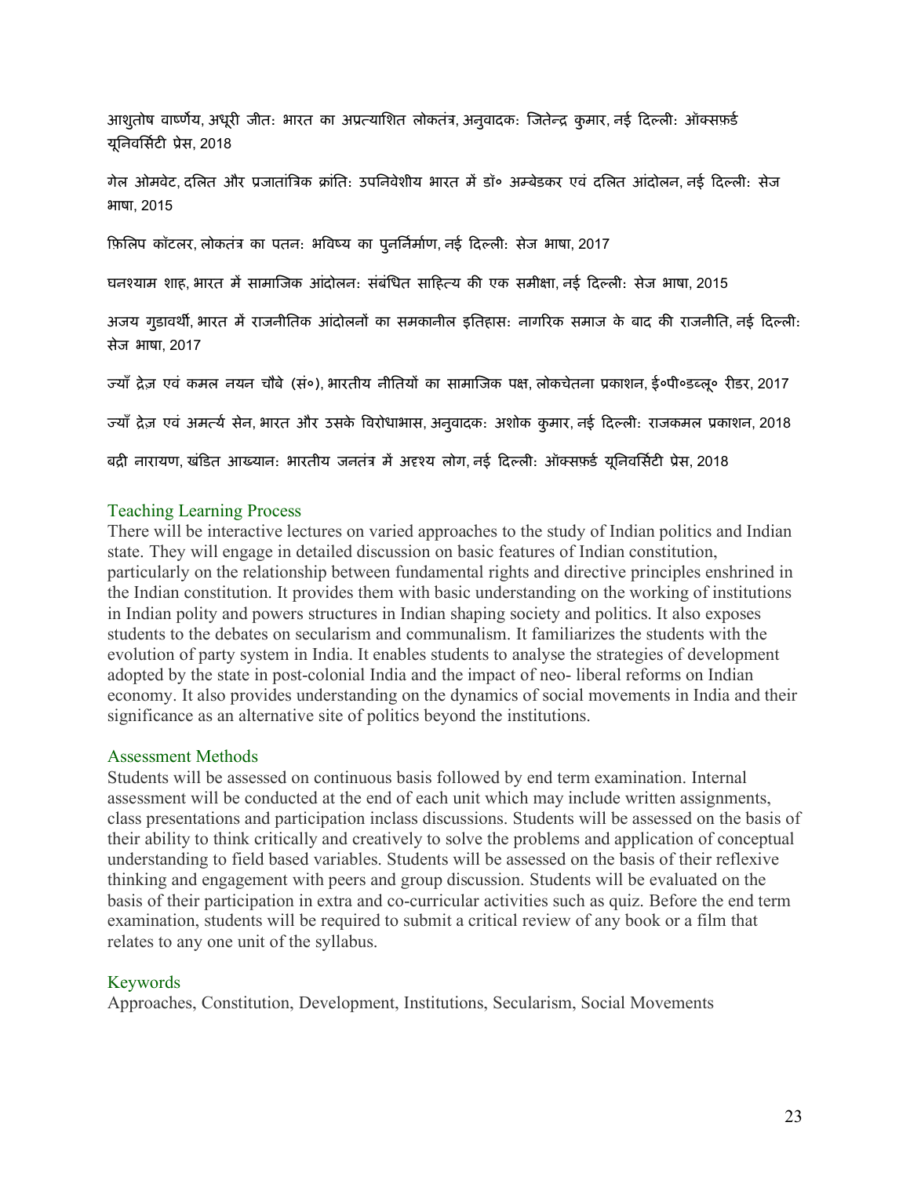आशुतोष वार्ष्णेय, अधूरी जीतः भारत का अप्रत्याशित लोकतंत्र, अनुवादकः जितेन्द्र कुमार, नई दिल्लीः ऑक्सफ़र्ड यूनिवर्सिटी प्रेस, 2018

गेल ओमवेट, दलित और प्रजातांत्रिक क्रांतिः उपनिवेशीय भारत में डॉ० अम्बेडकर एवं दलित आंदोलन, नई दिल्लीः सेज भाषा, 2015

फ़िलिप कॉटलर, लोकतंत्र का पतनः भविष्य का पुनर्निर्माण, नई दिल्लीः सेज भाषा, 2017

घनश्याम शाह, भारत में सामाजिक आंदोलनः संबंधित साहित्य की एक समीक्षा, नई दिल्लीः सेज भाषा, 2015

अजय गुडावर्थी, भारत में राजनीतिक आंदोलनों का समकालीन इतिहासः नागरिक समाज के बाद की राजनीति, नई दिल्लीः सेज भाषा, 2017

ज्याँ द्रेज़ एवं कमल नयन चौबे (सं०), भारतीय नीतियों का सामाजिक पक्ष, लोकचेतना प्रकाशन, ई०पी०डब्लू० रीडर, 2017

ज्याँ द्रेज़ एवं अमर्त्य सेन, भारत और उसके विरोधाभास, अनुवादकः अशोक कुमार, नई दिल्लीः राजकमल प्रकाशन, 2018

बद्री नारायण, खंडित आख्यानः भारतीय जनतंत्र में अदृश्य लोग, नई दिल्लीः ऑक्सफ़र्ड यूनिवर्सिटी प्रेस, 2018

## Teaching Learning Process

There will be interactive lectures on varied approaches to the study of Indian politics and Indian state. They will engage in detailed discussion on basic features of Indian constitution, particularly on the relationship between fundamental rights and directive principles enshrined in the Indian constitution. It provides them with basic understanding on the working of institutions in Indian polity and powers structures in Indian shaping society and politics. It also exposes students to the debates on secularism and communalism. It familiarizes the students with the evolution of party system in India. It enables students to analyse the strategies of development adopted by the state in post-colonial India and the impact of neo- liberal reforms on Indian economy. It also provides understanding on the dynamics of social movements in India and their significance as an alternative site of politics beyond the institutions.

## Assessment Methods

Students will be assessed on continuous basis followed by end term examination. Internal assessment will be conducted at the end of each unit which may include written assignments, class presentations and participation inclass discussions. Students will be assessed on the basis of their ability to think critically and creatively to solve the problems and application of conceptual understanding to field based variables. Students will be assessed on the basis of their reflexive thinking and engagement with peers and group discussion. Students will be evaluated on the basis of their participation in extra and co-curricular activities such as quiz. Before the end term examination, students will be required to submit a critical review of any book or a film that relates to any one unit of the syllabus.

## Keywords

Approaches, Constitution, Development, Institutions, Secularism, Social Movements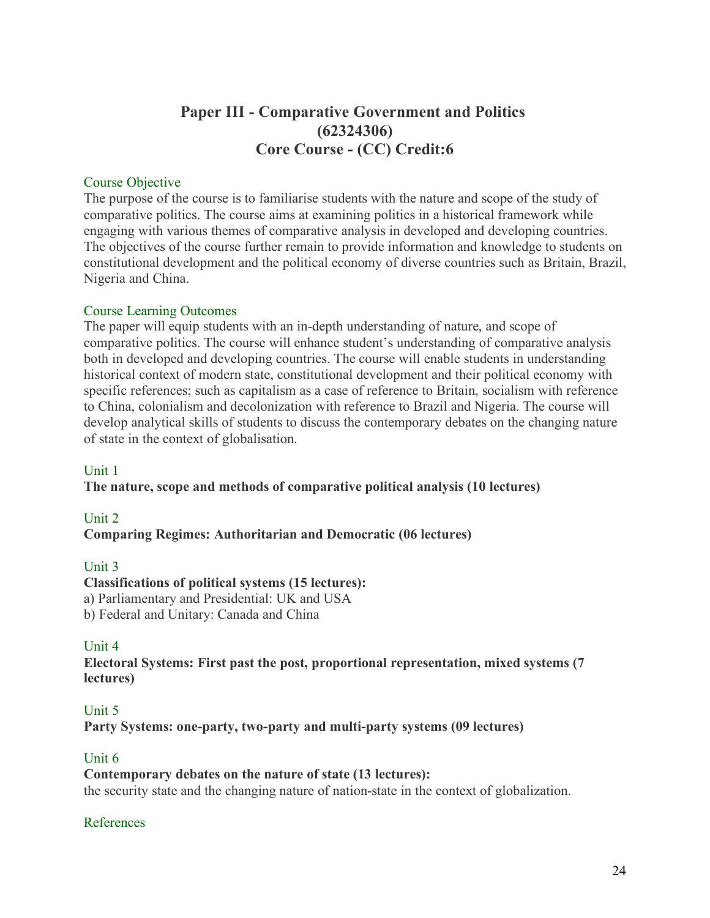## Paper III - Comparative Government and Politics (62324306)
## Core Course - (CC) Credit:6

### Course Objective

The purpose of the course is to familiarise students with the nature and scope of the study of comparative politics. The course aims at examining politics in a historical framework while engaging with various themes of comparative analysis in developed and developing countries. The objectives of the course further remain to provide information and knowledge to students on constitutional development and the political economy of diverse countries such as Britain, Brazil, Nigeria and China.

### Course Learning Outcomes

The paper will equip students with an in-depth understanding of nature, and scope of comparative politics. The course will enhance student's understanding of comparative analysis both in developed and developing countries. The course will enable students in understanding historical context of modern state, constitutional development and their political economy with specific references; such as capitalism as a case of reference to Britain, socialism with reference to China, colonialism and decolonization with reference to Brazil and Nigeria. The course will develop analytical skills of students to discuss the contemporary debates on the changing nature of state in the context of globalisation.

### Unit 1

**The nature, scope and methods of comparative political analysis (10 lectures)**

### Unit 2

**Comparing Regimes: Authoritarian and Democratic (06 lectures)**

### Unit 3

**Classifications of political systems (15 lectures):**

a) Parliamentary and Presidential: UK and USA
b) Federal and Unitary: Canada and China

### Unit 4

**Electoral Systems: First past the post, proportional representation, mixed systems (7 lectures)**

### Unit 5

**Party Systems: one-party, two-party and multi-party systems (09 lectures)**

### Unit 6

**Contemporary debates on the nature of state (13 lectures):**

the security state and the changing nature of nation-state in the context of globalization.

### References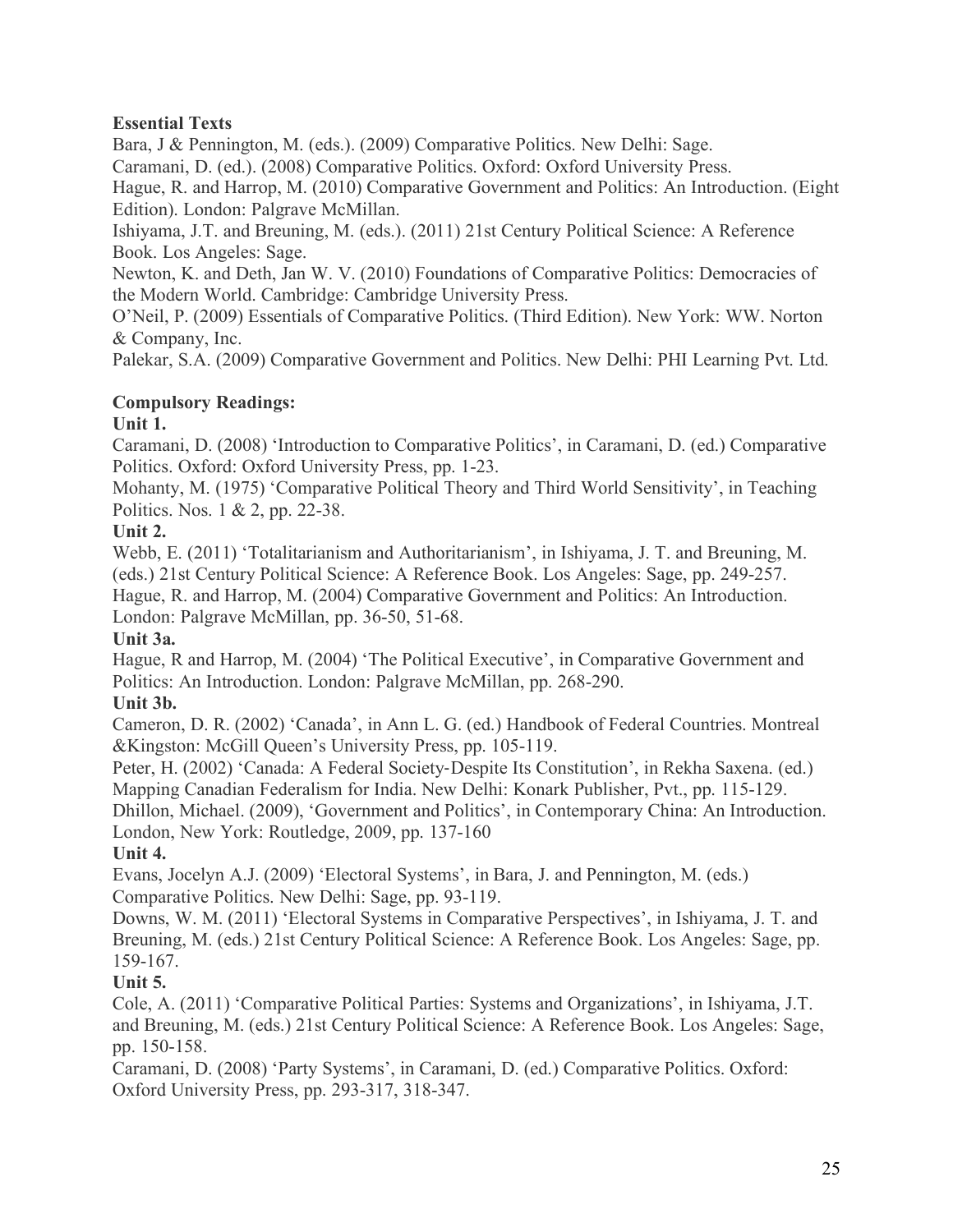**Essential Texts**

Bara, J & Pennington, M. (eds.). (2009) Comparative Politics. New Delhi: Sage.
Caramani, D. (ed.). (2008) Comparative Politics. Oxford: Oxford University Press.
Hague, R. and Harrop, M. (2010) Comparative Government and Politics: An Introduction. (Eight Edition). London: Palgrave McMillan.
Ishiyama, J.T. and Breuning, M. (eds.). (2011) 21st Century Political Science: A Reference Book. Los Angeles: Sage.
Newton, K. and Deth, Jan W. V. (2010) Foundations of Comparative Politics: Democracies of the Modern World. Cambridge: Cambridge University Press.
O'Neil, P. (2009) Essentials of Comparative Politics. (Third Edition). New York: WW. Norton & Company, Inc.
Palekar, S.A. (2009) Comparative Government and Politics. New Delhi: PHI Learning Pvt. Ltd.

**Compulsory Readings:**

**Unit 1.**

Caramani, D. (2008) 'Introduction to Comparative Politics', in Caramani, D. (ed.) Comparative Politics. Oxford: Oxford University Press, pp. 1-23.
Mohanty, M. (1975) 'Comparative Political Theory and Third World Sensitivity', in Teaching Politics. Nos. 1 & 2, pp. 22-38.

**Unit 2.**

Webb, E. (2011) 'Totalitarianism and Authoritarianism', in Ishiyama, J. T. and Breuning, M. (eds.) 21st Century Political Science: A Reference Book. Los Angeles: Sage, pp. 249-257.
Hague, R. and Harrop, M. (2004) Comparative Government and Politics: An Introduction. London: Palgrave McMillan, pp. 36-50, 51-68.

**Unit 3a.**

Hague, R and Harrop, M. (2004) 'The Political Executive', in Comparative Government and Politics: An Introduction. London: Palgrave McMillan, pp. 268-290.

**Unit 3b.**

Cameron, D. R. (2002) 'Canada', in Ann L. G. (ed.) Handbook of Federal Countries. Montreal &Kingston: McGill Queen's University Press, pp. 105-119.
Peter, H. (2002) 'Canada: A Federal Society-Despite Its Constitution', in Rekha Saxena. (ed.) Mapping Canadian Federalism for India. New Delhi: Konark Publisher, Pvt., pp. 115-129.
Dhillon, Michael. (2009), 'Government and Politics', in Contemporary China: An Introduction. London, New York: Routledge, 2009, pp. 137-160

**Unit 4.**

Evans, Jocelyn A.J. (2009) 'Electoral Systems', in Bara, J. and Pennington, M. (eds.) Comparative Politics. New Delhi: Sage, pp. 93-119.
Downs, W. M. (2011) 'Electoral Systems in Comparative Perspectives', in Ishiyama, J. T. and Breuning, M. (eds.) 21st Century Political Science: A Reference Book. Los Angeles: Sage, pp. 159-167.

**Unit 5.**

Cole, A. (2011) 'Comparative Political Parties: Systems and Organizations', in Ishiyama, J.T. and Breuning, M. (eds.) 21st Century Political Science: A Reference Book. Los Angeles: Sage, pp. 150-158.
Caramani, D. (2008) 'Party Systems', in Caramani, D. (ed.) Comparative Politics. Oxford: Oxford University Press, pp. 293-317, 318-347.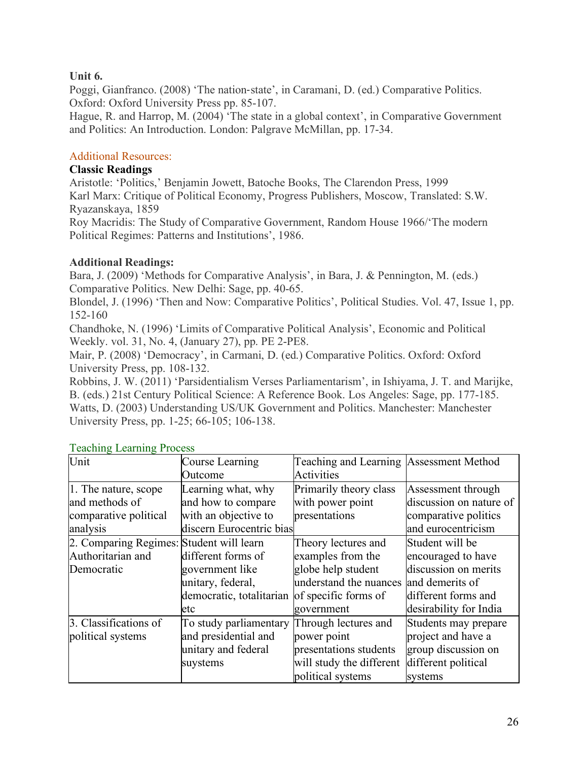**Unit 6.**

Poggi, Gianfranco. (2008) 'The nation-state', in Caramani, D. (ed.) Comparative Politics. Oxford: Oxford University Press pp. 85-107.

Hague, R. and Harrop, M. (2004) 'The state in a global context', in Comparative Government and Politics: An Introduction. London: Palgrave McMillan, pp. 17-34.

Additional Resources:

**Classic Readings**

Aristotle: 'Politics,' Benjamin Jowett, Batoche Books, The Clarendon Press, 1999

Karl Marx: Critique of Political Economy, Progress Publishers, Moscow, Translated: S.W. Ryazanskaya, 1859

Roy Macridis: The Study of Comparative Government, Random House 1966/'The modern Political Regimes: Patterns and Institutions', 1986.

**Additional Readings:**

Bara, J. (2009) 'Methods for Comparative Analysis', in Bara, J. & Pennington, M. (eds.) Comparative Politics. New Delhi: Sage, pp. 40-65.

Blondel, J. (1996) 'Then and Now: Comparative Politics', Political Studies. Vol. 47, Issue 1, pp. 152-160

Chandhoke, N. (1996) 'Limits of Comparative Political Analysis', Economic and Political Weekly. vol. 31, No. 4, (January 27), pp. PE 2-PE8.

Mair, P. (2008) 'Democracy', in Carmani, D. (ed.) Comparative Politics. Oxford: Oxford University Press, pp. 108-132.

Robbins, J. W. (2011) 'Parsidentialism Verses Parliamentarism', in Ishiyama, J. T. and Marijke, B. (eds.) 21st Century Political Science: A Reference Book. Los Angeles: Sage, pp. 177-185.

Watts, D. (2003) Understanding US/UK Government and Politics. Manchester: Manchester University Press, pp. 1-25; 66-105; 106-138.

Teaching Learning Process

| Unit | Course Learning Outcome | Teaching and Learning Activities | Assessment Method |
|---|---|---|---|
| 1. The nature, scope and methods of comparative political analysis | Learning what, why and how to compare with an objective to discern Eurocentric bias | Primarily theory class with power point presentations | Assessment through discussion on nature of comparative politics and eurocentricism |
| 2. Comparing Regimes: Authoritarian and Democratic | Student will learn different forms of government like unitary, federal, democratic, totalitarian etc | Theory lectures and examples from the globe help student understand the nuances of specific forms of government | Student will be encouraged to have discussion on merits and demerits of different forms and desirability for India |
| 3. Classifications of political systems | To study parliamentary and presidential and unitary and federal suystems | Through lectures and power point presentations students will study the different political systems | Students may prepare project and have a group discussion on different political systems |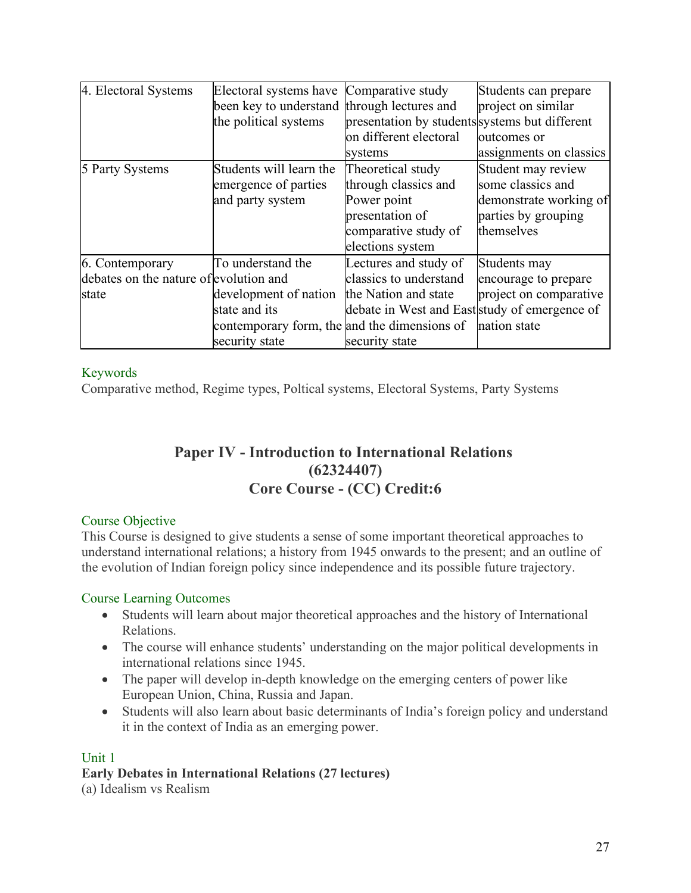| 4. Electoral Systems | Electoral systems have been key to understand the political systems | Comparative study through lectures and presentation by students on different electoral systems | Students can prepare project on similar systems but different outcomes or assignments on classics |
|---|---|---|---|
| 5 Party Systems | Students will learn the emergence of parties and party system | Theoretical study through classics and Power point presentation of comparative study of elections system | Student may review some classics and demonstrate working of parties by grouping themselves |
| 6. Contemporary debates on the nature of state | To understand the evolution and development of nation state and its contemporary form, the security state | Lectures and study of classics to understand the Nation and state debate in West and East and the dimensions of security state | Students may encourage to prepare project on comparative study of emergence of nation state |

Keywords

Comparative method, Regime types, Poltical systems, Electoral Systems, Party Systems

## Paper IV - Introduction to International Relations (62324407) Core Course - (CC) Credit:6

Course Objective

This Course is designed to give students a sense of some important theoretical approaches to understand international relations; a history from 1945 onwards to the present; and an outline of the evolution of Indian foreign policy since independence and its possible future trajectory.

Course Learning Outcomes

- Students will learn about major theoretical approaches and the history of International Relations.
- The course will enhance students' understanding on the major political developments in international relations since 1945.
- The paper will develop in-depth knowledge on the emerging centers of power like European Union, China, Russia and Japan.
- Students will also learn about basic determinants of India's foreign policy and understand it in the context of India as an emerging power.

Unit 1

**Early Debates in International Relations (27 lectures)**

(a) Idealism vs Realism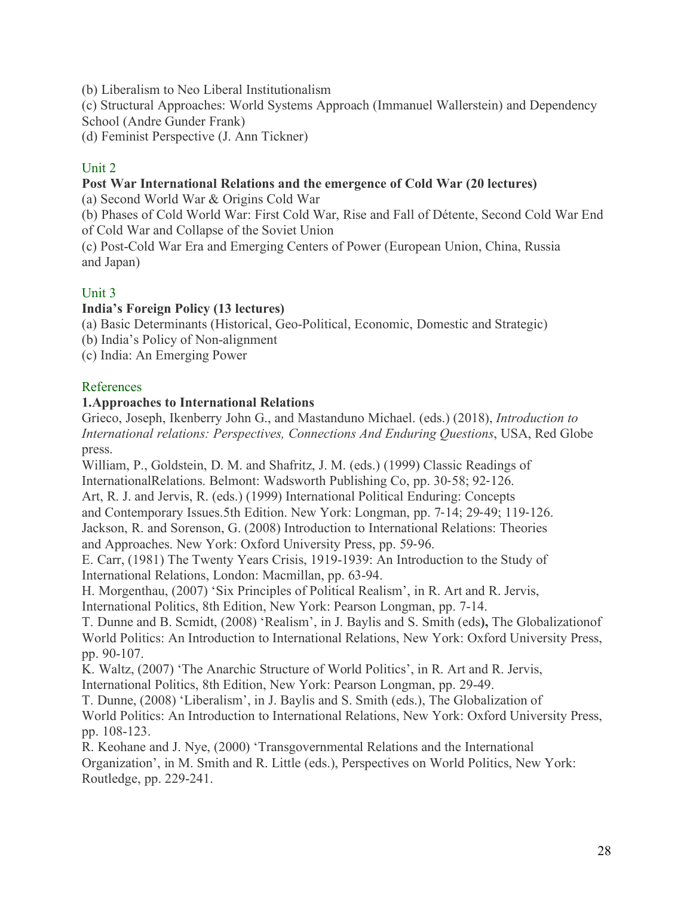(b) Liberalism to Neo Liberal Institutionalism
(c) Structural Approaches: World Systems Approach (Immanuel Wallerstein) and Dependency School (Andre Gunder Frank)
(d) Feminist Perspective (J. Ann Tickner)

## Unit 2

**Post War International Relations and the emergence of Cold War (20 lectures)**

(a) Second World War & Origins Cold War
(b) Phases of Cold World War: First Cold War, Rise and Fall of Détente, Second Cold War End of Cold War and Collapse of the Soviet Union
(c) Post-Cold War Era and Emerging Centers of Power (European Union, China, Russia and Japan)

## Unit 3

**India's Foreign Policy (13 lectures)**

(a) Basic Determinants (Historical, Geo-Political, Economic, Domestic and Strategic)
(b) India's Policy of Non-alignment
(c) India: An Emerging Power

## References

**1.Approaches to International Relations**

Grieco, Joseph, Ikenberry John G., and Mastanduno Michael. (eds.) (2018), *Introduction to International relations: Perspectives, Connections And Enduring Questions*, USA, Red Globe press.

William, P., Goldstein, D. M. and Shafritz, J. M. (eds.) (1999) Classic Readings of InternationalRelations. Belmont: Wadsworth Publishing Co, pp. 30-58; 92-126.

Art, R. J. and Jervis, R. (eds.) (1999) International Political Enduring: Concepts and Contemporary Issues.5th Edition. New York: Longman, pp. 7-14; 29-49; 119-126.

Jackson, R. and Sorenson, G. (2008) Introduction to International Relations: Theories and Approaches. New York: Oxford University Press, pp. 59-96.

E. Carr, (1981) The Twenty Years Crisis, 1919-1939: An Introduction to the Study of International Relations, London: Macmillan, pp. 63-94.

H. Morgenthau, (2007) 'Six Principles of Political Realism', in R. Art and R. Jervis, International Politics, 8th Edition, New York: Pearson Longman, pp. 7-14.

T. Dunne and B. Scmidt, (2008) 'Realism', in J. Baylis and S. Smith (eds**),** The Globalizationof World Politics: An Introduction to International Relations, New York: Oxford University Press, pp. 90-107.

K. Waltz, (2007) 'The Anarchic Structure of World Politics', in R. Art and R. Jervis, International Politics, 8th Edition, New York: Pearson Longman, pp. 29-49.

T. Dunne, (2008) 'Liberalism', in J. Baylis and S. Smith (eds.), The Globalization of World Politics: An Introduction to International Relations, New York: Oxford University Press, pp. 108-123.

R. Keohane and J. Nye, (2000) 'Transgovernmental Relations and the International Organization', in M. Smith and R. Little (eds.), Perspectives on World Politics, New York: Routledge, pp. 229-241.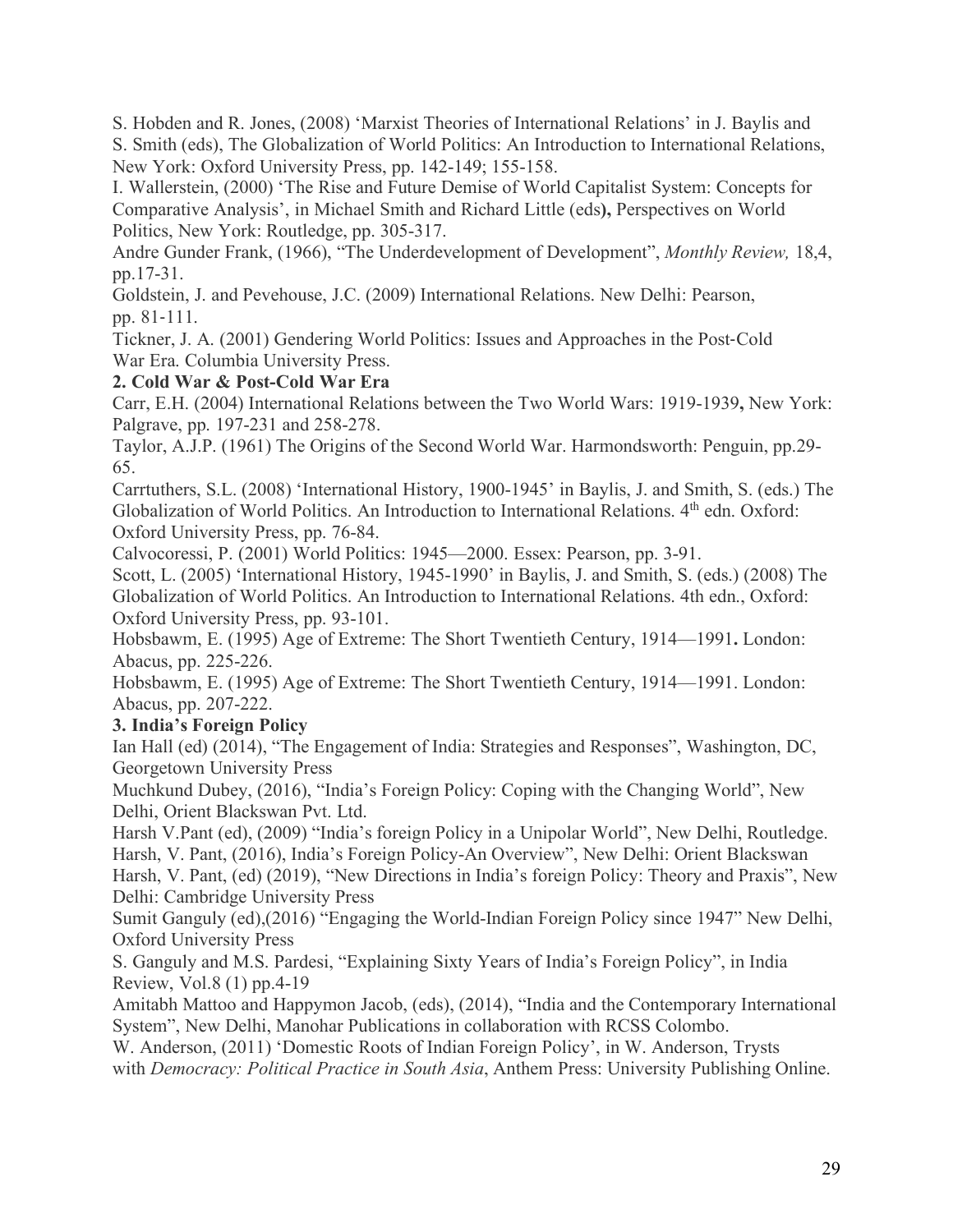S. Hobden and R. Jones, (2008) 'Marxist Theories of International Relations' in J. Baylis and S. Smith (eds), The Globalization of World Politics: An Introduction to International Relations, New York: Oxford University Press, pp. 142-149; 155-158.

I. Wallerstein, (2000) 'The Rise and Future Demise of World Capitalist System: Concepts for Comparative Analysis', in Michael Smith and Richard Little (eds**),** Perspectives on World Politics, New York: Routledge, pp. 305-317.

Andre Gunder Frank, (1966), "The Underdevelopment of Development", *Monthly Review,* 18,4, pp.17-31.

Goldstein, J. and Pevehouse, J.C. (2009) International Relations. New Delhi: Pearson, pp. 81-111.

Tickner, J. A. (2001) Gendering World Politics: Issues and Approaches in the Post-Cold War Era. Columbia University Press.

**2. Cold War & Post-Cold War Era**

Carr, E.H. (2004) International Relations between the Two World Wars: 1919-1939**,** New York: Palgrave, pp. 197-231 and 258-278.

Taylor, A.J.P. (1961) The Origins of the Second World War. Harmondsworth: Penguin, pp.29-65.

Carrtuthers, S.L. (2008) 'International History, 1900-1945' in Baylis, J. and Smith, S. (eds.) The Globalization of World Politics. An Introduction to International Relations. 4th edn. Oxford: Oxford University Press, pp. 76-84.

Calvocoressi, P. (2001) World Politics: 1945—2000. Essex: Pearson, pp. 3-91.

Scott, L. (2005) 'International History, 1945-1990' in Baylis, J. and Smith, S. (eds.) (2008) The Globalization of World Politics. An Introduction to International Relations. 4th edn., Oxford: Oxford University Press, pp. 93-101.

Hobsbawm, E. (1995) Age of Extreme: The Short Twentieth Century, 1914—1991**.** London: Abacus, pp. 225-226.

Hobsbawm, E. (1995) Age of Extreme: The Short Twentieth Century, 1914—1991. London: Abacus, pp. 207-222.

**3. India's Foreign Policy**

Ian Hall (ed) (2014), "The Engagement of India: Strategies and Responses", Washington, DC, Georgetown University Press

Muchkund Dubey, (2016), "India's Foreign Policy: Coping with the Changing World", New Delhi, Orient Blackswan Pvt. Ltd.

Harsh V.Pant (ed), (2009) "India's foreign Policy in a Unipolar World", New Delhi, Routledge.

Harsh, V. Pant, (2016), India's Foreign Policy-An Overview", New Delhi: Orient Blackswan

Harsh, V. Pant, (ed) (2019), "New Directions in India's foreign Policy: Theory and Praxis", New Delhi: Cambridge University Press

Sumit Ganguly (ed),(2016) "Engaging the World-Indian Foreign Policy since 1947" New Delhi, Oxford University Press

S. Ganguly and M.S. Pardesi, "Explaining Sixty Years of India's Foreign Policy", in India Review, Vol.8 (1) pp.4-19

Amitabh Mattoo and Happymon Jacob, (eds), (2014), "India and the Contemporary International System", New Delhi, Manohar Publications in collaboration with RCSS Colombo.

W. Anderson, (2011) 'Domestic Roots of Indian Foreign Policy', in W. Anderson, Trysts with *Democracy: Political Practice in South Asia*, Anthem Press: University Publishing Online.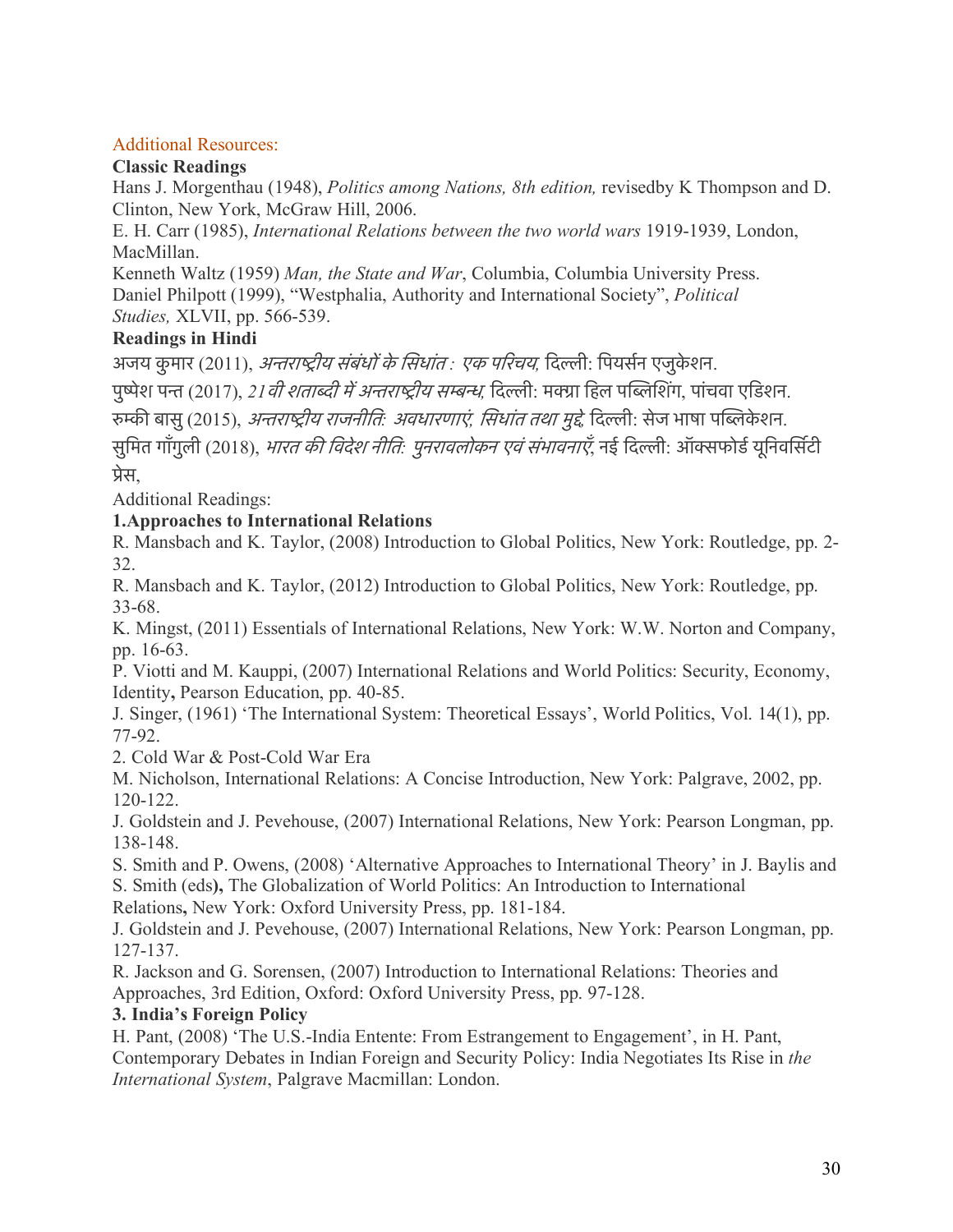Additional Resources:

**Classic Readings**

Hans J. Morgenthau (1948), *Politics among Nations, 8th edition,* revisedby K Thompson and D. Clinton, New York, McGraw Hill, 2006.

E. H. Carr (1985), *International Relations between the two world wars* 1919-1939, London, MacMillan.

Kenneth Waltz (1959) *Man, the State and War*, Columbia, Columbia University Press.

Daniel Philpott (1999), "Westphalia, Authority and International Society", *Political Studies,* XLVII, pp. 566-539.

**Readings in Hindi**

अजय कुमार (2011), *अन्तराष्ट्रीय संबंधों के सिधांत : एक परिचय,* दिल्ली: पियर्सन एजुकेशन.

पुष्पेश पन्त (2017), *21वी शताब्दी में अन्तराष्ट्रीय सम्बन्ध,* दिल्ली: मक्ग्रा हिल पब्लिशिंग, पांचवा एडिशन.

रुम्की बासु (2015), *अन्तराष्ट्रीय राजनीतिः अवधारणाएं, सिधांत तथा मुद्दे,* दिल्ली: सेज भाषा पब्लिकेशन.

सुमित गाँगुली (2018), *भारत की विदेश नीतिः पुनरावलोकन एवं संभावनाएँ,* नई दिल्ली: ऑक्सफोर्ड यूनिवर्सिटी प्रेस,

Additional Readings:

**1.Approaches to International Relations**

R. Mansbach and K. Taylor, (2008) Introduction to Global Politics, New York: Routledge, pp. 2-32.

R. Mansbach and K. Taylor, (2012) Introduction to Global Politics, New York: Routledge, pp. 33-68.

K. Mingst, (2011) Essentials of International Relations, New York: W.W. Norton and Company, pp. 16-63.

P. Viotti and M. Kauppi, (2007) International Relations and World Politics: Security, Economy, Identity**,** Pearson Education, pp. 40-85.

J. Singer, (1961) 'The International System: Theoretical Essays', World Politics, Vol. 14(1), pp. 77-92.

2. Cold War & Post-Cold War Era

M. Nicholson, International Relations: A Concise Introduction, New York: Palgrave, 2002, pp. 120-122.

J. Goldstein and J. Pevehouse, (2007) International Relations, New York: Pearson Longman, pp. 138-148.

S. Smith and P. Owens, (2008) 'Alternative Approaches to International Theory' in J. Baylis and S. Smith (eds**),** The Globalization of World Politics: An Introduction to International Relations**,** New York: Oxford University Press, pp. 181-184.

J. Goldstein and J. Pevehouse, (2007) International Relations, New York: Pearson Longman, pp. 127-137.

R. Jackson and G. Sorensen, (2007) Introduction to International Relations: Theories and Approaches, 3rd Edition, Oxford: Oxford University Press, pp. 97-128.

**3. India's Foreign Policy**

H. Pant, (2008) 'The U.S.-India Entente: From Estrangement to Engagement', in H. Pant, Contemporary Debates in Indian Foreign and Security Policy: India Negotiates Its Rise in *the International System*, Palgrave Macmillan: London.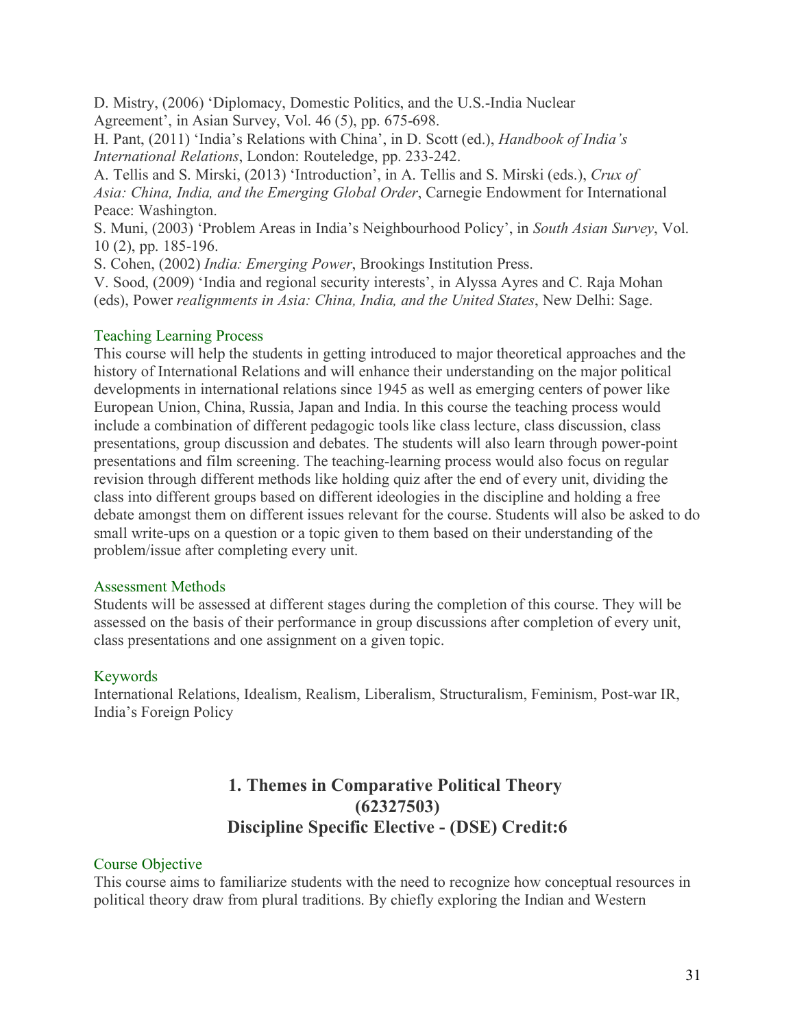D. Mistry, (2006) 'Diplomacy, Domestic Politics, and the U.S.-India Nuclear Agreement', in Asian Survey, Vol. 46 (5), pp. 675-698.

H. Pant, (2011) 'India's Relations with China', in D. Scott (ed.), *Handbook of India's International Relations*, London: Routeledge, pp. 233-242.

A. Tellis and S. Mirski, (2013) 'Introduction', in A. Tellis and S. Mirski (eds.), *Crux of Asia: China, India, and the Emerging Global Order*, Carnegie Endowment for International Peace: Washington.

S. Muni, (2003) 'Problem Areas in India's Neighbourhood Policy', in *South Asian Survey*, Vol. 10 (2), pp. 185-196.

S. Cohen, (2002) *India: Emerging Power*, Brookings Institution Press.

V. Sood, (2009) 'India and regional security interests', in Alyssa Ayres and C. Raja Mohan (eds), Power *realignments in Asia: China, India, and the United States*, New Delhi: Sage.

### Teaching Learning Process

This course will help the students in getting introduced to major theoretical approaches and the history of International Relations and will enhance their understanding on the major political developments in international relations since 1945 as well as emerging centers of power like European Union, China, Russia, Japan and India. In this course the teaching process would include a combination of different pedagogic tools like class lecture, class discussion, class presentations, group discussion and debates. The students will also learn through power-point presentations and film screening. The teaching-learning process would also focus on regular revision through different methods like holding quiz after the end of every unit, dividing the class into different groups based on different ideologies in the discipline and holding a free debate amongst them on different issues relevant for the course. Students will also be asked to do small write-ups on a question or a topic given to them based on their understanding of the problem/issue after completing every unit.

### Assessment Methods

Students will be assessed at different stages during the completion of this course. They will be assessed on the basis of their performance in group discussions after completion of every unit, class presentations and one assignment on a given topic.

### Keywords

International Relations, Idealism, Realism, Liberalism, Structuralism, Feminism, Post-war IR, India's Foreign Policy

## 1. Themes in Comparative Political Theory (62327503) Discipline Specific Elective - (DSE) Credit:6

### Course Objective

This course aims to familiarize students with the need to recognize how conceptual resources in political theory draw from plural traditions. By chiefly exploring the Indian and Western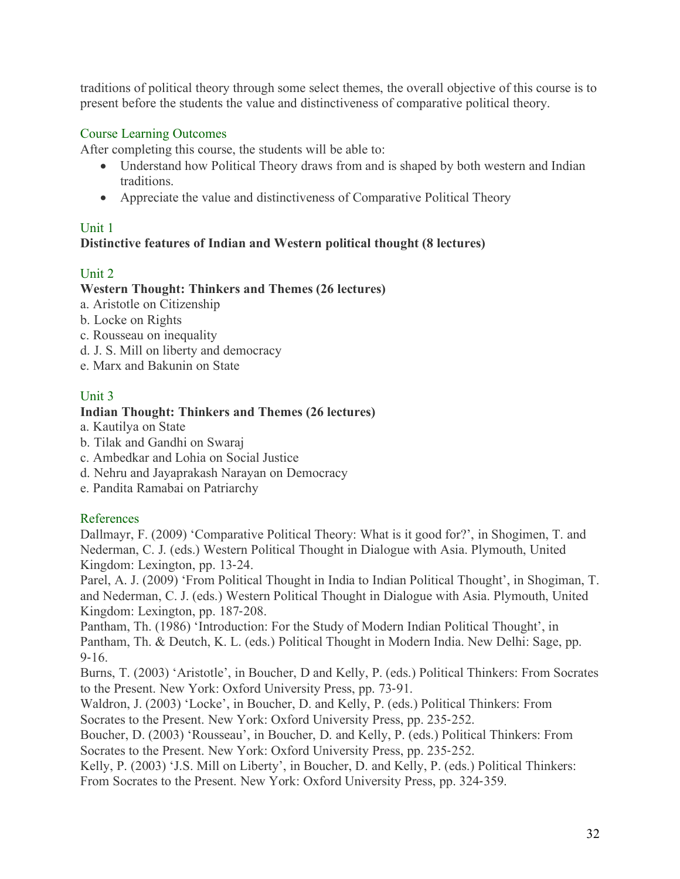traditions of political theory through some select themes, the overall objective of this course is to present before the students the value and distinctiveness of comparative political theory.

## Course Learning Outcomes

After completing this course, the students will be able to:

- Understand how Political Theory draws from and is shaped by both western and Indian traditions.
- Appreciate the value and distinctiveness of Comparative Political Theory

## Unit 1

**Distinctive features of Indian and Western political thought (8 lectures)**

## Unit 2

**Western Thought: Thinkers and Themes (26 lectures)**

a. Aristotle on Citizenship
b. Locke on Rights
c. Rousseau on inequality
d. J. S. Mill on liberty and democracy
e. Marx and Bakunin on State

## Unit 3

**Indian Thought: Thinkers and Themes (26 lectures)**

a. Kautilya on State
b. Tilak and Gandhi on Swaraj
c. Ambedkar and Lohia on Social Justice
d. Nehru and Jayaprakash Narayan on Democracy
e. Pandita Ramabai on Patriarchy

## References

Dallmayr, F. (2009) 'Comparative Political Theory: What is it good for?', in Shogimen, T. and Nederman, C. J. (eds.) Western Political Thought in Dialogue with Asia. Plymouth, United Kingdom: Lexington, pp. 13-24.

Parel, A. J. (2009) 'From Political Thought in India to Indian Political Thought', in Shogiman, T. and Nederman, C. J. (eds.) Western Political Thought in Dialogue with Asia. Plymouth, United Kingdom: Lexington, pp. 187-208.

Pantham, Th. (1986) 'Introduction: For the Study of Modern Indian Political Thought', in Pantham, Th. & Deutch, K. L. (eds.) Political Thought in Modern India. New Delhi: Sage, pp. 9-16.

Burns, T. (2003) 'Aristotle', in Boucher, D and Kelly, P. (eds.) Political Thinkers: From Socrates to the Present. New York: Oxford University Press, pp. 73-91.

Waldron, J. (2003) 'Locke', in Boucher, D. and Kelly, P. (eds.) Political Thinkers: From Socrates to the Present. New York: Oxford University Press, pp. 235-252.

Boucher, D. (2003) 'Rousseau', in Boucher, D. and Kelly, P. (eds.) Political Thinkers: From Socrates to the Present. New York: Oxford University Press, pp. 235-252.

Kelly, P. (2003) 'J.S. Mill on Liberty', in Boucher, D. and Kelly, P. (eds.) Political Thinkers: From Socrates to the Present. New York: Oxford University Press, pp. 324-359.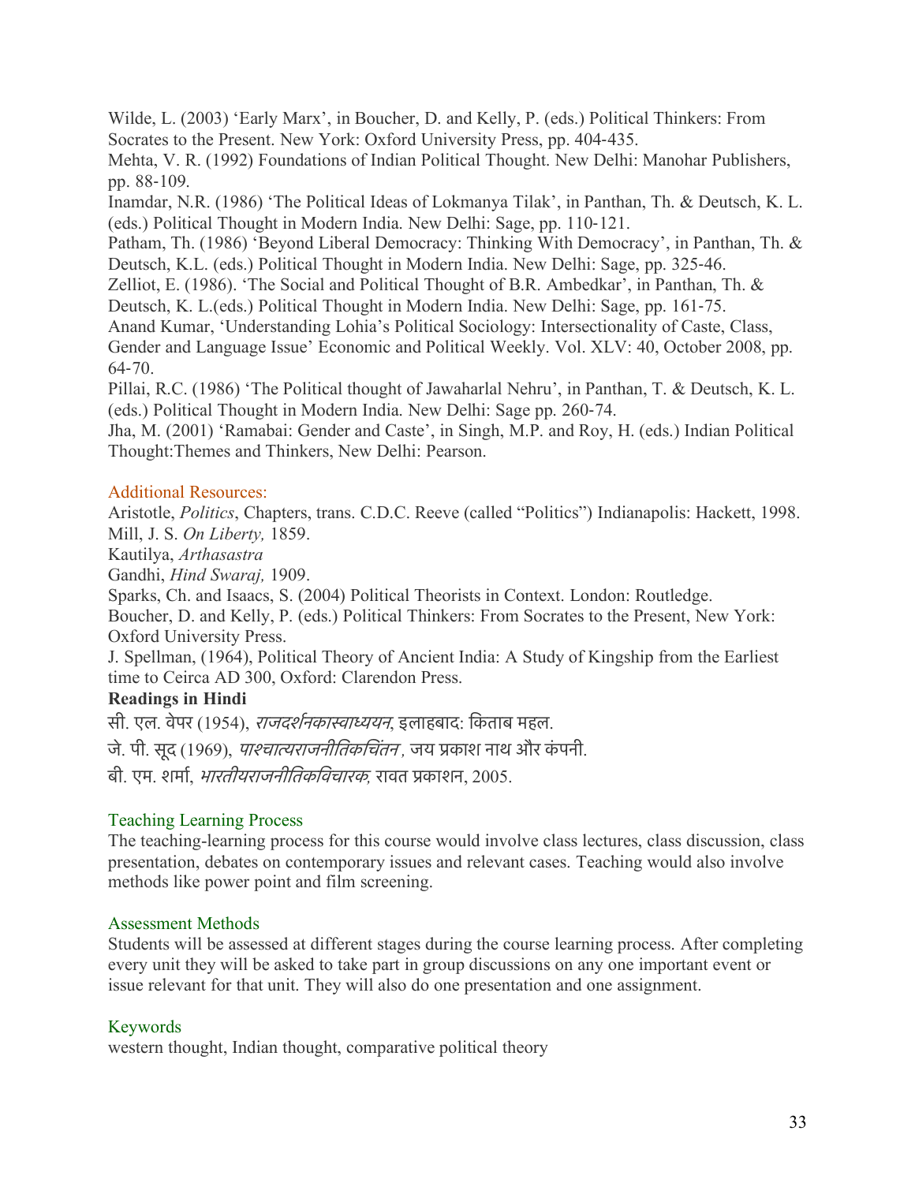Wilde, L. (2003) 'Early Marx', in Boucher, D. and Kelly, P. (eds.) Political Thinkers: From Socrates to the Present. New York: Oxford University Press, pp. 404-435.
Mehta, V. R. (1992) Foundations of Indian Political Thought. New Delhi: Manohar Publishers, pp. 88-109.
Inamdar, N.R. (1986) 'The Political Ideas of Lokmanya Tilak', in Panthan, Th. & Deutsch, K. L. (eds.) Political Thought in Modern India. New Delhi: Sage, pp. 110-121.
Patham, Th. (1986) 'Beyond Liberal Democracy: Thinking With Democracy', in Panthan, Th. & Deutsch, K.L. (eds.) Political Thought in Modern India. New Delhi: Sage, pp. 325-46.
Zelliot, E. (1986). 'The Social and Political Thought of B.R. Ambedkar', in Panthan, Th. & Deutsch, K. L.(eds.) Political Thought in Modern India. New Delhi: Sage, pp. 161-75.
Anand Kumar, 'Understanding Lohia's Political Sociology: Intersectionality of Caste, Class, Gender and Language Issue' Economic and Political Weekly. Vol. XLV: 40, October 2008, pp. 64-70.
Pillai, R.C. (1986) 'The Political thought of Jawaharlal Nehru', in Panthan, T. & Deutsch, K. L. (eds.) Political Thought in Modern India. New Delhi: Sage pp. 260-74.
Jha, M. (2001) 'Ramabai: Gender and Caste', in Singh, M.P. and Roy, H. (eds.) Indian Political Thought:Themes and Thinkers, New Delhi: Pearson.

## Additional Resources:

Aristotle, *Politics*, Chapters, trans. C.D.C. Reeve (called "Politics") Indianapolis: Hackett, 1998.
Mill, J. S. *On Liberty,* 1859.
Kautilya, *Arthasastra*
Gandhi, *Hind Swaraj,* 1909.
Sparks, Ch. and Isaacs, S. (2004) Political Theorists in Context. London: Routledge.
Boucher, D. and Kelly, P. (eds.) Political Thinkers: From Socrates to the Present, New York: Oxford University Press.
J. Spellman, (1964), Political Theory of Ancient India: A Study of Kingship from the Earliest time to Ceirca AD 300, Oxford: Clarendon Press.

**Readings in Hindi**

सी. एल. वेपर (1954), *राजदर्शनकास्वाध्ययन*, इलाहबाद: किताब महल.
जे. पी. सूद (1969), *पाश्चात्यराजनीतिकचिंतन* , जय प्रकाश नाथ और कंपनी.
बी. एम. शर्मा, *भारतीयराजनीतिकविचारक,* रावत प्रकाशन, 2005.

## Teaching Learning Process

The teaching-learning process for this course would involve class lectures, class discussion, class presentation, debates on contemporary issues and relevant cases. Teaching would also involve methods like power point and film screening.

## Assessment Methods

Students will be assessed at different stages during the course learning process. After completing every unit they will be asked to take part in group discussions on any one important event or issue relevant for that unit. They will also do one presentation and one assignment.

## Keywords

western thought, Indian thought, comparative political theory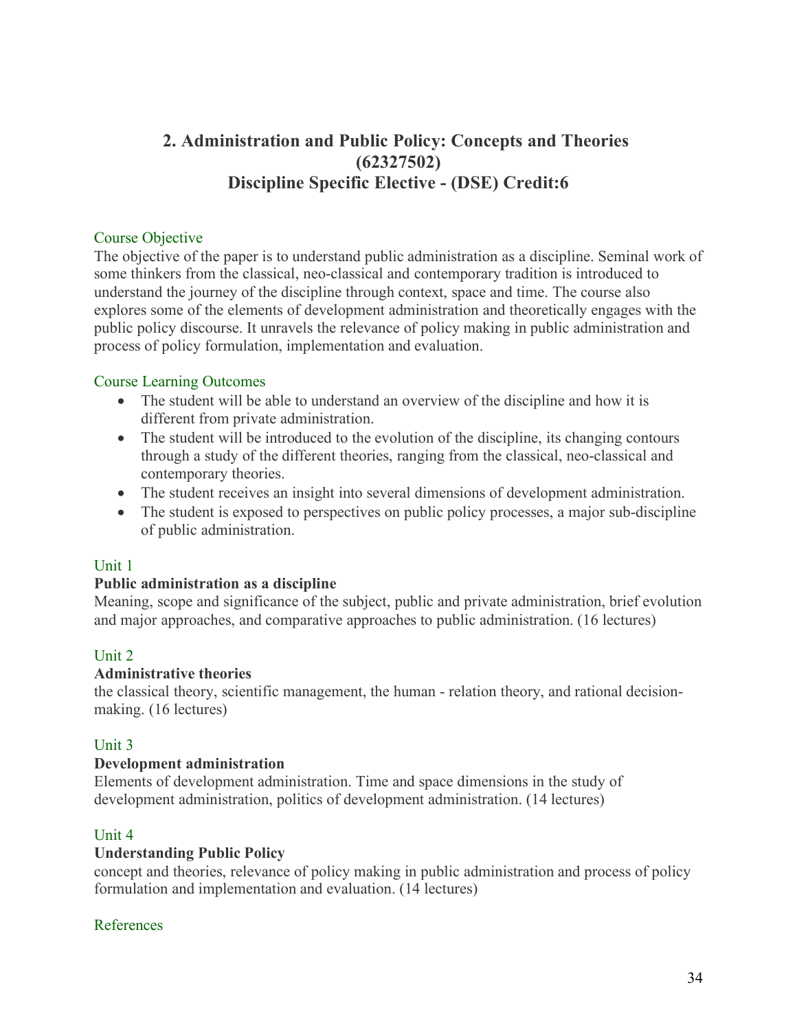## 2. Administration and Public Policy: Concepts and Theories (62327502)
## Discipline Specific Elective - (DSE) Credit:6

### Course Objective

The objective of the paper is to understand public administration as a discipline. Seminal work of some thinkers from the classical, neo-classical and contemporary tradition is introduced to understand the journey of the discipline through context, space and time. The course also explores some of the elements of development administration and theoretically engages with the public policy discourse. It unravels the relevance of policy making in public administration and process of policy formulation, implementation and evaluation.

### Course Learning Outcomes

- The student will be able to understand an overview of the discipline and how it is different from private administration.
- The student will be introduced to the evolution of the discipline, its changing contours through a study of the different theories, ranging from the classical, neo-classical and contemporary theories.
- The student receives an insight into several dimensions of development administration.
- The student is exposed to perspectives on public policy processes, a major sub-discipline of public administration.

### Unit 1

**Public administration as a discipline**

Meaning, scope and significance of the subject, public and private administration, brief evolution and major approaches, and comparative approaches to public administration. (16 lectures)

### Unit 2

**Administrative theories**

the classical theory, scientific management, the human - relation theory, and rational decision-making. (16 lectures)

### Unit 3

**Development administration**

Elements of development administration. Time and space dimensions in the study of development administration, politics of development administration. (14 lectures)

### Unit 4

**Understanding Public Policy**

concept and theories, relevance of policy making in public administration and process of policy formulation and implementation and evaluation. (14 lectures)

### References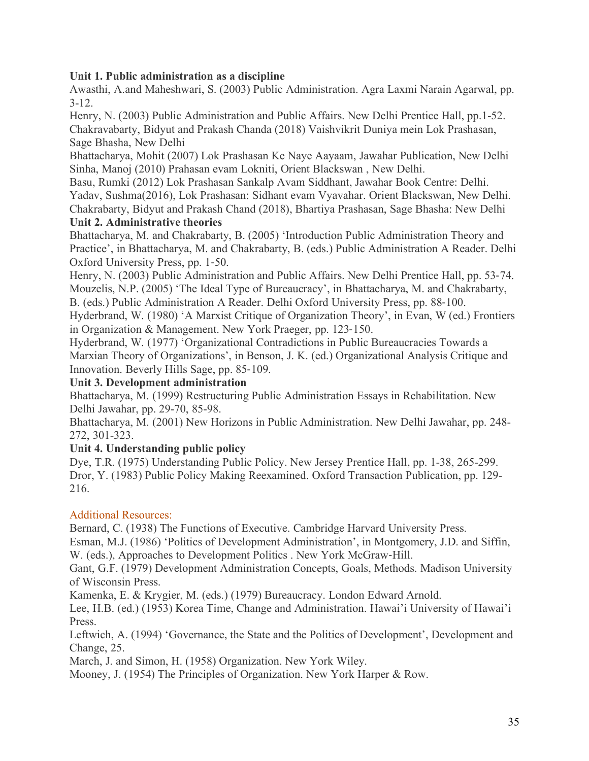**Unit 1. Public administration as a discipline**

Awasthi, A.and Maheshwari, S. (2003) Public Administration. Agra Laxmi Narain Agarwal, pp. 3-12.

Henry, N. (2003) Public Administration and Public Affairs. New Delhi Prentice Hall, pp.1-52.

Chakravabarty, Bidyut and Prakash Chanda (2018) Vaishvikrit Duniya mein Lok Prashasan, Sage Bhasha, New Delhi

Bhattacharya, Mohit (2007) Lok Prashasan Ke Naye Aayaam, Jawahar Publication, New Delhi

Sinha, Manoj (2010) Prahasan evam Lokniti, Orient Blackswan , New Delhi.

Basu, Rumki (2012) Lok Prashasan Sankalp Avam Siddhant, Jawahar Book Centre: Delhi.

Yadav, Sushma(2016), Lok Prashasan: Sidhant evam Vyavahar. Orient Blackswan, New Delhi.

Chakrabarty, Bidyut and Prakash Chand (2018), Bhartiya Prashasan, Sage Bhasha: New Delhi

**Unit 2. Administrative theories**

Bhattacharya, M. and Chakrabarty, B. (2005) 'Introduction Public Administration Theory and Practice', in Bhattacharya, M. and Chakrabarty, B. (eds.) Public Administration A Reader. Delhi Oxford University Press, pp. 1-50.

Henry, N. (2003) Public Administration and Public Affairs. New Delhi Prentice Hall, pp. 53-74.

Mouzelis, N.P. (2005) 'The Ideal Type of Bureaucracy', in Bhattacharya, M. and Chakrabarty, B. (eds.) Public Administration A Reader. Delhi Oxford University Press, pp. 88-100.

Hyderbrand, W. (1980) 'A Marxist Critique of Organization Theory', in Evan, W (ed.) Frontiers in Organization & Management. New York Praeger, pp. 123-150.

Hyderbrand, W. (1977) 'Organizational Contradictions in Public Bureaucracies Towards a Marxian Theory of Organizations', in Benson, J. K. (ed.) Organizational Analysis Critique and Innovation. Beverly Hills Sage, pp. 85-109.

**Unit 3. Development administration**

Bhattacharya, M. (1999) Restructuring Public Administration Essays in Rehabilitation. New Delhi Jawahar, pp. 29-70, 85-98.

Bhattacharya, M. (2001) New Horizons in Public Administration. New Delhi Jawahar, pp. 248-272, 301-323.

**Unit 4. Understanding public policy**

Dye, T.R. (1975) Understanding Public Policy. New Jersey Prentice Hall, pp. 1-38, 265-299.

Dror, Y. (1983) Public Policy Making Reexamined. Oxford Transaction Publication, pp. 129-216.

Additional Resources:

Bernard, C. (1938) The Functions of Executive. Cambridge Harvard University Press.

Esman, M.J. (1986) 'Politics of Development Administration', in Montgomery, J.D. and Siffin, W. (eds.), Approaches to Development Politics . New York McGraw-Hill.

Gant, G.F. (1979) Development Administration Concepts, Goals, Methods. Madison University of Wisconsin Press.

Kamenka, E. & Krygier, M. (eds.) (1979) Bureaucracy. London Edward Arnold.

Lee, H.B. (ed.) (1953) Korea Time, Change and Administration. Hawai'i University of Hawai'i Press.

Leftwich, A. (1994) 'Governance, the State and the Politics of Development', Development and Change, 25.

March, J. and Simon, H. (1958) Organization. New York Wiley.

Mooney, J. (1954) The Principles of Organization. New York Harper & Row.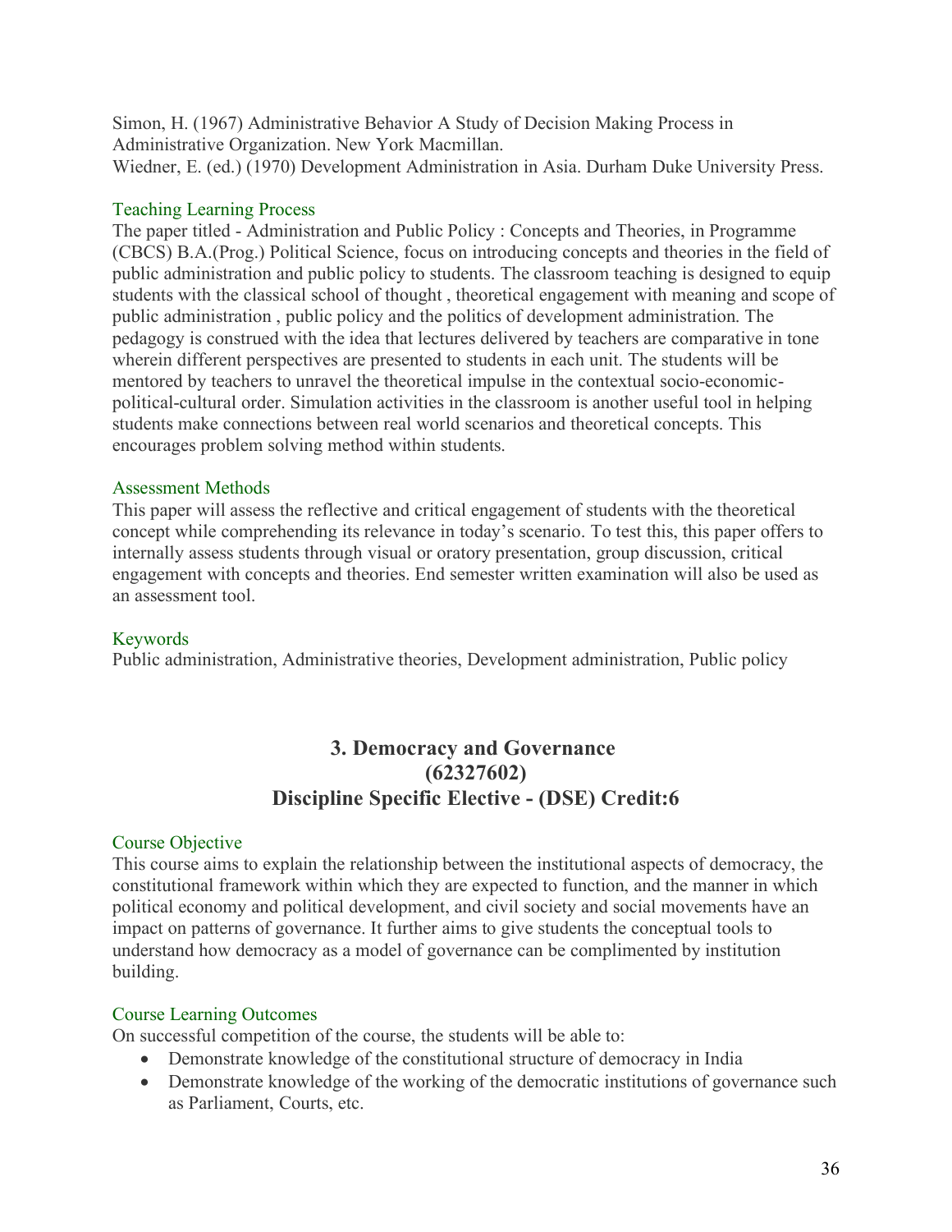Simon, H. (1967) Administrative Behavior A Study of Decision Making Process in Administrative Organization. New York Macmillan.
Wiedner, E. (ed.) (1970) Development Administration in Asia. Durham Duke University Press.

### Teaching Learning Process

The paper titled - Administration and Public Policy : Concepts and Theories, in Programme (CBCS) B.A.(Prog.) Political Science, focus on introducing concepts and theories in the field of public administration and public policy to students. The classroom teaching is designed to equip students with the classical school of thought , theoretical engagement with meaning and scope of public administration , public policy and the politics of development administration. The pedagogy is construed with the idea that lectures delivered by teachers are comparative in tone wherein different perspectives are presented to students in each unit. The students will be mentored by teachers to unravel the theoretical impulse in the contextual socio-economic-political-cultural order. Simulation activities in the classroom is another useful tool in helping students make connections between real world scenarios and theoretical concepts. This encourages problem solving method within students.

### Assessment Methods

This paper will assess the reflective and critical engagement of students with the theoretical concept while comprehending its relevance in today's scenario. To test this, this paper offers to internally assess students through visual or oratory presentation, group discussion, critical engagement with concepts and theories. End semester written examination will also be used as an assessment tool.

### Keywords

Public administration, Administrative theories, Development administration, Public policy

## 3. Democracy and Governance (62327602) Discipline Specific Elective - (DSE) Credit:6

### Course Objective

This course aims to explain the relationship between the institutional aspects of democracy, the constitutional framework within which they are expected to function, and the manner in which political economy and political development, and civil society and social movements have an impact on patterns of governance. It further aims to give students the conceptual tools to understand how democracy as a model of governance can be complimented by institution building.

### Course Learning Outcomes

On successful competition of the course, the students will be able to:

- Demonstrate knowledge of the constitutional structure of democracy in India
- Demonstrate knowledge of the working of the democratic institutions of governance such as Parliament, Courts, etc.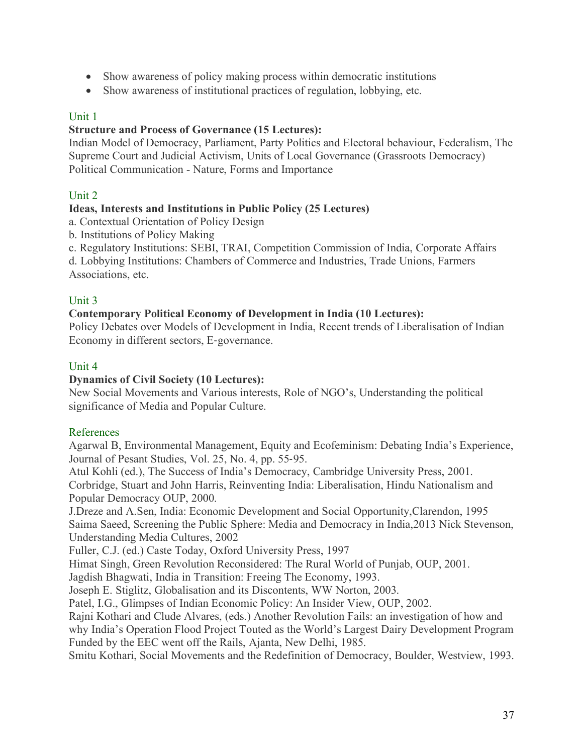- Show awareness of policy making process within democratic institutions
- Show awareness of institutional practices of regulation, lobbying, etc.

### Unit 1

**Structure and Process of Governance (15 Lectures):**

Indian Model of Democracy, Parliament, Party Politics and Electoral behaviour, Federalism, The Supreme Court and Judicial Activism, Units of Local Governance (Grassroots Democracy) Political Communication - Nature, Forms and Importance

### Unit 2

**Ideas, Interests and Institutions in Public Policy (25 Lectures)**

a. Contextual Orientation of Policy Design

b. Institutions of Policy Making

c. Regulatory Institutions: SEBI, TRAI, Competition Commission of India, Corporate Affairs

d. Lobbying Institutions: Chambers of Commerce and Industries, Trade Unions, Farmers Associations, etc.

### Unit 3

**Contemporary Political Economy of Development in India (10 Lectures):**

Policy Debates over Models of Development in India, Recent trends of Liberalisation of Indian Economy in different sectors, E-governance.

### Unit 4

**Dynamics of Civil Society (10 Lectures):**

New Social Movements and Various interests, Role of NGO's, Understanding the political significance of Media and Popular Culture.

### References

Agarwal B, Environmental Management, Equity and Ecofeminism: Debating India's Experience, Journal of Pesant Studies, Vol. 25, No. 4, pp. 55-95.

Atul Kohli (ed.), The Success of India's Democracy, Cambridge University Press, 2001.

Corbridge, Stuart and John Harris, Reinventing India: Liberalisation, Hindu Nationalism and Popular Democracy OUP, 2000.

J.Dreze and A.Sen, India: Economic Development and Social Opportunity,Clarendon, 1995

Saima Saeed, Screening the Public Sphere: Media and Democracy in India,2013 Nick Stevenson, Understanding Media Cultures, 2002

Fuller, C.J. (ed.) Caste Today, Oxford University Press, 1997

Himat Singh, Green Revolution Reconsidered: The Rural World of Punjab, OUP, 2001.

Jagdish Bhagwati, India in Transition: Freeing The Economy, 1993.

Joseph E. Stiglitz, Globalisation and its Discontents, WW Norton, 2003.

Patel, I.G., Glimpses of Indian Economic Policy: An Insider View, OUP, 2002.

Rajni Kothari and Clude Alvares, (eds.) Another Revolution Fails: an investigation of how and why India's Operation Flood Project Touted as the World's Largest Dairy Development Program Funded by the EEC went off the Rails, Ajanta, New Delhi, 1985.

Smitu Kothari, Social Movements and the Redefinition of Democracy, Boulder, Westview, 1993.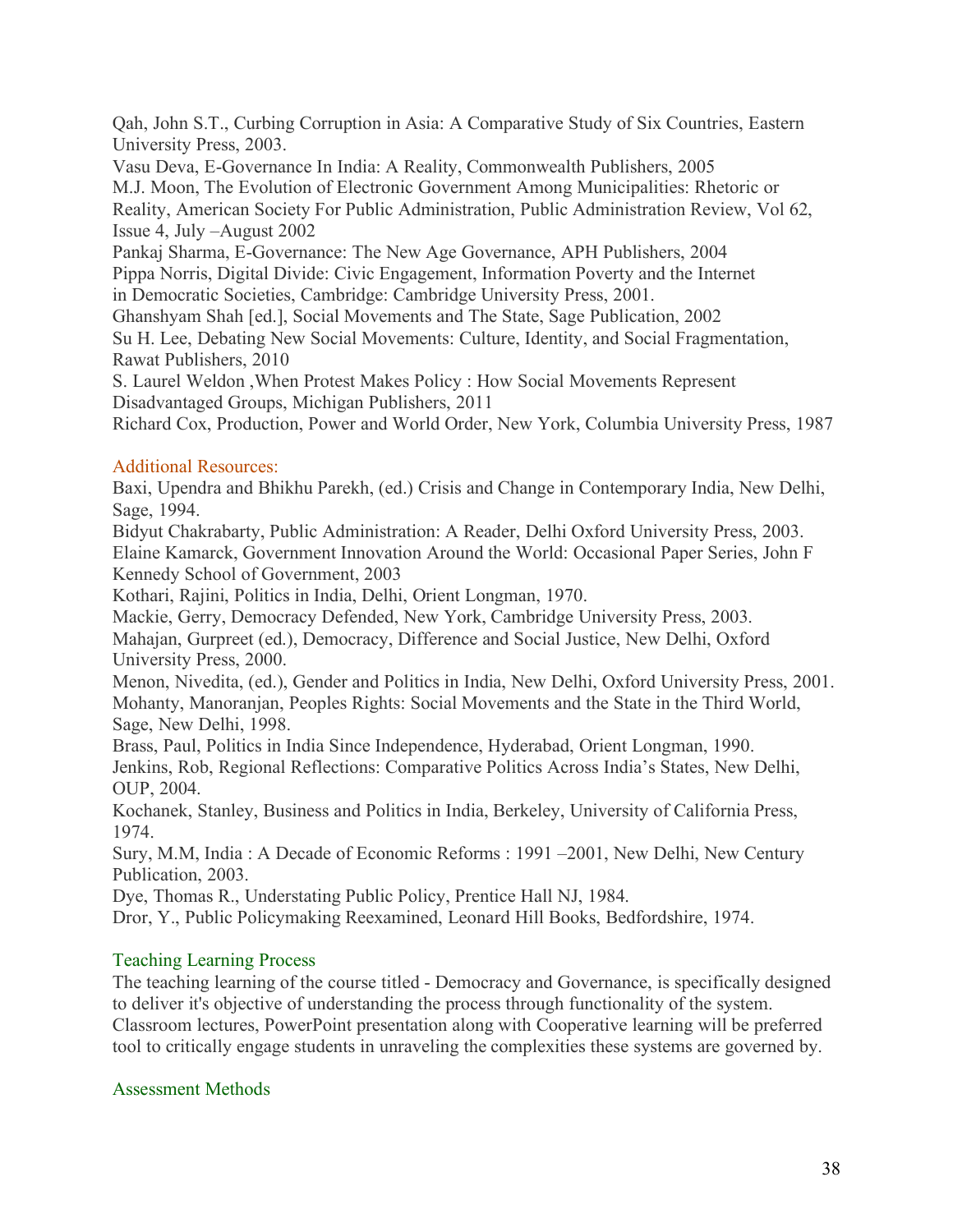Qah, John S.T., Curbing Corruption in Asia: A Comparative Study of Six Countries, Eastern University Press, 2003.

Vasu Deva, E-Governance In India: A Reality, Commonwealth Publishers, 2005

M.J. Moon, The Evolution of Electronic Government Among Municipalities: Rhetoric or Reality, American Society For Public Administration, Public Administration Review, Vol 62, Issue 4, July –August 2002

Pankaj Sharma, E-Governance: The New Age Governance, APH Publishers, 2004

Pippa Norris, Digital Divide: Civic Engagement, Information Poverty and the Internet in Democratic Societies, Cambridge: Cambridge University Press, 2001.

Ghanshyam Shah [ed.], Social Movements and The State, Sage Publication, 2002

Su H. Lee, Debating New Social Movements: Culture, Identity, and Social Fragmentation, Rawat Publishers, 2010

S. Laurel Weldon ,When Protest Makes Policy : How Social Movements Represent Disadvantaged Groups, Michigan Publishers, 2011

Richard Cox, Production, Power and World Order, New York, Columbia University Press, 1987

### Additional Resources:

Baxi, Upendra and Bhikhu Parekh, (ed.) Crisis and Change in Contemporary India, New Delhi, Sage, 1994.

Bidyut Chakrabarty, Public Administration: A Reader, Delhi Oxford University Press, 2003.

Elaine Kamarck, Government Innovation Around the World: Occasional Paper Series, John F Kennedy School of Government, 2003

Kothari, Rajini, Politics in India, Delhi, Orient Longman, 1970.

Mackie, Gerry, Democracy Defended, New York, Cambridge University Press, 2003.

Mahajan, Gurpreet (ed.), Democracy, Difference and Social Justice, New Delhi, Oxford University Press, 2000.

Menon, Nivedita, (ed.), Gender and Politics in India, New Delhi, Oxford University Press, 2001.

Mohanty, Manoranjan, Peoples Rights: Social Movements and the State in the Third World, Sage, New Delhi, 1998.

Brass, Paul, Politics in India Since Independence, Hyderabad, Orient Longman, 1990.

Jenkins, Rob, Regional Reflections: Comparative Politics Across India's States, New Delhi, OUP, 2004.

Kochanek, Stanley, Business and Politics in India, Berkeley, University of California Press, 1974.

Sury, M.M, India : A Decade of Economic Reforms : 1991 –2001, New Delhi, New Century Publication, 2003.

Dye, Thomas R., Understating Public Policy, Prentice Hall NJ, 1984.

Dror, Y., Public Policymaking Reexamined, Leonard Hill Books, Bedfordshire, 1974.

### Teaching Learning Process

The teaching learning of the course titled - Democracy and Governance, is specifically designed to deliver it's objective of understanding the process through functionality of the system. Classroom lectures, PowerPoint presentation along with Cooperative learning will be preferred tool to critically engage students in unraveling the complexities these systems are governed by.

### Assessment Methods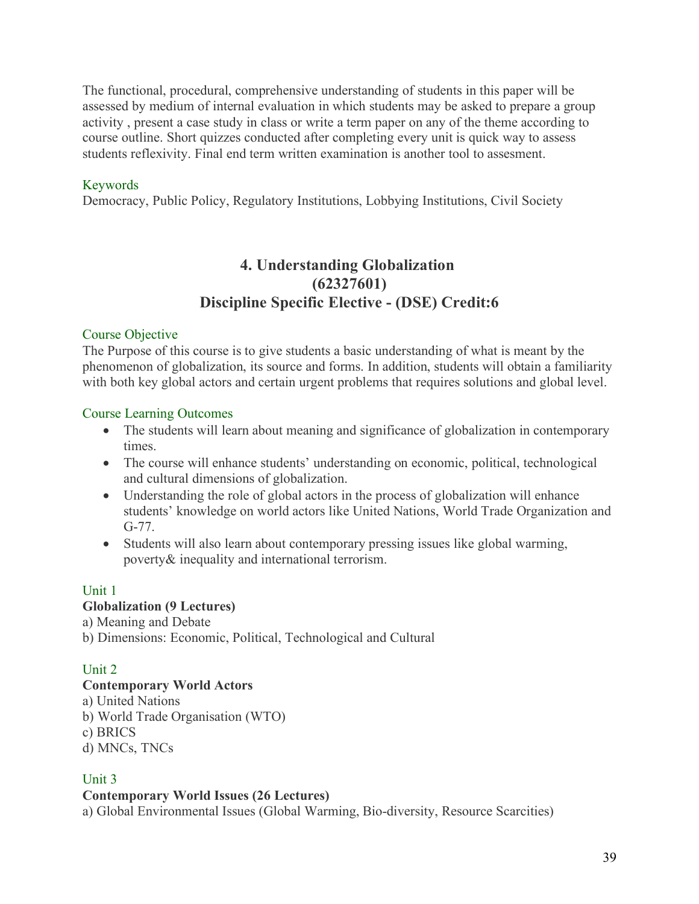The functional, procedural, comprehensive understanding of students in this paper will be assessed by medium of internal evaluation in which students may be asked to prepare a group activity , present a case study in class or write a term paper on any of the theme according to course outline. Short quizzes conducted after completing every unit is quick way to assess students reflexivity. Final end term written examination is another tool to assesment.

### Keywords

Democracy, Public Policy, Regulatory Institutions, Lobbying Institutions, Civil Society

## 4. Understanding Globalization
## (62327601)
## Discipline Specific Elective - (DSE) Credit:6

### Course Objective

The Purpose of this course is to give students a basic understanding of what is meant by the phenomenon of globalization, its source and forms. In addition, students will obtain a familiarity with both key global actors and certain urgent problems that requires solutions and global level.

### Course Learning Outcomes

- The students will learn about meaning and significance of globalization in contemporary times.
- The course will enhance students' understanding on economic, political, technological and cultural dimensions of globalization.
- Understanding the role of global actors in the process of globalization will enhance students' knowledge on world actors like United Nations, World Trade Organization and G-77.
- Students will also learn about contemporary pressing issues like global warming, poverty& inequality and international terrorism.

### Unit 1

**Globalization (9 Lectures)**

a) Meaning and Debate
b) Dimensions: Economic, Political, Technological and Cultural

### Unit 2

**Contemporary World Actors**

a) United Nations
b) World Trade Organisation (WTO)
c) BRICS
d) MNCs, TNCs

### Unit 3

**Contemporary World Issues (26 Lectures)**

a) Global Environmental Issues (Global Warming, Bio-diversity, Resource Scarcities)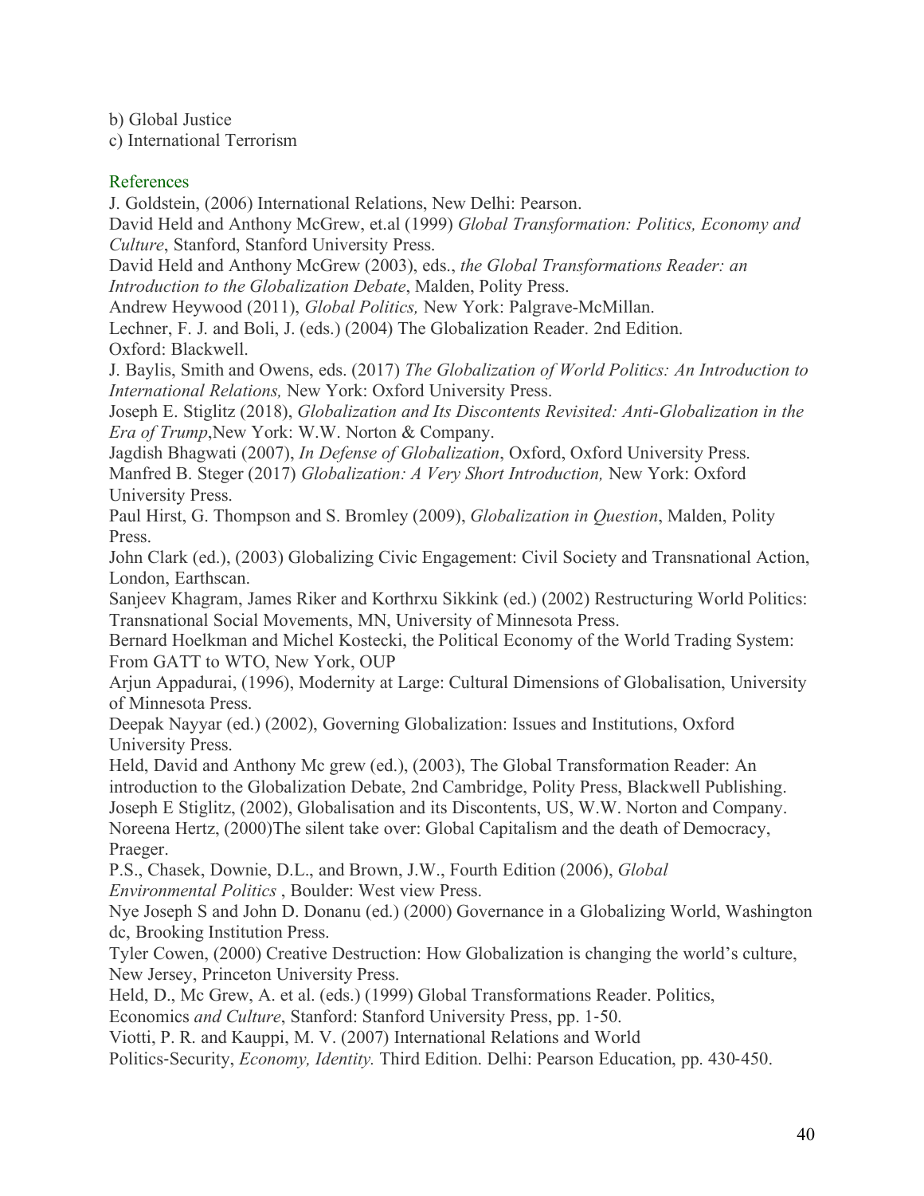b) Global Justice  
c) International Terrorism

## References

J. Goldstein, (2006) International Relations, New Delhi: Pearson.

David Held and Anthony McGrew, et.al (1999) *Global Transformation: Politics, Economy and Culture*, Stanford, Stanford University Press.

David Held and Anthony McGrew (2003), eds., *the Global Transformations Reader: an Introduction to the Globalization Debate*, Malden, Polity Press.

Andrew Heywood (2011), *Global Politics,* New York: Palgrave-McMillan.

Lechner, F. J. and Boli, J. (eds.) (2004) The Globalization Reader. 2nd Edition. Oxford: Blackwell.

J. Baylis, Smith and Owens, eds. (2017) *The Globalization of World Politics: An Introduction to International Relations,* New York: Oxford University Press.

Joseph E. Stiglitz (2018), *Globalization and Its Discontents Revisited: Anti-Globalization in the Era of Trump*,New York: W.W. Norton & Company.

Jagdish Bhagwati (2007), *In Defense of Globalization*, Oxford, Oxford University Press.

Manfred B. Steger (2017) *Globalization: A Very Short Introduction,* New York: Oxford University Press.

Paul Hirst, G. Thompson and S. Bromley (2009), *Globalization in Question*, Malden, Polity Press.

John Clark (ed.), (2003) Globalizing Civic Engagement: Civil Society and Transnational Action, London, Earthscan.

Sanjeev Khagram, James Riker and Korthrxu Sikkink (ed.) (2002) Restructuring World Politics: Transnational Social Movements, MN, University of Minnesota Press.

Bernard Hoelkman and Michel Kostecki, the Political Economy of the World Trading System: From GATT to WTO, New York, OUP

Arjun Appadurai, (1996), Modernity at Large: Cultural Dimensions of Globalisation, University of Minnesota Press.

Deepak Nayyar (ed.) (2002), Governing Globalization: Issues and Institutions, Oxford University Press.

Held, David and Anthony Mc grew (ed.), (2003), The Global Transformation Reader: An introduction to the Globalization Debate, 2nd Cambridge, Polity Press, Blackwell Publishing.

Joseph E Stiglitz, (2002), Globalisation and its Discontents, US, W.W. Norton and Company.

Noreena Hertz, (2000)The silent take over: Global Capitalism and the death of Democracy, Praeger.

P.S., Chasek, Downie, D.L., and Brown, J.W., Fourth Edition (2006), *Global Environmental Politics* , Boulder: West view Press.

Nye Joseph S and John D. Donanu (ed.) (2000) Governance in a Globalizing World, Washington dc, Brooking Institution Press.

Tyler Cowen, (2000) Creative Destruction: How Globalization is changing the world's culture, New Jersey, Princeton University Press.

Held, D., Mc Grew, A. et al. (eds.) (1999) Global Transformations Reader. Politics, Economics *and Culture*, Stanford: Stanford University Press, pp. 1-50.

Viotti, P. R. and Kauppi, M. V. (2007) International Relations and World Politics-Security, *Economy, Identity.* Third Edition. Delhi: Pearson Education, pp. 430-450.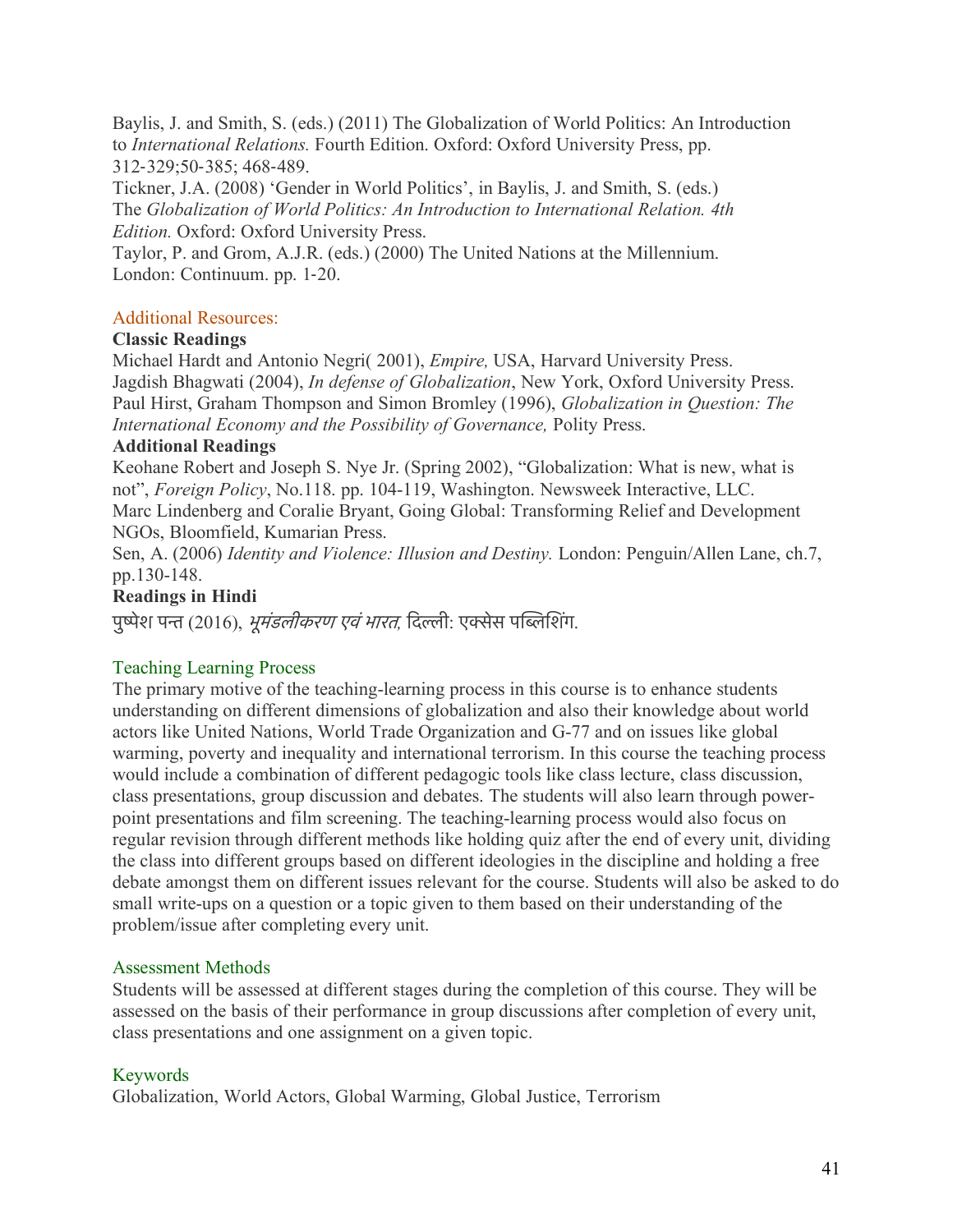Baylis, J. and Smith, S. (eds.) (2011) The Globalization of World Politics: An Introduction to *International Relations.* Fourth Edition. Oxford: Oxford University Press, pp. 312-329;50-385; 468-489.

Tickner, J.A. (2008) 'Gender in World Politics', in Baylis, J. and Smith, S. (eds.) The *Globalization of World Politics: An Introduction to International Relation. 4th Edition.* Oxford: Oxford University Press.

Taylor, P. and Grom, A.J.R. (eds.) (2000) The United Nations at the Millennium. London: Continuum. pp. 1-20.

## Additional Resources:

### Classic Readings

Michael Hardt and Antonio Negri( 2001), *Empire,* USA, Harvard University Press.

Jagdish Bhagwati (2004), *In defense of Globalization*, New York, Oxford University Press.

Paul Hirst, Graham Thompson and Simon Bromley (1996), *Globalization in Question: The International Economy and the Possibility of Governance,* Polity Press.

### Additional Readings

Keohane Robert and Joseph S. Nye Jr. (Spring 2002), "Globalization: What is new, what is not", *Foreign Policy*, No.118. pp. 104-119, Washington. Newsweek Interactive, LLC.

Marc Lindenberg and Coralie Bryant, Going Global: Transforming Relief and Development NGOs, Bloomfield, Kumarian Press.

Sen, A. (2006) *Identity and Violence: Illusion and Destiny.* London: Penguin/Allen Lane, ch.7, pp.130-148.

### Readings in Hindi

पुष्पेश पन्त (2016), *भूमंडलीकरण एवं भारत,* दिल्ली: एक्सेस पब्लिशिंग.

## Teaching Learning Process

The primary motive of the teaching-learning process in this course is to enhance students understanding on different dimensions of globalization and also their knowledge about world actors like United Nations, World Trade Organization and G-77 and on issues like global warming, poverty and inequality and international terrorism. In this course the teaching process would include a combination of different pedagogic tools like class lecture, class discussion, class presentations, group discussion and debates. The students will also learn through power-point presentations and film screening. The teaching-learning process would also focus on regular revision through different methods like holding quiz after the end of every unit, dividing the class into different groups based on different ideologies in the discipline and holding a free debate amongst them on different issues relevant for the course. Students will also be asked to do small write-ups on a question or a topic given to them based on their understanding of the problem/issue after completing every unit.

## Assessment Methods

Students will be assessed at different stages during the completion of this course. They will be assessed on the basis of their performance in group discussions after completion of every unit, class presentations and one assignment on a given topic.

## Keywords

Globalization, World Actors, Global Warming, Global Justice, Terrorism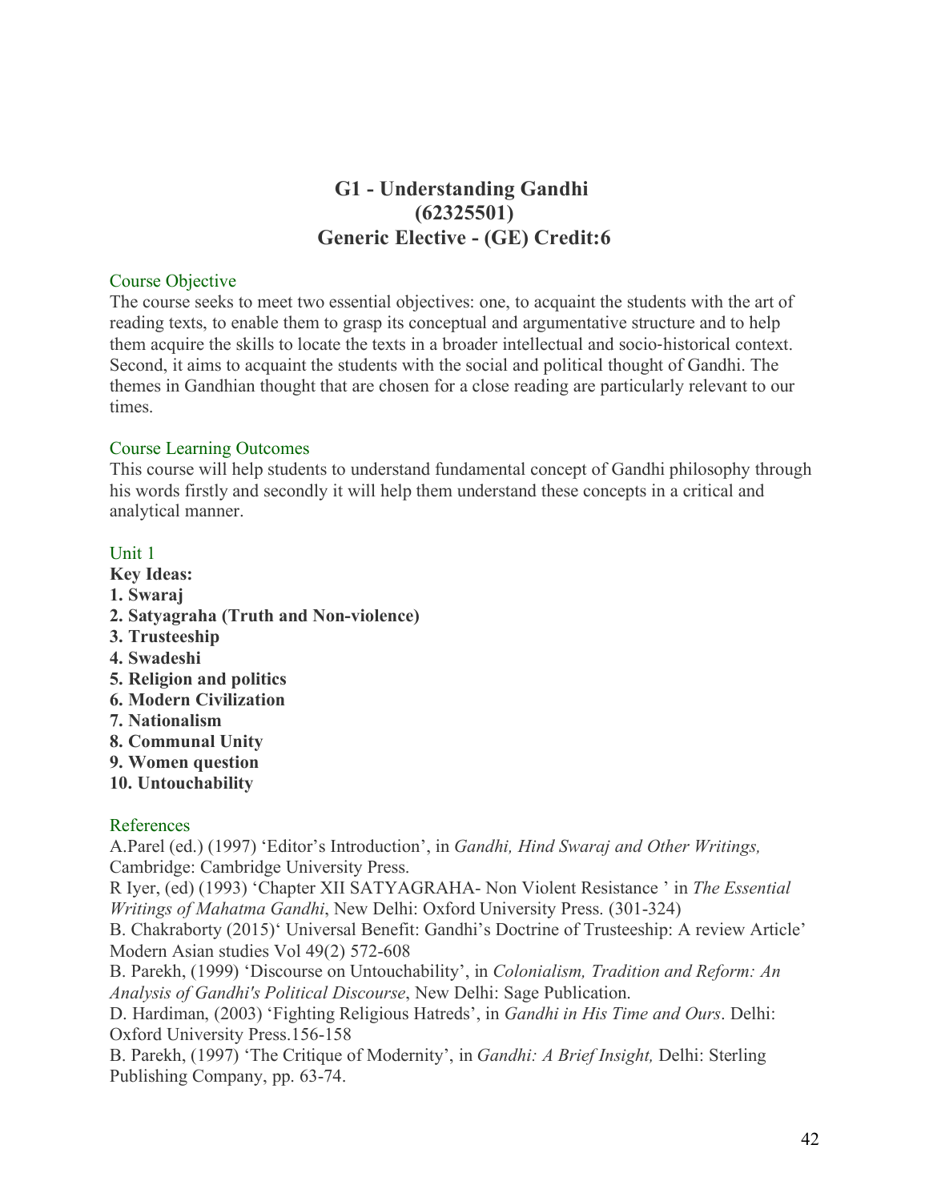## G1 - Understanding Gandhi
## (62325501)
## Generic Elective - (GE) Credit:6

### Course Objective

The course seeks to meet two essential objectives: one, to acquaint the students with the art of reading texts, to enable them to grasp its conceptual and argumentative structure and to help them acquire the skills to locate the texts in a broader intellectual and socio-historical context. Second, it aims to acquaint the students with the social and political thought of Gandhi. The themes in Gandhian thought that are chosen for a close reading are particularly relevant to our times.

### Course Learning Outcomes

This course will help students to understand fundamental concept of Gandhi philosophy through his words firstly and secondly it will help them understand these concepts in a critical and analytical manner.

### Unit 1

**Key Ideas:**

**1. Swaraj**
**2. Satyagraha (Truth and Non-violence)**
**3. Trusteeship**
**4. Swadeshi**
**5. Religion and politics**
**6. Modern Civilization**
**7. Nationalism**
**8. Communal Unity**
**9. Women question**
**10. Untouchability**

### References

A.Parel (ed.) (1997) 'Editor's Introduction', in *Gandhi, Hind Swaraj and Other Writings,* Cambridge: Cambridge University Press.

R Iyer, (ed) (1993) 'Chapter XII SATYAGRAHA- Non Violent Resistance ' in *The Essential Writings of Mahatma Gandhi*, New Delhi: Oxford University Press. (301-324)

B. Chakraborty (2015)' Universal Benefit: Gandhi's Doctrine of Trusteeship: A review Article' Modern Asian studies Vol 49(2) 572-608

B. Parekh, (1999) 'Discourse on Untouchability', in *Colonialism, Tradition and Reform: An Analysis of Gandhi's Political Discourse*, New Delhi: Sage Publication.

D. Hardiman, (2003) 'Fighting Religious Hatreds', in *Gandhi in His Time and Ours*. Delhi: Oxford University Press.156-158

B. Parekh, (1997) 'The Critique of Modernity', in *Gandhi: A Brief Insight,* Delhi: Sterling Publishing Company, pp. 63-74.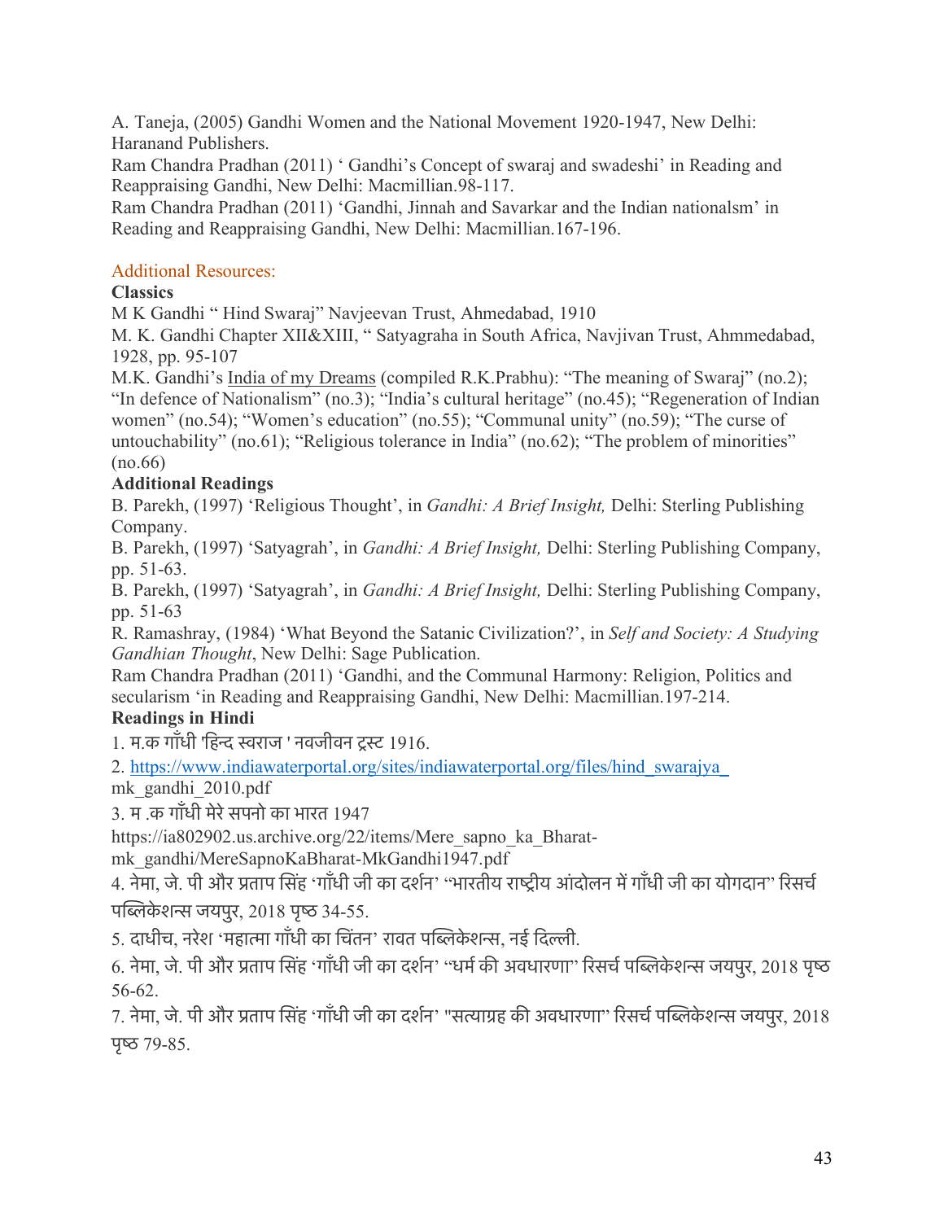A. Taneja, (2005) Gandhi Women and the National Movement 1920-1947, New Delhi: Haranand Publishers.

Ram Chandra Pradhan (2011) ' Gandhi's Concept of swaraj and swadeshi' in Reading and Reappraising Gandhi, New Delhi: Macmillian.98-117.

Ram Chandra Pradhan (2011) 'Gandhi, Jinnah and Savarkar and the Indian nationalsm' in Reading and Reappraising Gandhi, New Delhi: Macmillian.167-196.

Additional Resources:

**Classics**

M K Gandhi " Hind Swaraj" Navjeevan Trust, Ahmedabad, 1910

M. K. Gandhi Chapter XII&XIII, " Satyagraha in South Africa, Navjivan Trust, Ahmmedabad, 1928, pp. 95-107

M.K. Gandhi's India of my Dreams (compiled R.K.Prabhu): "The meaning of Swaraj" (no.2); "In defence of Nationalism" (no.3); "India's cultural heritage" (no.45); "Regeneration of Indian women" (no.54); "Women's education" (no.55); "Communal unity" (no.59); "The curse of untouchability" (no.61); "Religious tolerance in India" (no.62); "The problem of minorities" (no.66)

**Additional Readings**

B. Parekh, (1997) 'Religious Thought', in *Gandhi: A Brief Insight,* Delhi: Sterling Publishing Company.

B. Parekh, (1997) 'Satyagrah', in *Gandhi: A Brief Insight,* Delhi: Sterling Publishing Company, pp. 51-63.

B. Parekh, (1997) 'Satyagrah', in *Gandhi: A Brief Insight,* Delhi: Sterling Publishing Company, pp. 51-63

R. Ramashray, (1984) 'What Beyond the Satanic Civilization?', in *Self and Society: A Studying Gandhian Thought*, New Delhi: Sage Publication.

Ram Chandra Pradhan (2011) 'Gandhi, and the Communal Harmony: Religion, Politics and secularism 'in Reading and Reappraising Gandhi, New Delhi: Macmillian.197-214.

**Readings in Hindi**

1. म.क गाँधी 'हिन्द स्वराज ' नवजीवन ट्रस्ट 1916.
2. https://www.indiawaterportal.org/sites/indiawaterportal.org/files/hind_swarajya_mk_gandhi_2010.pdf
3. म .क गाँधी मेरे सपनो का भारत 1947 https://ia802902.us.archive.org/22/items/Mere_sapno_ka_Bharat-mk_gandhi/MereSapnoKaBharat-MkGandhi1947.pdf
4. नेमा, जे. पी और प्रताप सिंह 'गाँधी जी का दर्शन' "भारतीय राष्ट्रीय आंदोलन में गाँधी जी का योगदान" रिसर्च पब्लिकेशन्स जयपुर, 2018 पृष्ठ 34-55.
5. दाधीच, नरेश 'महात्मा गाँधी का चिंतन' रावत पब्लिकेशन्स, नई दिल्ली.
6. नेमा, जे. पी और प्रताप सिंह 'गाँधी जी का दर्शन' "धर्म की अवधारणा" रिसर्च पब्लिकेशन्स जयपुर, 2018 पृष्ठ 56-62.
7. नेमा, जे. पी और प्रताप सिंह 'गाँधी जी का दर्शन' "सत्याग्रह की अवधारणा" रिसर्च पब्लिकेशन्स जयपुर, 2018 पृष्ठ 79-85.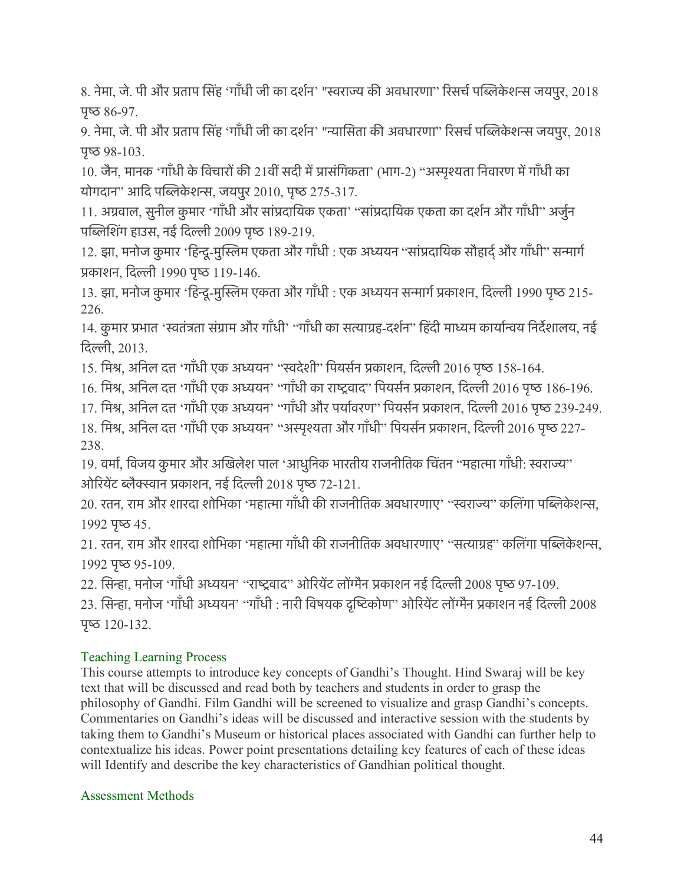8. नेमा, जे. पी और प्रताप सिंह 'गाँधी जी का दर्शन' "स्वराज्य की अवधारणा" रिसर्च पब्लिकेशन्स जयपुर, 2018 पृष्ठ 86-97.

9. नेमा, जे. पी और प्रताप सिंह 'गाँधी जी का दर्शन' "न्यासिता की अवधारणा" रिसर्च पब्लिकेशन्स जयपुर, 2018 पृष्ठ 98-103.

10. जैन, मानक 'गाँधी के विचारों की 21वीं सदी में प्रासंगिकता' (भाग-2) "अस्पृश्यता निवारण में गाँधी का योगदान" आदि पब्लिकेशन्स, जयपुर 2010, पृष्ठ 275-317.

11. अग्रवाल, सुनील कुमार 'गाँधी और सांप्रदायिक एकता' "सांप्रदायिक एकता का दर्शन और गाँधी" अर्जुन पब्लिशिंग हाउस, नई दिल्ली 2009 पृष्ठ 189-219.

12. झा, मनोज कुमार 'हिन्दू-मुस्लिम एकता और गाँधी : एक अध्ययन "सांप्रदायिक सौहार्द् और गाँधी" सन्मार्ग प्रकाशन, दिल्ली 1990 पृष्ठ 119-146.

13. झा, मनोज कुमार 'हिन्दू-मुस्लिम एकता और गाँधी : एक अध्ययन सन्मार्ग प्रकाशन, दिल्ली 1990 पृष्ठ 215-226.

14. कुमार प्रभात 'स्वतंत्रता संग्राम और गाँधी' "गाँधी का सत्याग्रह-दर्शन" हिंदी माध्यम कार्यान्वय निर्देशालय, नई दिल्ली, 2013.

15. मिश्र, अनिल दत्त 'गाँधी एक अध्ययन' "स्वदेशी" पियर्सन प्रकाशन, दिल्ली 2016 पृष्ठ 158-164.

16. मिश्र, अनिल दत्त 'गाँधी एक अध्ययन' "गाँधी का राष्ट्रवाद" पियर्सन प्रकाशन, दिल्ली 2016 पृष्ठ 186-196.

17. मिश्र, अनिल दत्त 'गाँधी एक अध्ययन' "गाँधी और पर्यावरण" पियर्सन प्रकाशन, दिल्ली 2016 पृष्ठ 239-249.

18. मिश्र, अनिल दत्त 'गाँधी एक अध्ययन' "अस्पृश्यता और गाँधी" पियर्सन प्रकाशन, दिल्ली 2016 पृष्ठ 227-238.

19. वर्मा, विजय कुमार और अखिलेश पाल 'आधुनिक भारतीय राजनीतिक चिंतन "महात्मा गाँधी: स्वराज्य" ओरियेंट ब्लैक्स्वान प्रकाशन, नई दिल्ली 2018 पृष्ठ 72-121.

20. रतन, राम और शारदा शोभिका 'महात्मा गाँधी की राजनीतिक अवधारणाए' "स्वराज्य" कलिंगा पब्लिकेशन्स, 1992 पृष्ठ 45.

21. रतन, राम और शारदा शोभिका 'महात्मा गाँधी की राजनीतिक अवधारणाए' "सत्याग्रह" कलिंगा पब्लिकेशन्स, 1992 पृष्ठ 95-109.

22. सिन्हा, मनोज 'गाँधी अध्ययन' "राष्ट्रवाद" ओरियेंट लोंग्मैन प्रकाशन नई दिल्ली 2008 पृष्ठ 97-109.

23. सिन्हा, मनोज 'गाँधी अध्ययन' "गाँधी : नारी विषयक दृष्टिकोण" ओरियेंट लोंग्मैन प्रकाशन नई दिल्ली 2008 पृष्ठ 120-132.

### Teaching Learning Process

This course attempts to introduce key concepts of Gandhi's Thought. Hind Swaraj will be key text that will be discussed and read both by teachers and students in order to grasp the philosophy of Gandhi. Film Gandhi will be screened to visualize and grasp Gandhi's concepts. Commentaries on Gandhi's ideas will be discussed and interactive session with the students by taking them to Gandhi's Museum or historical places associated with Gandhi can further help to contextualize his ideas. Power point presentations detailing key features of each of these ideas will Identify and describe the key characteristics of Gandhian political thought.

### Assessment Methods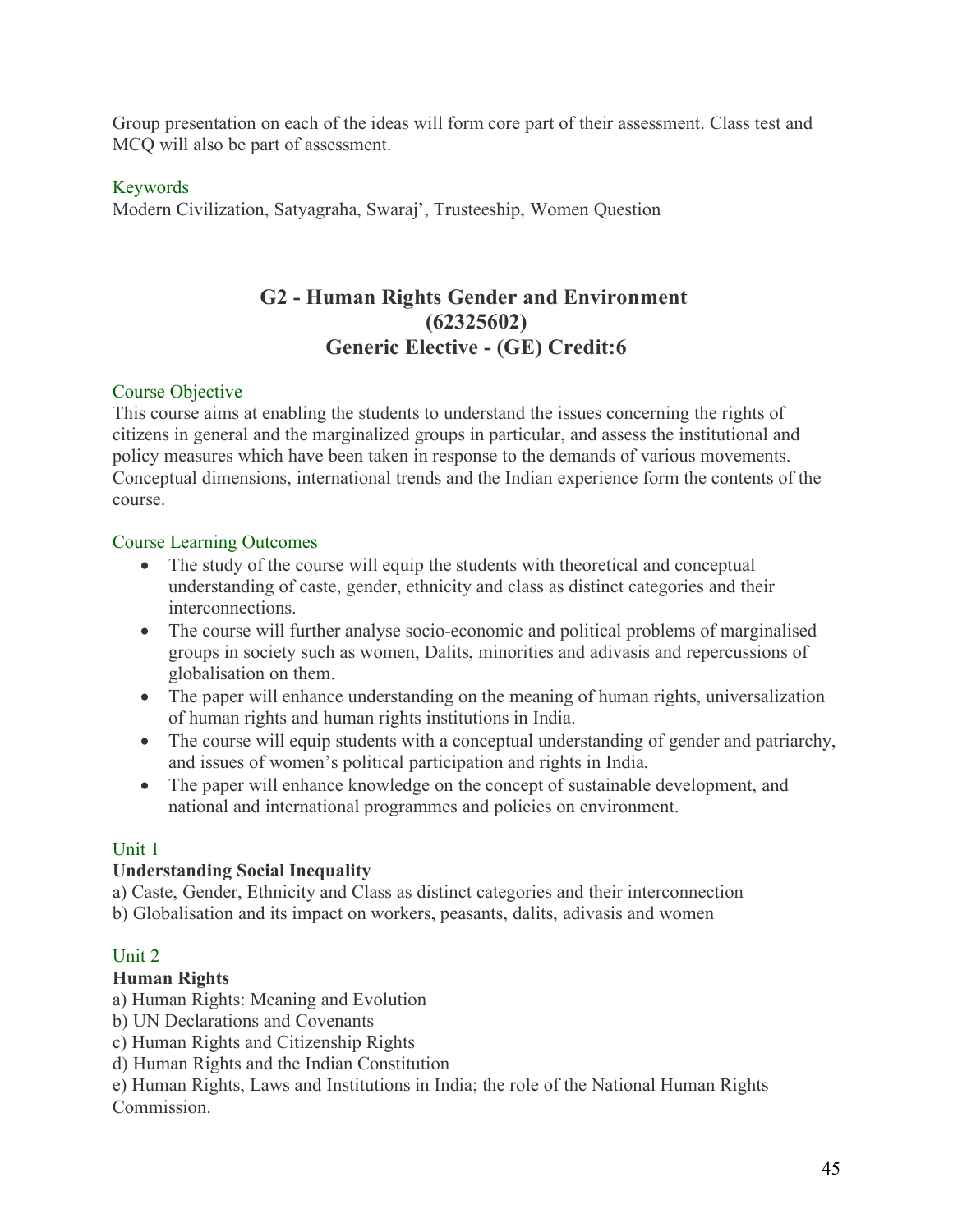Group presentation on each of the ideas will form core part of their assessment. Class test and MCQ will also be part of assessment.

### Keywords

Modern Civilization, Satyagraha, Swaraj', Trusteeship, Women Question

## G2 - Human Rights Gender and Environment (62325602) Generic Elective - (GE) Credit:6

### Course Objective

This course aims at enabling the students to understand the issues concerning the rights of citizens in general and the marginalized groups in particular, and assess the institutional and policy measures which have been taken in response to the demands of various movements. Conceptual dimensions, international trends and the Indian experience form the contents of the course.

### Course Learning Outcomes

- The study of the course will equip the students with theoretical and conceptual understanding of caste, gender, ethnicity and class as distinct categories and their interconnections.
- The course will further analyse socio-economic and political problems of marginalised groups in society such as women, Dalits, minorities and adivasis and repercussions of globalisation on them.
- The paper will enhance understanding on the meaning of human rights, universalization of human rights and human rights institutions in India.
- The course will equip students with a conceptual understanding of gender and patriarchy, and issues of women's political participation and rights in India.
- The paper will enhance knowledge on the concept of sustainable development, and national and international programmes and policies on environment.

### Unit 1

**Understanding Social Inequality**

a) Caste, Gender, Ethnicity and Class as distinct categories and their interconnection
b) Globalisation and its impact on workers, peasants, dalits, adivasis and women

### Unit 2

**Human Rights**

a) Human Rights: Meaning and Evolution
b) UN Declarations and Covenants
c) Human Rights and Citizenship Rights
d) Human Rights and the Indian Constitution
e) Human Rights, Laws and Institutions in India; the role of the National Human Rights Commission.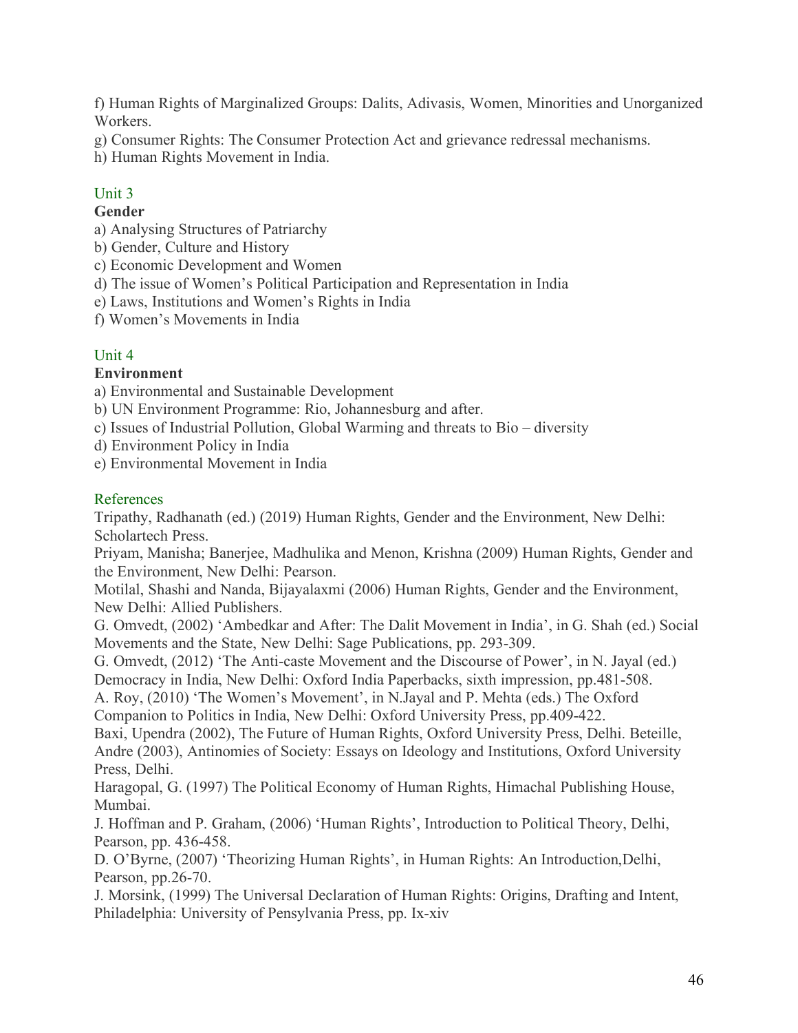f) Human Rights of Marginalized Groups: Dalits, Adivasis, Women, Minorities and Unorganized Workers.
g) Consumer Rights: The Consumer Protection Act and grievance redressal mechanisms.
h) Human Rights Movement in India.

## Unit 3

**Gender**

a) Analysing Structures of Patriarchy
b) Gender, Culture and History
c) Economic Development and Women
d) The issue of Women's Political Participation and Representation in India
e) Laws, Institutions and Women's Rights in India
f) Women's Movements in India

## Unit 4

**Environment**

a) Environmental and Sustainable Development
b) UN Environment Programme: Rio, Johannesburg and after.
c) Issues of Industrial Pollution, Global Warming and threats to Bio – diversity
d) Environment Policy in India
e) Environmental Movement in India

## References

Tripathy, Radhanath (ed.) (2019) Human Rights, Gender and the Environment, New Delhi: Scholartech Press.

Priyam, Manisha; Banerjee, Madhulika and Menon, Krishna (2009) Human Rights, Gender and the Environment, New Delhi: Pearson.

Motilal, Shashi and Nanda, Bijayalaxmi (2006) Human Rights, Gender and the Environment, New Delhi: Allied Publishers.

G. Omvedt, (2002) 'Ambedkar and After: The Dalit Movement in India', in G. Shah (ed.) Social Movements and the State, New Delhi: Sage Publications, pp. 293-309.

G. Omvedt, (2012) 'The Anti-caste Movement and the Discourse of Power', in N. Jayal (ed.) Democracy in India, New Delhi: Oxford India Paperbacks, sixth impression, pp.481-508.

A. Roy, (2010) 'The Women's Movement', in N.Jayal and P. Mehta (eds.) The Oxford Companion to Politics in India, New Delhi: Oxford University Press, pp.409-422.

Baxi, Upendra (2002), The Future of Human Rights, Oxford University Press, Delhi. Beteille, Andre (2003), Antinomies of Society: Essays on Ideology and Institutions, Oxford University Press, Delhi.

Haragopal, G. (1997) The Political Economy of Human Rights, Himachal Publishing House, Mumbai.

J. Hoffman and P. Graham, (2006) 'Human Rights', Introduction to Political Theory, Delhi, Pearson, pp. 436-458.

D. O'Byrne, (2007) 'Theorizing Human Rights', in Human Rights: An Introduction,Delhi, Pearson, pp.26-70.

J. Morsink, (1999) The Universal Declaration of Human Rights: Origins, Drafting and Intent, Philadelphia: University of Pensylvania Press, pp. Ix-xiv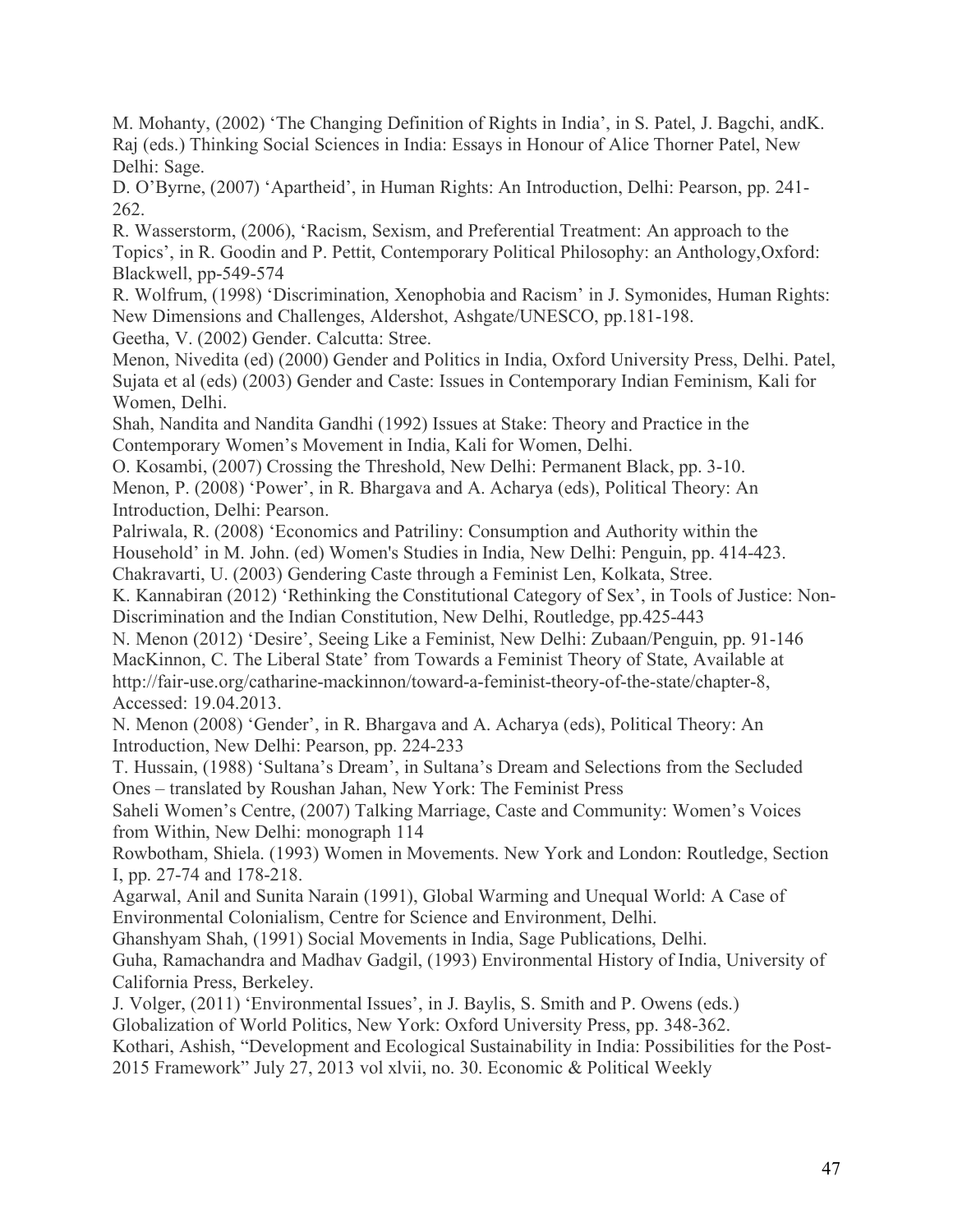M. Mohanty, (2002) 'The Changing Definition of Rights in India', in S. Patel, J. Bagchi, andK. Raj (eds.) Thinking Social Sciences in India: Essays in Honour of Alice Thorner Patel, New Delhi: Sage.

D. O'Byrne, (2007) 'Apartheid', in Human Rights: An Introduction, Delhi: Pearson, pp. 241-262.

R. Wasserstorm, (2006), 'Racism, Sexism, and Preferential Treatment: An approach to the Topics', in R. Goodin and P. Pettit, Contemporary Political Philosophy: an Anthology,Oxford: Blackwell, pp-549-574

R. Wolfrum, (1998) 'Discrimination, Xenophobia and Racism' in J. Symonides, Human Rights: New Dimensions and Challenges, Aldershot, Ashgate/UNESCO, pp.181-198.

Geetha, V. (2002) Gender. Calcutta: Stree.

Menon, Nivedita (ed) (2000) Gender and Politics in India, Oxford University Press, Delhi. Patel, Sujata et al (eds) (2003) Gender and Caste: Issues in Contemporary Indian Feminism, Kali for Women, Delhi.

Shah, Nandita and Nandita Gandhi (1992) Issues at Stake: Theory and Practice in the Contemporary Women's Movement in India, Kali for Women, Delhi.

O. Kosambi, (2007) Crossing the Threshold, New Delhi: Permanent Black, pp. 3-10.

Menon, P. (2008) 'Power', in R. Bhargava and A. Acharya (eds), Political Theory: An Introduction, Delhi: Pearson.

Palriwala, R. (2008) 'Economics and Patriliny: Consumption and Authority within the Household' in M. John. (ed) Women's Studies in India, New Delhi: Penguin, pp. 414-423.

Chakravarti, U. (2003) Gendering Caste through a Feminist Len, Kolkata, Stree.

K. Kannabiran (2012) 'Rethinking the Constitutional Category of Sex', in Tools of Justice: Non-Discrimination and the Indian Constitution, New Delhi, Routledge, pp.425-443

N. Menon (2012) 'Desire', Seeing Like a Feminist, New Delhi: Zubaan/Penguin, pp. 91-146

MacKinnon, C. The Liberal State' from Towards a Feminist Theory of State, Available at http://fair-use.org/catharine-mackinnon/toward-a-feminist-theory-of-the-state/chapter-8, Accessed: 19.04.2013.

N. Menon (2008) 'Gender', in R. Bhargava and A. Acharya (eds), Political Theory: An Introduction, New Delhi: Pearson, pp. 224-233

T. Hussain, (1988) 'Sultana's Dream', in Sultana's Dream and Selections from the Secluded Ones – translated by Roushan Jahan, New York: The Feminist Press

Saheli Women's Centre, (2007) Talking Marriage, Caste and Community: Women's Voices from Within, New Delhi: monograph 114

Rowbotham, Shiela. (1993) Women in Movements. New York and London: Routledge, Section I, pp. 27-74 and 178-218.

Agarwal, Anil and Sunita Narain (1991), Global Warming and Unequal World: A Case of Environmental Colonialism, Centre for Science and Environment, Delhi.

Ghanshyam Shah, (1991) Social Movements in India, Sage Publications, Delhi.

Guha, Ramachandra and Madhav Gadgil, (1993) Environmental History of India, University of California Press, Berkeley.

J. Volger, (2011) 'Environmental Issues', in J. Baylis, S. Smith and P. Owens (eds.) Globalization of World Politics, New York: Oxford University Press, pp. 348-362.

Kothari, Ashish, "Development and Ecological Sustainability in India: Possibilities for the Post-2015 Framework" July 27, 2013 vol xlvii, no. 30. Economic & Political Weekly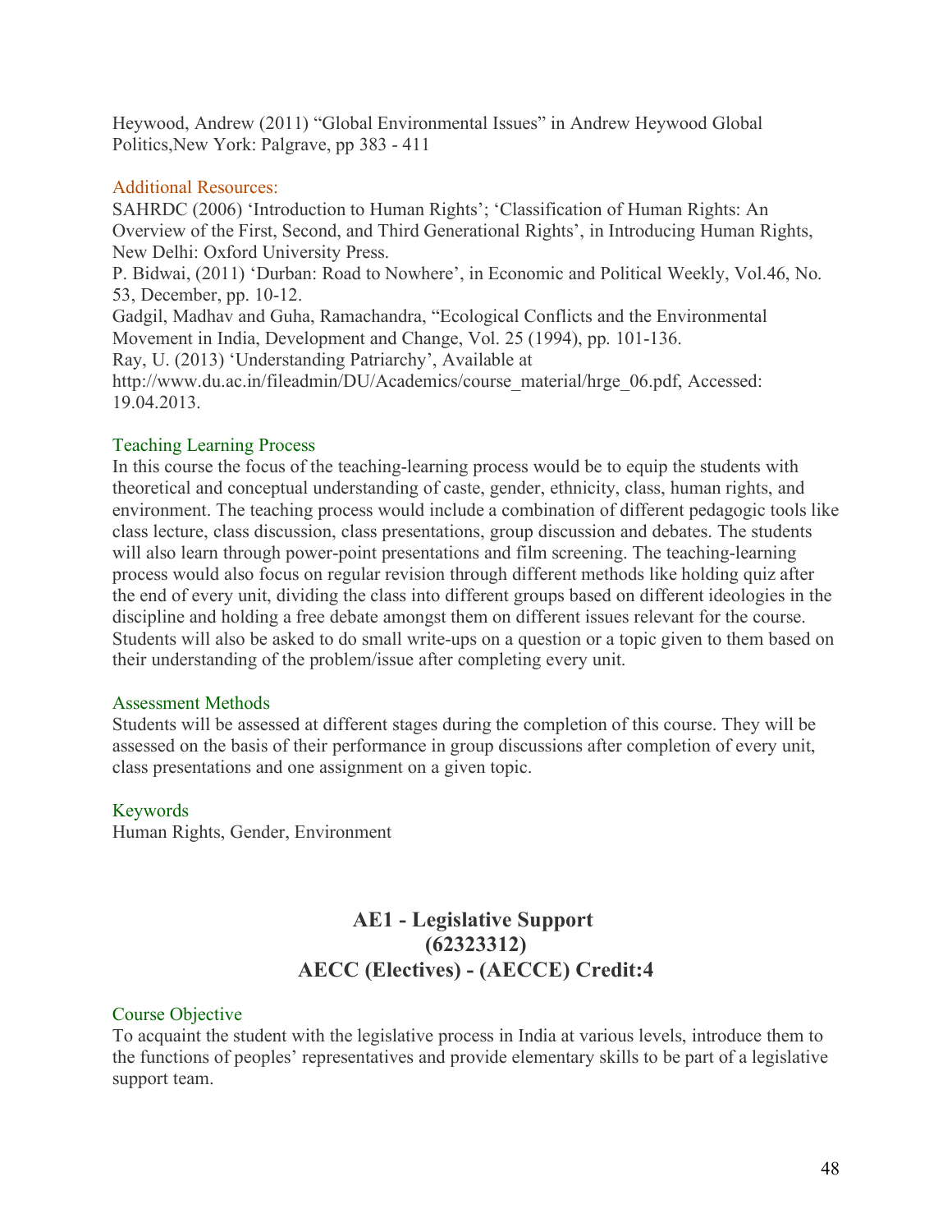Heywood, Andrew (2011) "Global Environmental Issues" in Andrew Heywood Global Politics,New York: Palgrave, pp 383 - 411

### Additional Resources:

SAHRDC (2006) 'Introduction to Human Rights'; 'Classification of Human Rights: An Overview of the First, Second, and Third Generational Rights', in Introducing Human Rights, New Delhi: Oxford University Press.
P. Bidwai, (2011) 'Durban: Road to Nowhere', in Economic and Political Weekly, Vol.46, No. 53, December, pp. 10-12.
Gadgil, Madhav and Guha, Ramachandra, "Ecological Conflicts and the Environmental Movement in India, Development and Change, Vol. 25 (1994), pp. 101-136.
Ray, U. (2013) 'Understanding Patriarchy', Available at http://www.du.ac.in/fileadmin/DU/Academics/course_material/hrge_06.pdf, Accessed: 19.04.2013.

### Teaching Learning Process

In this course the focus of the teaching-learning process would be to equip the students with theoretical and conceptual understanding of caste, gender, ethnicity, class, human rights, and environment. The teaching process would include a combination of different pedagogic tools like class lecture, class discussion, class presentations, group discussion and debates. The students will also learn through power-point presentations and film screening. The teaching-learning process would also focus on regular revision through different methods like holding quiz after the end of every unit, dividing the class into different groups based on different ideologies in the discipline and holding a free debate amongst them on different issues relevant for the course. Students will also be asked to do small write-ups on a question or a topic given to them based on their understanding of the problem/issue after completing every unit.

### Assessment Methods

Students will be assessed at different stages during the completion of this course. They will be assessed on the basis of their performance in group discussions after completion of every unit, class presentations and one assignment on a given topic.

### Keywords

Human Rights, Gender, Environment

## AE1 - Legislative Support (62323312) AECC (Electives) - (AECCE) Credit:4

### Course Objective

To acquaint the student with the legislative process in India at various levels, introduce them to the functions of peoples' representatives and provide elementary skills to be part of a legislative support team.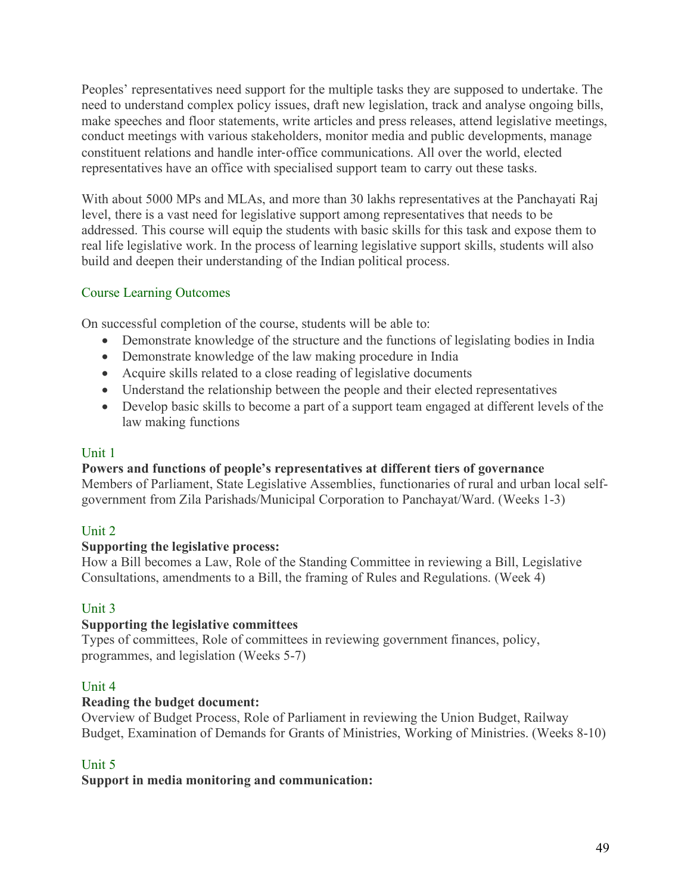Peoples' representatives need support for the multiple tasks they are supposed to undertake. The need to understand complex policy issues, draft new legislation, track and analyse ongoing bills, make speeches and floor statements, write articles and press releases, attend legislative meetings, conduct meetings with various stakeholders, monitor media and public developments, manage constituent relations and handle inter-office communications. All over the world, elected representatives have an office with specialised support team to carry out these tasks.

With about 5000 MPs and MLAs, and more than 30 lakhs representatives at the Panchayati Raj level, there is a vast need for legislative support among representatives that needs to be addressed. This course will equip the students with basic skills for this task and expose them to real life legislative work. In the process of learning legislative support skills, students will also build and deepen their understanding of the Indian political process.

## Course Learning Outcomes

On successful completion of the course, students will be able to:

- Demonstrate knowledge of the structure and the functions of legislating bodies in India
- Demonstrate knowledge of the law making procedure in India
- Acquire skills related to a close reading of legislative documents
- Understand the relationship between the people and their elected representatives
- Develop basic skills to become a part of a support team engaged at different levels of the law making functions

## Unit 1

**Powers and functions of people's representatives at different tiers of governance**
Members of Parliament, State Legislative Assemblies, functionaries of rural and urban local self-government from Zila Parishads/Municipal Corporation to Panchayat/Ward. (Weeks 1-3)

## Unit 2

**Supporting the legislative process:**
How a Bill becomes a Law, Role of the Standing Committee in reviewing a Bill, Legislative Consultations, amendments to a Bill, the framing of Rules and Regulations. (Week 4)

## Unit 3

**Supporting the legislative committees**
Types of committees, Role of committees in reviewing government finances, policy, programmes, and legislation (Weeks 5-7)

## Unit 4

**Reading the budget document:**
Overview of Budget Process, Role of Parliament in reviewing the Union Budget, Railway Budget, Examination of Demands for Grants of Ministries, Working of Ministries. (Weeks 8-10)

## Unit 5

**Support in media monitoring and communication:**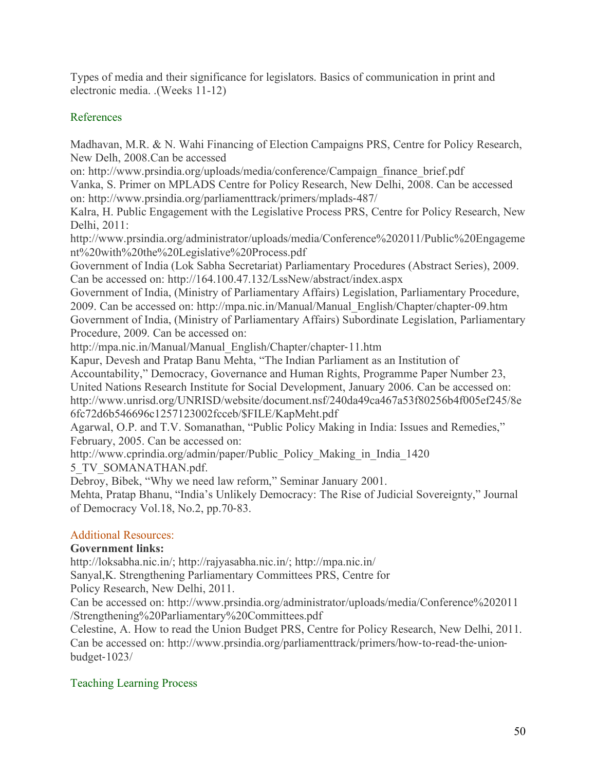Types of media and their significance for legislators. Basics of communication in print and electronic media. .(Weeks 11-12)

## References

Madhavan, M.R. & N. Wahi Financing of Election Campaigns PRS, Centre for Policy Research, New Delh, 2008.Can be accessed on: http://www.prsindia.org/uploads/media/conference/Campaign_finance_brief.pdf

Vanka, S. Primer on MPLADS Centre for Policy Research, New Delhi, 2008. Can be accessed on: http://www.prsindia.org/parliamenttrack/primers/mplads-487/

Kalra, H. Public Engagement with the Legislative Process PRS, Centre for Policy Research, New Delhi, 2011: http://www.prsindia.org/administrator/uploads/media/Conference%202011/Public%20Engagement%20with%20the%20Legislative%20Process.pdf

Government of India (Lok Sabha Secretariat) Parliamentary Procedures (Abstract Series), 2009. Can be accessed on: http://164.100.47.132/LssNew/abstract/index.aspx

Government of India, (Ministry of Parliamentary Affairs) Legislation, Parliamentary Procedure, 2009. Can be accessed on: http://mpa.nic.in/Manual/Manual_English/Chapter/chapter-09.htm

Government of India, (Ministry of Parliamentary Affairs) Subordinate Legislation, Parliamentary Procedure, 2009. Can be accessed on: http://mpa.nic.in/Manual/Manual_English/Chapter/chapter-11.htm

Kapur, Devesh and Pratap Banu Mehta, "The Indian Parliament as an Institution of Accountability," Democracy, Governance and Human Rights, Programme Paper Number 23, United Nations Research Institute for Social Development, January 2006. Can be accessed on: http://www.unrisd.org/UNRISD/website/document.nsf/240da49ca467a53f80256b4f005ef245/8e6fc72d6b546696c1257123002fcceb/$FILE/KapMeht.pdf

Agarwal, O.P. and T.V. Somanathan, "Public Policy Making in India: Issues and Remedies," February, 2005. Can be accessed on: http://www.cprindia.org/admin/paper/Public_Policy_Making_in_India_14205_TV_SOMANATHAN.pdf.

Debroy, Bibek, "Why we need law reform," Seminar January 2001.

Mehta, Pratap Bhanu, "India's Unlikely Democracy: The Rise of Judicial Sovereignty," Journal of Democracy Vol.18, No.2, pp.70-83.

## Additional Resources:

**Government links:**

http://loksabha.nic.in/; http://rajyasabha.nic.in/; http://mpa.nic.in/

Sanyal,K. Strengthening Parliamentary Committees PRS, Centre for Policy Research, New Delhi, 2011.
Can be accessed on: http://www.prsindia.org/administrator/uploads/media/Conference%202011/Strengthening%20Parliamentary%20Committees.pdf

Celestine, A. How to read the Union Budget PRS, Centre for Policy Research, New Delhi, 2011. Can be accessed on: http://www.prsindia.org/parliamenttrack/primers/how-to-read-the-union-budget-1023/

## Teaching Learning Process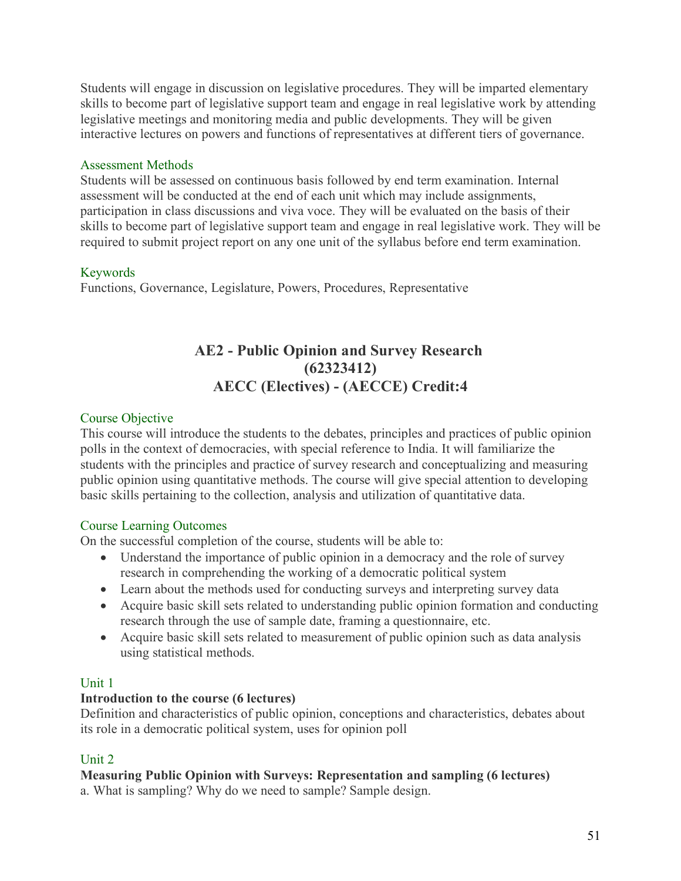Students will engage in discussion on legislative procedures. They will be imparted elementary skills to become part of legislative support team and engage in real legislative work by attending legislative meetings and monitoring media and public developments. They will be given interactive lectures on powers and functions of representatives at different tiers of governance.

### Assessment Methods

Students will be assessed on continuous basis followed by end term examination. Internal assessment will be conducted at the end of each unit which may include assignments, participation in class discussions and viva voce. They will be evaluated on the basis of their skills to become part of legislative support team and engage in real legislative work. They will be required to submit project report on any one unit of the syllabus before end term examination.

### Keywords

Functions, Governance, Legislature, Powers, Procedures, Representative

## AE2 - Public Opinion and Survey Research (62323412) AECC (Electives) - (AECCE) Credit:4

### Course Objective

This course will introduce the students to the debates, principles and practices of public opinion polls in the context of democracies, with special reference to India. It will familiarize the students with the principles and practice of survey research and conceptualizing and measuring public opinion using quantitative methods. The course will give special attention to developing basic skills pertaining to the collection, analysis and utilization of quantitative data.

### Course Learning Outcomes

On the successful completion of the course, students will be able to:

- Understand the importance of public opinion in a democracy and the role of survey research in comprehending the working of a democratic political system
- Learn about the methods used for conducting surveys and interpreting survey data
- Acquire basic skill sets related to understanding public opinion formation and conducting research through the use of sample date, framing a questionnaire, etc.
- Acquire basic skill sets related to measurement of public opinion such as data analysis using statistical methods.

### Unit 1

**Introduction to the course (6 lectures)**

Definition and characteristics of public opinion, conceptions and characteristics, debates about its role in a democratic political system, uses for opinion poll

### Unit 2

**Measuring Public Opinion with Surveys: Representation and sampling (6 lectures)**

a. What is sampling? Why do we need to sample? Sample design.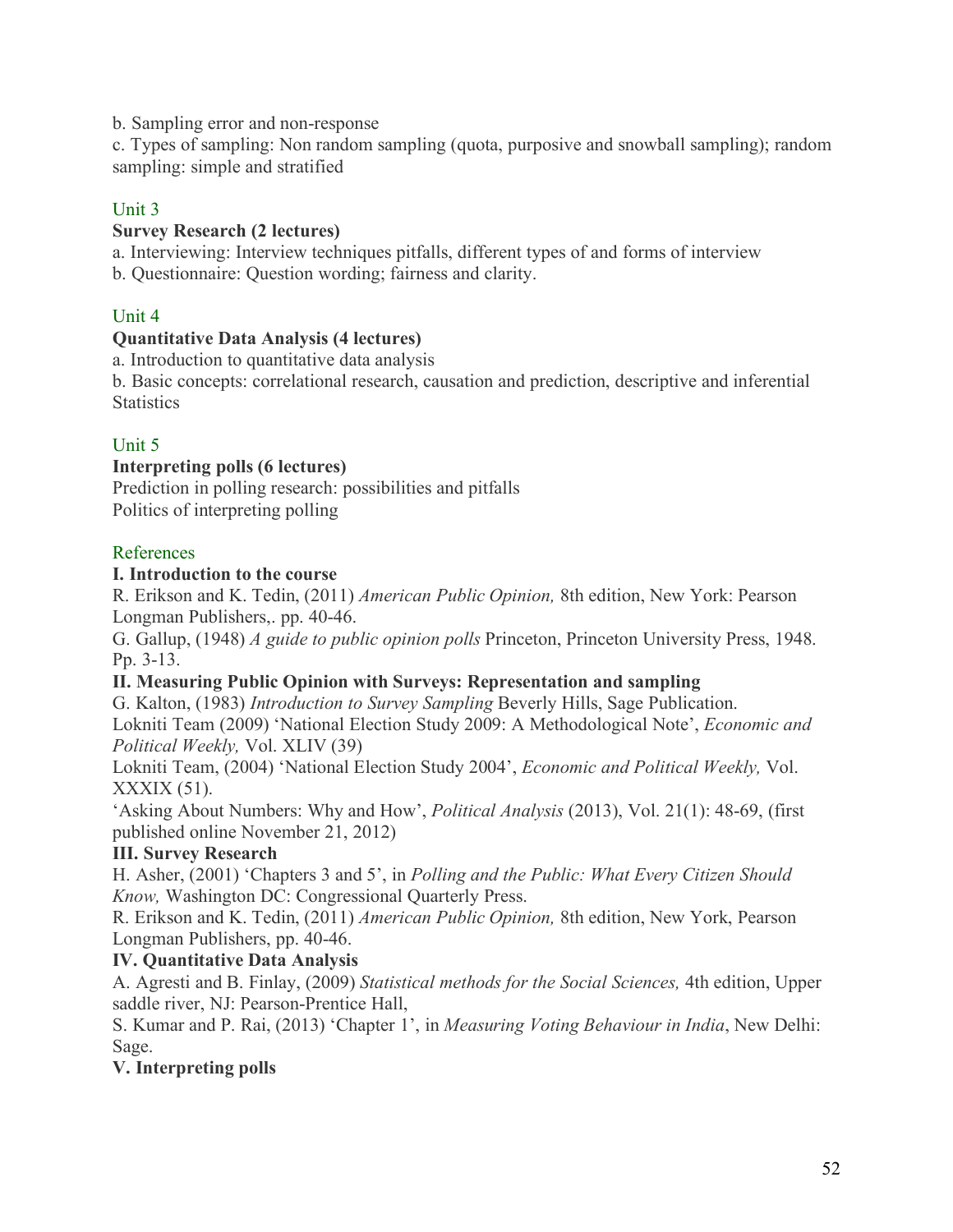b. Sampling error and non-response

c. Types of sampling: Non random sampling (quota, purposive and snowball sampling); random sampling: simple and stratified

Unit 3

**Survey Research (2 lectures)**

a. Interviewing: Interview techniques pitfalls, different types of and forms of interview

b. Questionnaire: Question wording; fairness and clarity.

Unit 4

**Quantitative Data Analysis (4 lectures)**

a. Introduction to quantitative data analysis

b. Basic concepts: correlational research, causation and prediction, descriptive and inferential Statistics

Unit 5

**Interpreting polls (6 lectures)**

Prediction in polling research: possibilities and pitfalls

Politics of interpreting polling

References

**I. Introduction to the course**

R. Erikson and K. Tedin, (2011) *American Public Opinion,* 8th edition, New York: Pearson Longman Publishers,. pp. 40-46.

G. Gallup, (1948) *A guide to public opinion polls* Princeton, Princeton University Press, 1948. Pp. 3-13.

**II. Measuring Public Opinion with Surveys: Representation and sampling**

G. Kalton, (1983) *Introduction to Survey Sampling* Beverly Hills, Sage Publication.

Lokniti Team (2009) 'National Election Study 2009: A Methodological Note', *Economic and Political Weekly,* Vol. XLIV (39)

Lokniti Team, (2004) 'National Election Study 2004', *Economic and Political Weekly,* Vol. XXXIX (51).

'Asking About Numbers: Why and How', *Political Analysis* (2013), Vol. 21(1): 48-69, (first published online November 21, 2012)

**III. Survey Research**

H. Asher, (2001) 'Chapters 3 and 5', in *Polling and the Public: What Every Citizen Should Know,* Washington DC: Congressional Quarterly Press.

R. Erikson and K. Tedin, (2011) *American Public Opinion,* 8th edition, New York, Pearson Longman Publishers, pp. 40-46.

**IV. Quantitative Data Analysis**

A. Agresti and B. Finlay, (2009) *Statistical methods for the Social Sciences,* 4th edition, Upper saddle river, NJ: Pearson-Prentice Hall,

S. Kumar and P. Rai, (2013) 'Chapter 1', in *Measuring Voting Behaviour in India*, New Delhi: Sage.

**V. Interpreting polls**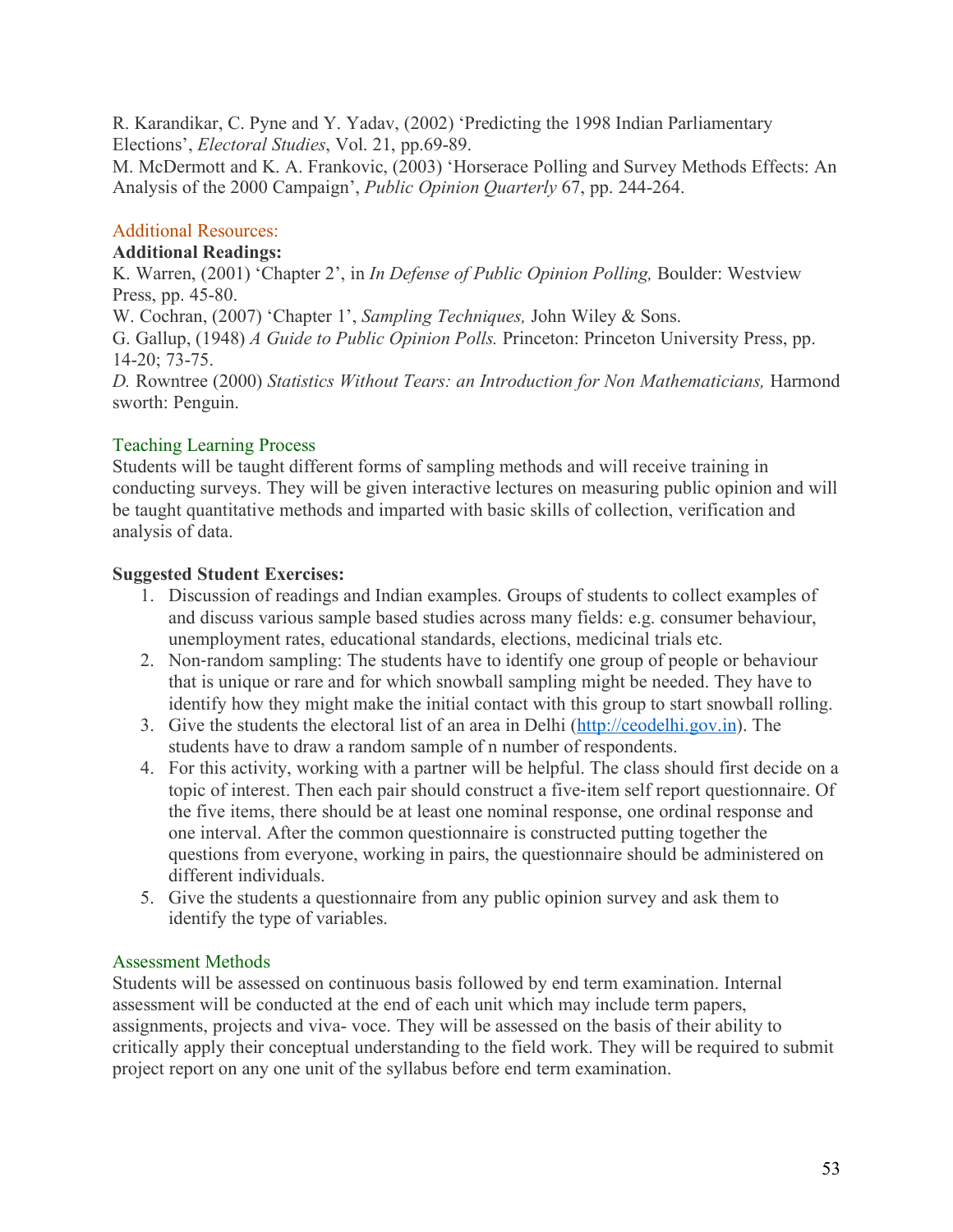R. Karandikar, C. Pyne and Y. Yadav, (2002) 'Predicting the 1998 Indian Parliamentary Elections', *Electoral Studies*, Vol. 21, pp.69-89.
M. McDermott and K. A. Frankovic, (2003) 'Horserace Polling and Survey Methods Effects: An Analysis of the 2000 Campaign', *Public Opinion Quarterly* 67, pp. 244-264.

## Additional Resources:

**Additional Readings:**

K. Warren, (2001) 'Chapter 2', in *In Defense of Public Opinion Polling,* Boulder: Westview Press, pp. 45-80.
W. Cochran, (2007) 'Chapter 1', *Sampling Techniques,* John Wiley & Sons.
G. Gallup, (1948) *A Guide to Public Opinion Polls.* Princeton: Princeton University Press, pp. 14-20; 73-75.
*D.* Rowntree (2000) *Statistics Without Tears: an Introduction for Non Mathematicians,* Harmond sworth: Penguin.

## Teaching Learning Process

Students will be taught different forms of sampling methods and will receive training in conducting surveys. They will be given interactive lectures on measuring public opinion and will be taught quantitative methods and imparted with basic skills of collection, verification and analysis of data.

**Suggested Student Exercises:**

1. Discussion of readings and Indian examples. Groups of students to collect examples of and discuss various sample based studies across many fields: e.g. consumer behaviour, unemployment rates, educational standards, elections, medicinal trials etc.
2. Non-random sampling: The students have to identify one group of people or behaviour that is unique or rare and for which snowball sampling might be needed. They have to identify how they might make the initial contact with this group to start snowball rolling.
3. Give the students the electoral list of an area in Delhi (http://ceodelhi.gov.in). The students have to draw a random sample of n number of respondents.
4. For this activity, working with a partner will be helpful. The class should first decide on a topic of interest. Then each pair should construct a five-item self report questionnaire. Of the five items, there should be at least one nominal response, one ordinal response and one interval. After the common questionnaire is constructed putting together the questions from everyone, working in pairs, the questionnaire should be administered on different individuals.
5. Give the students a questionnaire from any public opinion survey and ask them to identify the type of variables.

## Assessment Methods

Students will be assessed on continuous basis followed by end term examination. Internal assessment will be conducted at the end of each unit which may include term papers, assignments, projects and viva- voce. They will be assessed on the basis of their ability to critically apply their conceptual understanding to the field work. They will be required to submit project report on any one unit of the syllabus before end term examination.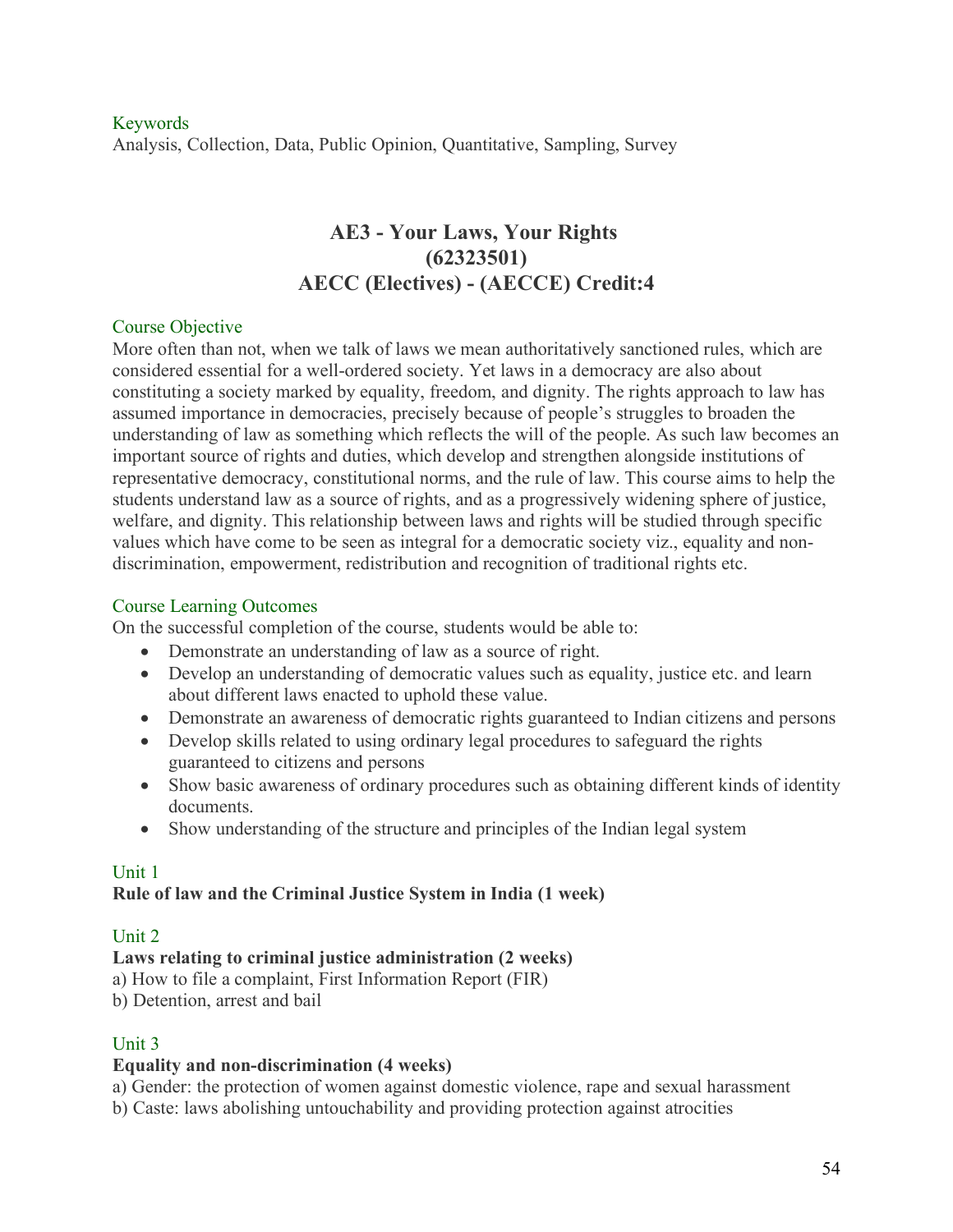Keywords

Analysis, Collection, Data, Public Opinion, Quantitative, Sampling, Survey

# AE3 - Your Laws, Your Rights (62323501) AECC (Electives) - (AECCE) Credit:4

## Course Objective

More often than not, when we talk of laws we mean authoritatively sanctioned rules, which are considered essential for a well-ordered society. Yet laws in a democracy are also about constituting a society marked by equality, freedom, and dignity. The rights approach to law has assumed importance in democracies, precisely because of people's struggles to broaden the understanding of law as something which reflects the will of the people. As such law becomes an important source of rights and duties, which develop and strengthen alongside institutions of representative democracy, constitutional norms, and the rule of law. This course aims to help the students understand law as a source of rights, and as a progressively widening sphere of justice, welfare, and dignity. This relationship between laws and rights will be studied through specific values which have come to be seen as integral for a democratic society viz., equality and non-discrimination, empowerment, redistribution and recognition of traditional rights etc.

## Course Learning Outcomes

On the successful completion of the course, students would be able to:

- Demonstrate an understanding of law as a source of right.
- Develop an understanding of democratic values such as equality, justice etc. and learn about different laws enacted to uphold these value.
- Demonstrate an awareness of democratic rights guaranteed to Indian citizens and persons
- Develop skills related to using ordinary legal procedures to safeguard the rights guaranteed to citizens and persons
- Show basic awareness of ordinary procedures such as obtaining different kinds of identity documents.
- Show understanding of the structure and principles of the Indian legal system

## Unit 1

**Rule of law and the Criminal Justice System in India (1 week)**

## Unit 2

**Laws relating to criminal justice administration (2 weeks)**

a) How to file a complaint, First Information Report (FIR)

b) Detention, arrest and bail

## Unit 3

**Equality and non-discrimination (4 weeks)**

a) Gender: the protection of women against domestic violence, rape and sexual harassment

b) Caste: laws abolishing untouchability and providing protection against atrocities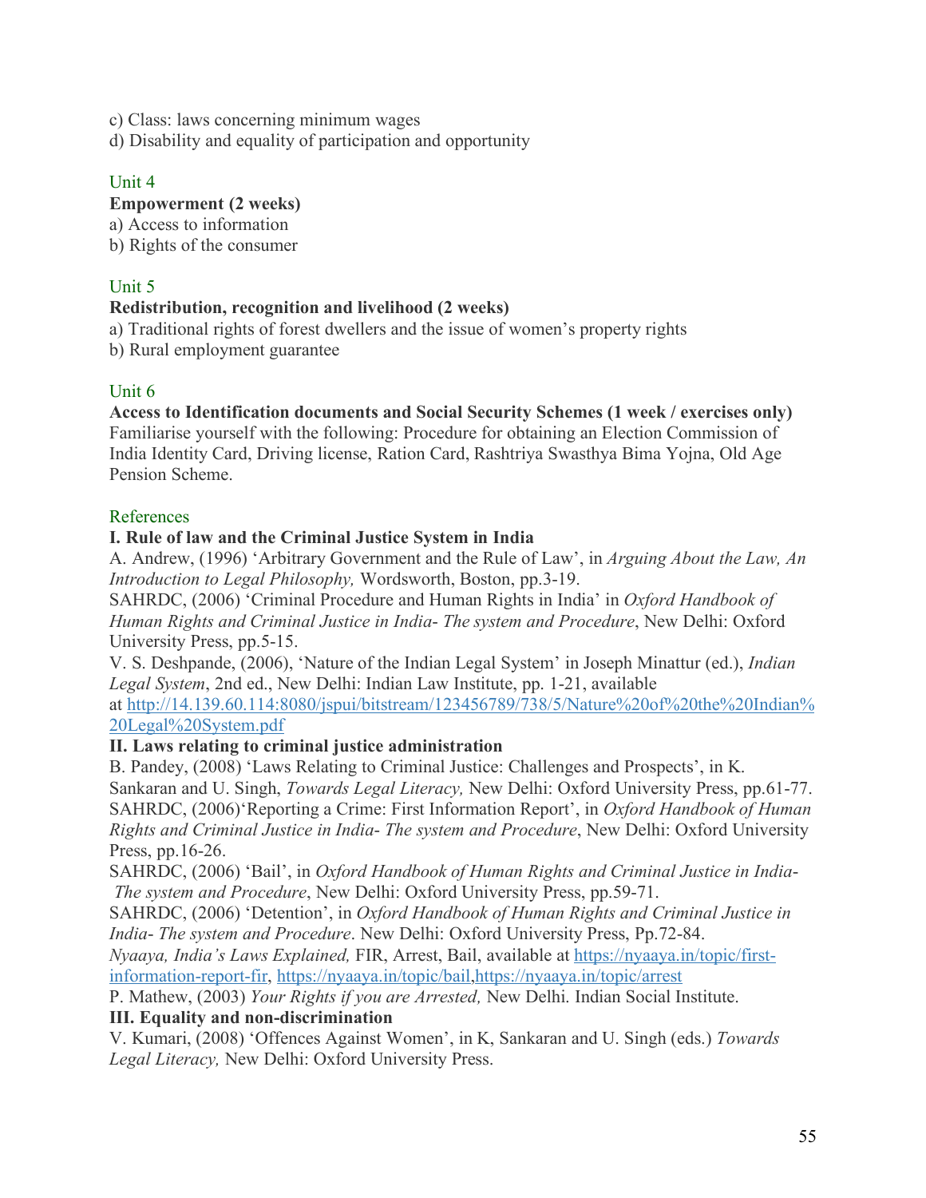c) Class: laws concerning minimum wages
d) Disability and equality of participation and opportunity

### Unit 4

**Empowerment (2 weeks)**
a) Access to information
b) Rights of the consumer

### Unit 5

**Redistribution, recognition and livelihood (2 weeks)**
a) Traditional rights of forest dwellers and the issue of women's property rights
b) Rural employment guarantee

### Unit 6

**Access to Identification documents and Social Security Schemes (1 week / exercises only)**
Familiarise yourself with the following: Procedure for obtaining an Election Commission of India Identity Card, Driving license, Ration Card, Rashtriya Swasthya Bima Yojna, Old Age Pension Scheme.

### References

**I. Rule of law and the Criminal Justice System in India**

A. Andrew, (1996) 'Arbitrary Government and the Rule of Law', in *Arguing About the Law, An Introduction to Legal Philosophy,* Wordsworth, Boston, pp.3-19.

SAHRDC, (2006) 'Criminal Procedure and Human Rights in India' in *Oxford Handbook of Human Rights and Criminal Justice in India- The system and Procedure*, New Delhi: Oxford University Press, pp.5-15.

V. S. Deshpande, (2006), 'Nature of the Indian Legal System' in Joseph Minattur (ed.), *Indian Legal System*, 2nd ed., New Delhi: Indian Law Institute, pp. 1-21, available at http://14.139.60.114:8080/jspui/bitstream/123456789/738/5/Nature%20of%20the%20Indian%20Legal%20System.pdf

**II. Laws relating to criminal justice administration**

B. Pandey, (2008) 'Laws Relating to Criminal Justice: Challenges and Prospects', in K. Sankaran and U. Singh, *Towards Legal Literacy,* New Delhi: Oxford University Press, pp.61-77.

SAHRDC, (2006)'Reporting a Crime: First Information Report', in *Oxford Handbook of Human Rights and Criminal Justice in India- The system and Procedure*, New Delhi: Oxford University Press, pp.16-26.

SAHRDC, (2006) 'Bail', in *Oxford Handbook of Human Rights and Criminal Justice in India- The system and Procedure*, New Delhi: Oxford University Press, pp.59-71.

SAHRDC, (2006) 'Detention', in *Oxford Handbook of Human Rights and Criminal Justice in India- The system and Procedure*. New Delhi: Oxford University Press, Pp.72-84.

*Nyaaya, India's Laws Explained,* FIR, Arrest, Bail, available at https://nyaaya.in/topic/first-information-report-fir, https://nyaaya.in/topic/bail,https://nyaaya.in/topic/arrest

P. Mathew, (2003) *Your Rights if you are Arrested,* New Delhi. Indian Social Institute.

**III. Equality and non-discrimination**

V. Kumari, (2008) 'Offences Against Women', in K, Sankaran and U. Singh (eds.) *Towards Legal Literacy,* New Delhi: Oxford University Press.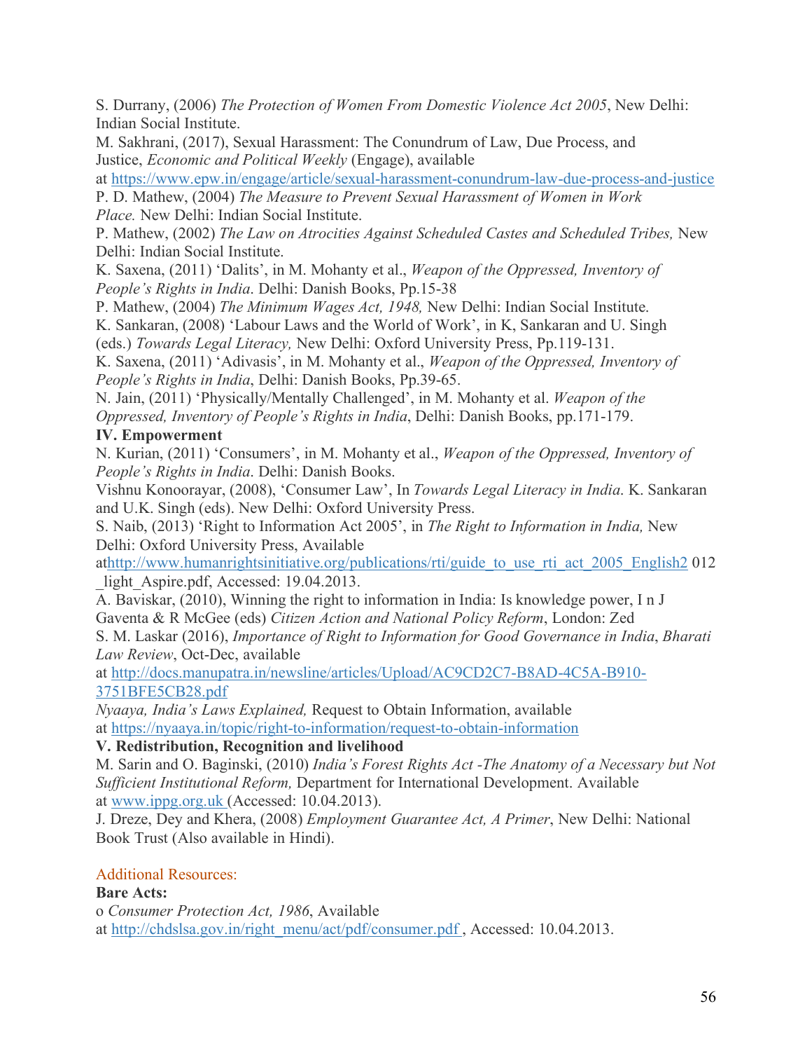S. Durrany, (2006) *The Protection of Women From Domestic Violence Act 2005*, New Delhi: Indian Social Institute.

M. Sakhrani, (2017), Sexual Harassment: The Conundrum of Law, Due Process, and Justice, *Economic and Political Weekly* (Engage), available at https://www.epw.in/engage/article/sexual-harassment-conundrum-law-due-process-and-justice

P. D. Mathew, (2004) *The Measure to Prevent Sexual Harassment of Women in Work Place.* New Delhi: Indian Social Institute.

P. Mathew, (2002) *The Law on Atrocities Against Scheduled Castes and Scheduled Tribes,* New Delhi: Indian Social Institute.

K. Saxena, (2011) 'Dalits', in M. Mohanty et al., *Weapon of the Oppressed, Inventory of People's Rights in India*. Delhi: Danish Books, Pp.15-38

P. Mathew, (2004) *The Minimum Wages Act, 1948,* New Delhi: Indian Social Institute.

K. Sankaran, (2008) 'Labour Laws and the World of Work', in K, Sankaran and U. Singh (eds.) *Towards Legal Literacy,* New Delhi: Oxford University Press, Pp.119-131.

K. Saxena, (2011) 'Adivasis', in M. Mohanty et al., *Weapon of the Oppressed, Inventory of People's Rights in India*, Delhi: Danish Books, Pp.39-65.

N. Jain, (2011) 'Physically/Mentally Challenged', in M. Mohanty et al. *Weapon of the Oppressed, Inventory of People's Rights in India*, Delhi: Danish Books, pp.171-179.

**IV. Empowerment**

N. Kurian, (2011) 'Consumers', in M. Mohanty et al., *Weapon of the Oppressed, Inventory of People's Rights in India*. Delhi: Danish Books.

Vishnu Konoorayar, (2008), 'Consumer Law', In *Towards Legal Literacy in India*. K. Sankaran and U.K. Singh (eds). New Delhi: Oxford University Press.

S. Naib, (2013) 'Right to Information Act 2005', in *The Right to Information in India,* New Delhi: Oxford University Press, Available athttp://www.humanrightsinitiative.org/publications/rti/guide_to_use_rti_act_2005_English2 012 _light_Aspire.pdf, Accessed: 19.04.2013.

A. Baviskar, (2010), Winning the right to information in India: Is knowledge power, I n J Gaventa & R McGee (eds) *Citizen Action and National Policy Reform*, London: Zed

S. M. Laskar (2016), *Importance of Right to Information for Good Governance in India*, *Bharati Law Review*, Oct-Dec, available at http://docs.manupatra.in/newsline/articles/Upload/AC9CD2C7-B8AD-4C5A-B910-3751BFE5CB28.pdf

*Nyaaya, India's Laws Explained,* Request to Obtain Information, available at https://nyaaya.in/topic/right-to-information/request-to-obtain-information

**V. Redistribution, Recognition and livelihood**

M. Sarin and O. Baginski, (2010) *India's Forest Rights Act -The Anatomy of a Necessary but Not Sufficient Institutional Reform,* Department for International Development. Available at www.ippg.org.uk (Accessed: 10.04.2013).

J. Dreze, Dey and Khera, (2008) *Employment Guarantee Act, A Primer*, New Delhi: National Book Trust (Also available in Hindi).

Additional Resources:

**Bare Acts:**

o *Consumer Protection Act, 1986*, Available at http://chdslsa.gov.in/right_menu/act/pdf/consumer.pdf , Accessed: 10.04.2013.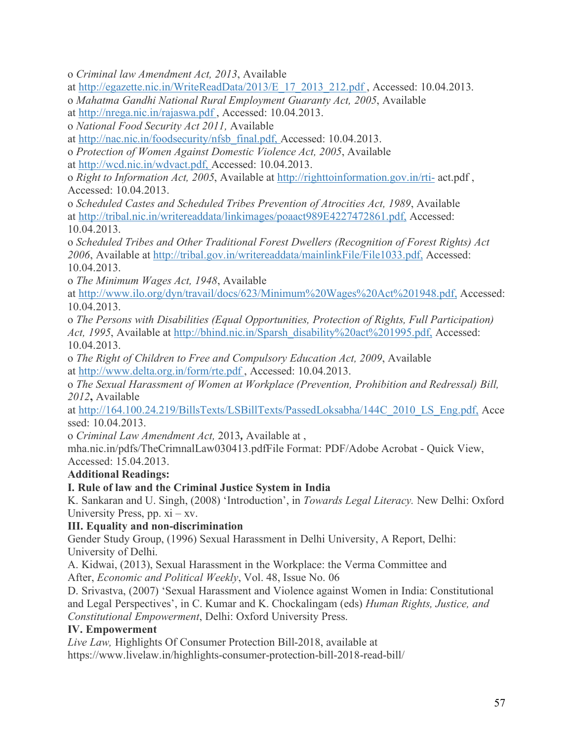o *Criminal law Amendment Act, 2013*, Available at http://egazette.nic.in/WriteReadData/2013/E_17_2013_212.pdf , Accessed: 10.04.2013.

o *Mahatma Gandhi National Rural Employment Guaranty Act, 2005*, Available at http://nrega.nic.in/rajaswa.pdf , Accessed: 10.04.2013.

o *National Food Security Act 2011,* Available at http://nac.nic.in/foodsecurity/nfsb_final.pdf, Accessed: 10.04.2013.

o *Protection of Women Against Domestic Violence Act, 2005*, Available at http://wcd.nic.in/wdvact.pdf, Accessed: 10.04.2013.

o *Right to Information Act, 2005*, Available at http://righttoinformation.gov.in/rti- act.pdf , Accessed: 10.04.2013.

o *Scheduled Castes and Scheduled Tribes Prevention of Atrocities Act, 1989*, Available at http://tribal.nic.in/writereaddata/linkimages/poaact989E4227472861.pdf, Accessed: 10.04.2013.

o *Scheduled Tribes and Other Traditional Forest Dwellers (Recognition of Forest Rights) Act 2006*, Available at http://tribal.gov.in/writereaddata/mainlinkFile/File1033.pdf, Accessed: 10.04.2013.

o *The Minimum Wages Act, 1948*, Available at http://www.ilo.org/dyn/travail/docs/623/Minimum%20Wages%20Act%201948.pdf, Accessed: 10.04.2013.

o *The Persons with Disabilities (Equal Opportunities, Protection of Rights, Full Participation) Act, 1995*, Available at http://bhind.nic.in/Sparsh_disability%20act%201995.pdf, Accessed: 10.04.2013.

o *The Right of Children to Free and Compulsory Education Act, 2009*, Available at http://www.delta.org.in/form/rte.pdf , Accessed: 10.04.2013.

o *The Sexual Harassment of Women at Workplace (Prevention, Prohibition and Redressal) Bill, 2012***,** Available at http://164.100.24.219/BillsTexts/LSBillTexts/PassedLoksabha/144C_2010_LS_Eng.pdf, Accessed: 10.04.2013.

o *Criminal Law Amendment Act,* 2013**,** Available at , mha.nic.in/pdfs/TheCrimnalLaw030413.pdfFile Format: PDF/Adobe Acrobat - Quick View, Accessed: 15.04.2013.

**Additional Readings:**

**I. Rule of law and the Criminal Justice System in India**

K. Sankaran and U. Singh, (2008) 'Introduction', in *Towards Legal Literacy.* New Delhi: Oxford University Press, pp. xi – xv.

**III. Equality and non-discrimination**

Gender Study Group, (1996) Sexual Harassment in Delhi University, A Report, Delhi: University of Delhi.

A. Kidwai, (2013), Sexual Harassment in the Workplace: the Verma Committee and After, *Economic and Political Weekly*, Vol. 48, Issue No. 06

D. Srivastva, (2007) 'Sexual Harassment and Violence against Women in India: Constitutional and Legal Perspectives', in C. Kumar and K. Chockalingam (eds) *Human Rights, Justice, and Constitutional Empowerment*, Delhi: Oxford University Press.

**IV. Empowerment**

*Live Law,* Highlights Of Consumer Protection Bill-2018, available at https://www.livelaw.in/highlights-consumer-protection-bill-2018-read-bill/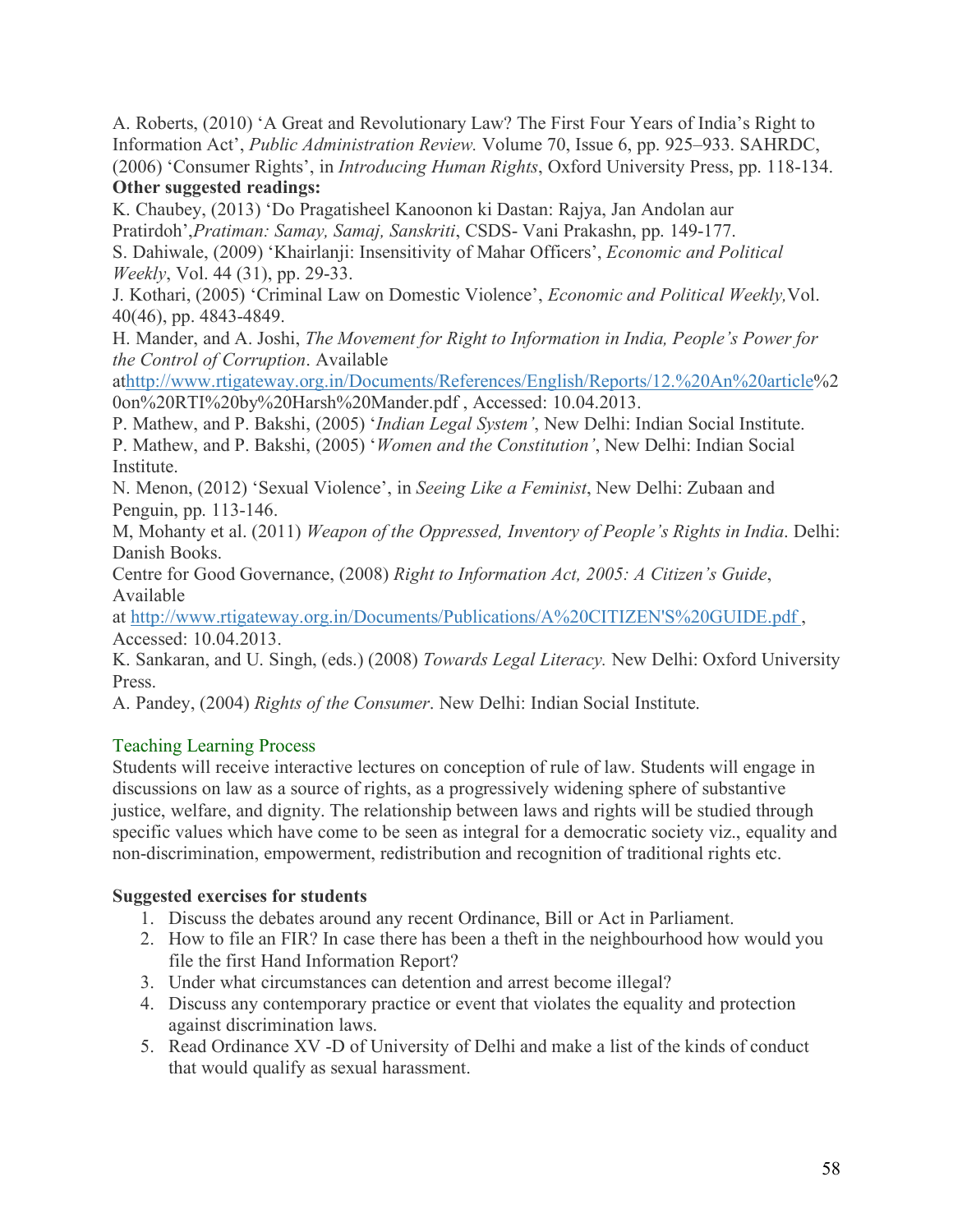A. Roberts, (2010) 'A Great and Revolutionary Law? The First Four Years of India's Right to Information Act', *Public Administration Review.* Volume 70, Issue 6, pp. 925–933. SAHRDC, (2006) 'Consumer Rights', in *Introducing Human Rights*, Oxford University Press, pp. 118-134.

**Other suggested readings:**

K. Chaubey, (2013) 'Do Pragatisheel Kanoonon ki Dastan: Rajya, Jan Andolan aur Pratirdoh',*Pratiman: Samay, Samaj, Sanskriti*, CSDS- Vani Prakashn, pp. 149-177.

S. Dahiwale, (2009) 'Khairlanji: Insensitivity of Mahar Officers', *Economic and Political Weekly*, Vol. 44 (31), pp. 29-33.

J. Kothari, (2005) 'Criminal Law on Domestic Violence', *Economic and Political Weekly,*Vol. 40(46), pp. 4843-4849.

H. Mander, and A. Joshi, *The Movement for Right to Information in India, People's Power for the Control of Corruption*. Available athttp://www.rtigateway.org.in/Documents/References/English/Reports/12.%20An%20article%20on%20RTI%20by%20Harsh%20Mander.pdf , Accessed: 10.04.2013.

P. Mathew, and P. Bakshi, (2005) '*Indian Legal System'*, New Delhi: Indian Social Institute.

P. Mathew, and P. Bakshi, (2005) '*Women and the Constitution'*, New Delhi: Indian Social Institute.

N. Menon, (2012) 'Sexual Violence', in *Seeing Like a Feminist*, New Delhi: Zubaan and Penguin, pp. 113-146.

M, Mohanty et al. (2011) *Weapon of the Oppressed, Inventory of People's Rights in India*. Delhi: Danish Books.

Centre for Good Governance, (2008) *Right to Information Act, 2005: A Citizen's Guide*, Available at http://www.rtigateway.org.in/Documents/Publications/A%20CITIZEN'S%20GUIDE.pdf , Accessed: 10.04.2013.

K. Sankaran, and U. Singh, (eds.) (2008) *Towards Legal Literacy.* New Delhi: Oxford University Press.

A. Pandey, (2004) *Rights of the Consumer*. New Delhi: Indian Social Institute.

## Teaching Learning Process

Students will receive interactive lectures on conception of rule of law. Students will engage in discussions on law as a source of rights, as a progressively widening sphere of substantive justice, welfare, and dignity. The relationship between laws and rights will be studied through specific values which have come to be seen as integral for a democratic society viz., equality and non-discrimination, empowerment, redistribution and recognition of traditional rights etc.

**Suggested exercises for students**

1. Discuss the debates around any recent Ordinance, Bill or Act in Parliament.
2. How to file an FIR? In case there has been a theft in the neighbourhood how would you file the first Hand Information Report?
3. Under what circumstances can detention and arrest become illegal?
4. Discuss any contemporary practice or event that violates the equality and protection against discrimination laws.
5. Read Ordinance XV -D of University of Delhi and make a list of the kinds of conduct that would qualify as sexual harassment.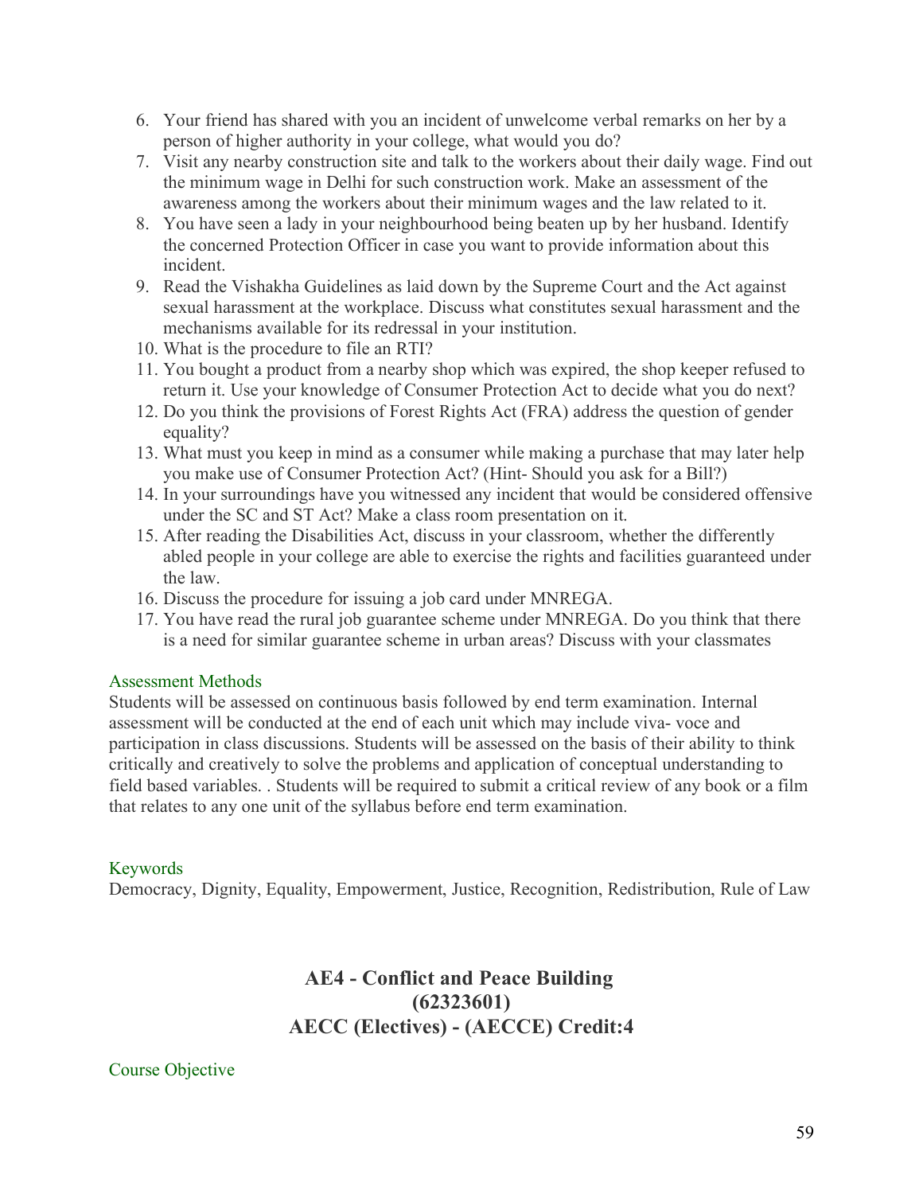6. Your friend has shared with you an incident of unwelcome verbal remarks on her by a person of higher authority in your college, what would you do?
7. Visit any nearby construction site and talk to the workers about their daily wage. Find out the minimum wage in Delhi for such construction work. Make an assessment of the awareness among the workers about their minimum wages and the law related to it.
8. You have seen a lady in your neighbourhood being beaten up by her husband. Identify the concerned Protection Officer in case you want to provide information about this incident.
9. Read the Vishakha Guidelines as laid down by the Supreme Court and the Act against sexual harassment at the workplace. Discuss what constitutes sexual harassment and the mechanisms available for its redressal in your institution.
10. What is the procedure to file an RTI?
11. You bought a product from a nearby shop which was expired, the shop keeper refused to return it. Use your knowledge of Consumer Protection Act to decide what you do next?
12. Do you think the provisions of Forest Rights Act (FRA) address the question of gender equality?
13. What must you keep in mind as a consumer while making a purchase that may later help you make use of Consumer Protection Act? (Hint- Should you ask for a Bill?)
14. In your surroundings have you witnessed any incident that would be considered offensive under the SC and ST Act? Make a class room presentation on it.
15. After reading the Disabilities Act, discuss in your classroom, whether the differently abled people in your college are able to exercise the rights and facilities guaranteed under the law.
16. Discuss the procedure for issuing a job card under MNREGA.
17. You have read the rural job guarantee scheme under MNREGA. Do you think that there is a need for similar guarantee scheme in urban areas? Discuss with your classmates

### Assessment Methods

Students will be assessed on continuous basis followed by end term examination. Internal assessment will be conducted at the end of each unit which may include viva- voce and participation in class discussions. Students will be assessed on the basis of their ability to think critically and creatively to solve the problems and application of conceptual understanding to field based variables. . Students will be required to submit a critical review of any book or a film that relates to any one unit of the syllabus before end term examination.

### Keywords

Democracy, Dignity, Equality, Empowerment, Justice, Recognition, Redistribution, Rule of Law

## AE4 - Conflict and Peace Building (62323601) AECC (Electives) - (AECCE) Credit:4

### Course Objective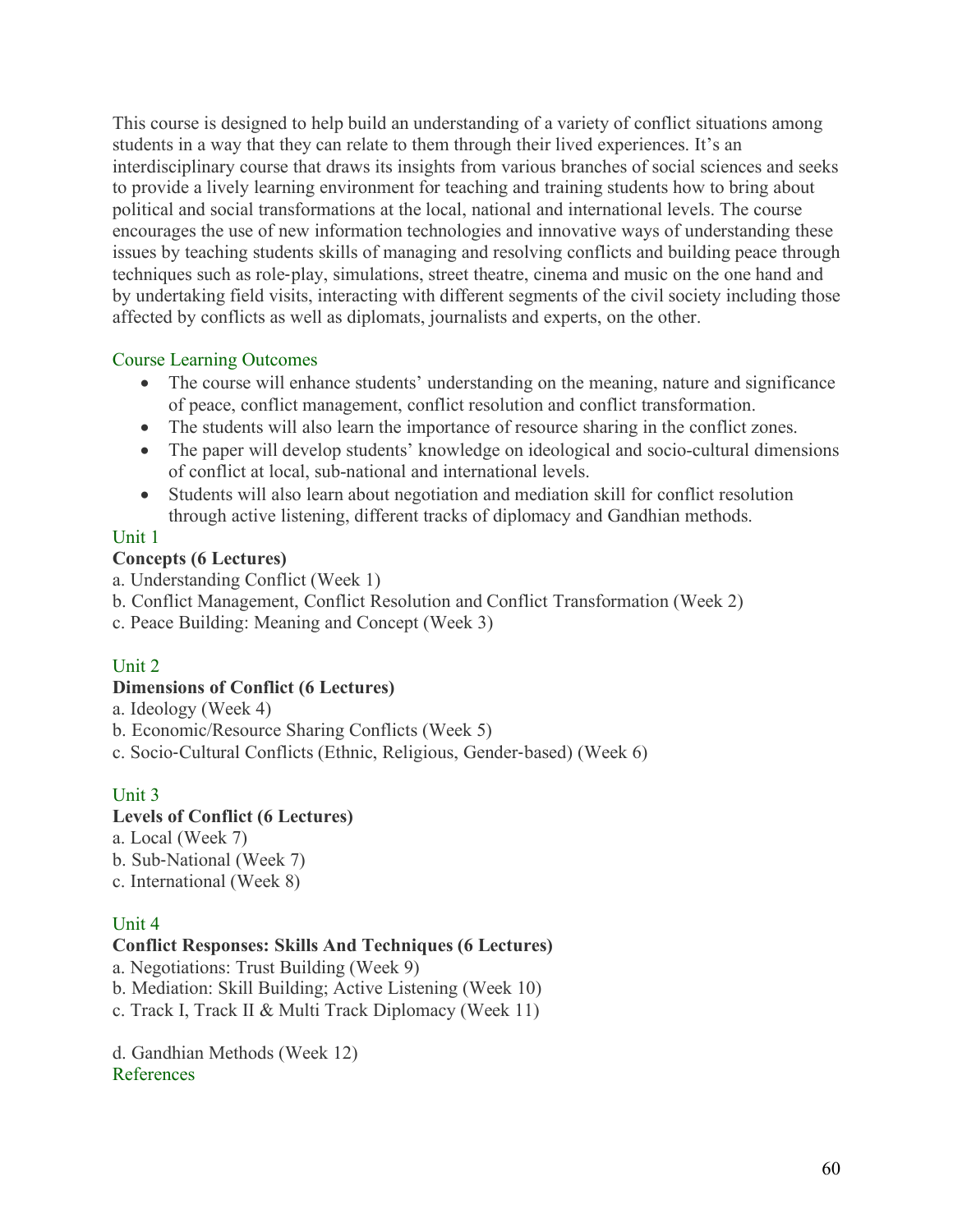This course is designed to help build an understanding of a variety of conflict situations among students in a way that they can relate to them through their lived experiences. It's an interdisciplinary course that draws its insights from various branches of social sciences and seeks to provide a lively learning environment for teaching and training students how to bring about political and social transformations at the local, national and international levels. The course encourages the use of new information technologies and innovative ways of understanding these issues by teaching students skills of managing and resolving conflicts and building peace through techniques such as role-play, simulations, street theatre, cinema and music on the one hand and by undertaking field visits, interacting with different segments of the civil society including those affected by conflicts as well as diplomats, journalists and experts, on the other.

## Course Learning Outcomes

- The course will enhance students' understanding on the meaning, nature and significance of peace, conflict management, conflict resolution and conflict transformation.
- The students will also learn the importance of resource sharing in the conflict zones.
- The paper will develop students' knowledge on ideological and socio-cultural dimensions of conflict at local, sub-national and international levels.
- Students will also learn about negotiation and mediation skill for conflict resolution through active listening, different tracks of diplomacy and Gandhian methods.

## Unit 1

**Concepts (6 Lectures)**

a. Understanding Conflict (Week 1)
b. Conflict Management, Conflict Resolution and Conflict Transformation (Week 2)
c. Peace Building: Meaning and Concept (Week 3)

## Unit 2

**Dimensions of Conflict (6 Lectures)**

a. Ideology (Week 4)
b. Economic/Resource Sharing Conflicts (Week 5)
c. Socio-Cultural Conflicts (Ethnic, Religious, Gender-based) (Week 6)

## Unit 3

**Levels of Conflict (6 Lectures)**

a. Local (Week 7)
b. Sub-National (Week 7)
c. International (Week 8)

## Unit 4

**Conflict Responses: Skills And Techniques (6 Lectures)**

a. Negotiations: Trust Building (Week 9)
b. Mediation: Skill Building; Active Listening (Week 10)
c. Track I, Track II & Multi Track Diplomacy (Week 11)

d. Gandhian Methods (Week 12)

## References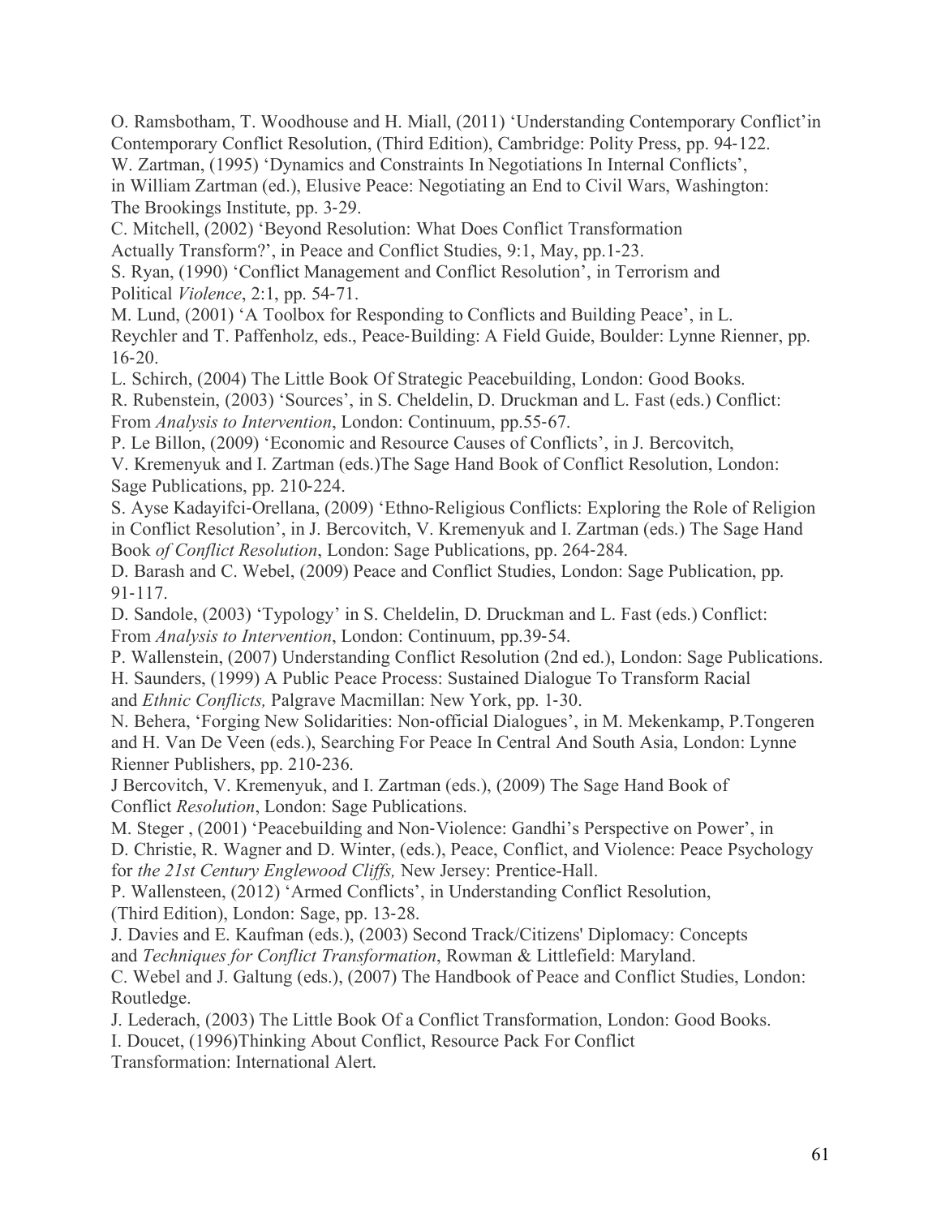O. Ramsbotham, T. Woodhouse and H. Miall, (2011) 'Understanding Contemporary Conflict'in Contemporary Conflict Resolution, (Third Edition), Cambridge: Polity Press, pp. 94-122.

W. Zartman, (1995) 'Dynamics and Constraints In Negotiations In Internal Conflicts', in William Zartman (ed.), Elusive Peace: Negotiating an End to Civil Wars, Washington: The Brookings Institute, pp. 3-29.

C. Mitchell, (2002) 'Beyond Resolution: What Does Conflict Transformation Actually Transform?', in Peace and Conflict Studies, 9:1, May, pp.1-23.

S. Ryan, (1990) 'Conflict Management and Conflict Resolution', in Terrorism and Political *Violence*, 2:1, pp. 54-71.

M. Lund, (2001) 'A Toolbox for Responding to Conflicts and Building Peace', in L. Reychler and T. Paffenholz, eds., Peace-Building: A Field Guide, Boulder: Lynne Rienner, pp. 16-20.

L. Schirch, (2004) The Little Book Of Strategic Peacebuilding, London: Good Books.

R. Rubenstein, (2003) 'Sources', in S. Cheldelin, D. Druckman and L. Fast (eds.) Conflict: From *Analysis to Intervention*, London: Continuum, pp.55-67.

P. Le Billon, (2009) 'Economic and Resource Causes of Conflicts', in J. Bercovitch, V. Kremenyuk and I. Zartman (eds.)The Sage Hand Book of Conflict Resolution, London: Sage Publications, pp. 210-224.

S. Ayse Kadayifci-Orellana, (2009) 'Ethno-Religious Conflicts: Exploring the Role of Religion in Conflict Resolution', in J. Bercovitch, V. Kremenyuk and I. Zartman (eds.) The Sage Hand Book *of Conflict Resolution*, London: Sage Publications, pp. 264-284.

D. Barash and C. Webel, (2009) Peace and Conflict Studies, London: Sage Publication, pp. 91-117.

D. Sandole, (2003) 'Typology' in S. Cheldelin, D. Druckman and L. Fast (eds.) Conflict: From *Analysis to Intervention*, London: Continuum, pp.39-54.

P. Wallenstein, (2007) Understanding Conflict Resolution (2nd ed.), London: Sage Publications.

H. Saunders, (1999) A Public Peace Process: Sustained Dialogue To Transform Racial and *Ethnic Conflicts,* Palgrave Macmillan: New York, pp. 1-30.

N. Behera, 'Forging New Solidarities: Non-official Dialogues', in M. Mekenkamp, P.Tongeren and H. Van De Veen (eds.), Searching For Peace In Central And South Asia, London: Lynne Rienner Publishers, pp. 210-236.

J Bercovitch, V. Kremenyuk, and I. Zartman (eds.), (2009) The Sage Hand Book of Conflict *Resolution*, London: Sage Publications.

M. Steger , (2001) 'Peacebuilding and Non-Violence: Gandhi's Perspective on Power', in D. Christie, R. Wagner and D. Winter, (eds.), Peace, Conflict, and Violence: Peace Psychology for *the 21st Century Englewood Cliffs,* New Jersey: Prentice-Hall.

P. Wallensteen, (2012) 'Armed Conflicts', in Understanding Conflict Resolution, (Third Edition), London: Sage, pp. 13-28.

J. Davies and E. Kaufman (eds.), (2003) Second Track/Citizens' Diplomacy: Concepts and *Techniques for Conflict Transformation*, Rowman & Littlefield: Maryland.

C. Webel and J. Galtung (eds.), (2007) The Handbook of Peace and Conflict Studies, London: Routledge.

J. Lederach, (2003) The Little Book Of a Conflict Transformation, London: Good Books.

I. Doucet, (1996)Thinking About Conflict, Resource Pack For Conflict Transformation: International Alert.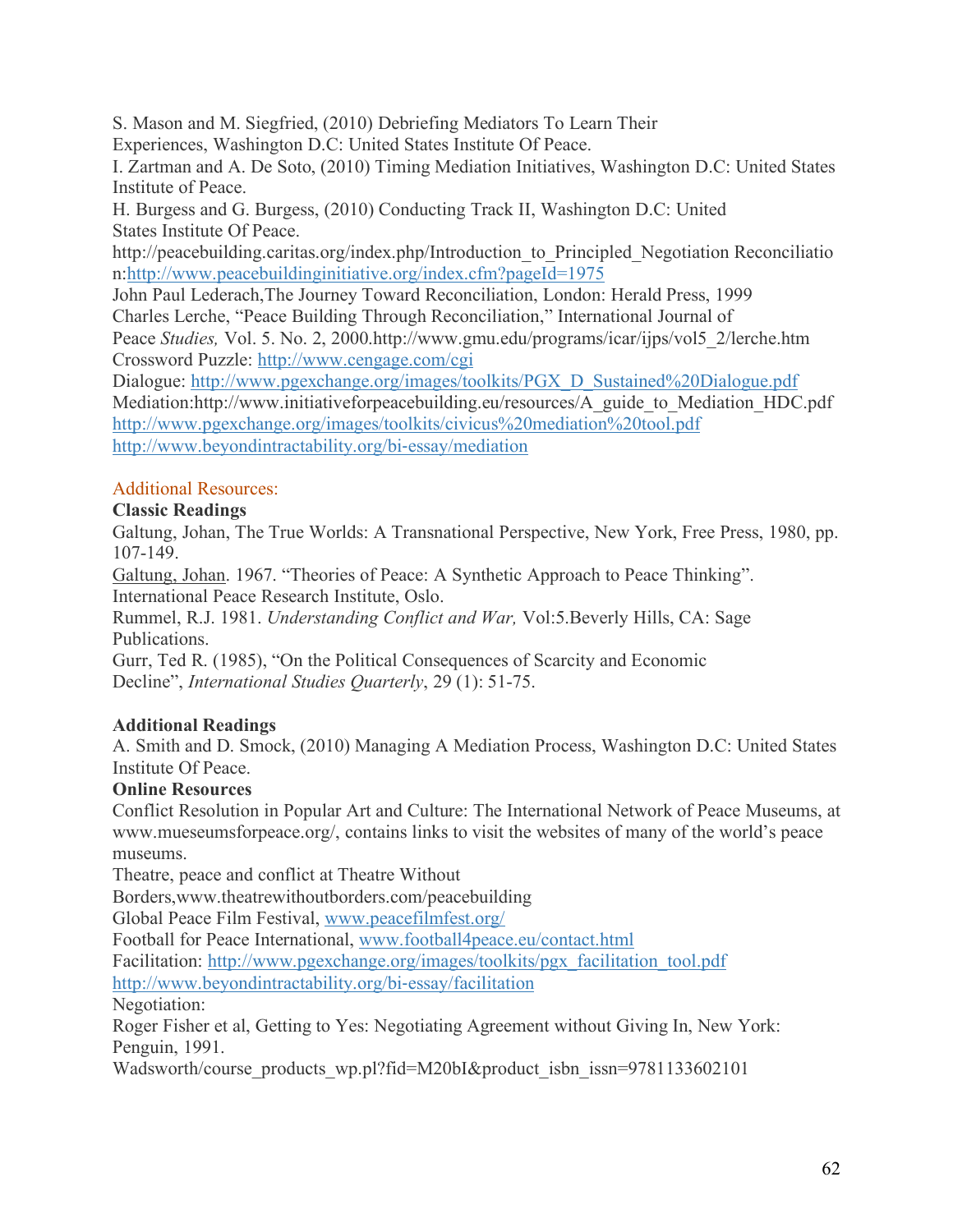S. Mason and M. Siegfried, (2010) Debriefing Mediators To Learn Their Experiences, Washington D.C: United States Institute Of Peace.

I. Zartman and A. De Soto, (2010) Timing Mediation Initiatives, Washington D.C: United States Institute of Peace.

H. Burgess and G. Burgess, (2010) Conducting Track II, Washington D.C: United States Institute Of Peace.

http://peacebuilding.caritas.org/index.php/Introduction_to_Principled_Negotiation Reconciliation:http://www.peacebuildinginitiative.org/index.cfm?pageId=1975

John Paul Lederach,The Journey Toward Reconciliation, London: Herald Press, 1999

Charles Lerche, "Peace Building Through Reconciliation," International Journal of Peace *Studies,* Vol. 5. No. 2, 2000.http://www.gmu.edu/programs/icar/ijps/vol5_2/lerche.htm

Crossword Puzzle: http://www.cengage.com/cgi

Dialogue: http://www.pgexchange.org/images/toolkits/PGX_D_Sustained%20Dialogue.pdf

Mediation:http://www.initiativeforpeacebuilding.eu/resources/A_guide_to_Mediation_HDC.pdf

http://www.pgexchange.org/images/toolkits/civicus%20mediation%20tool.pdf

http://www.beyondintractability.org/bi-essay/mediation

## Additional Resources:

**Classic Readings**

Galtung, Johan, The True Worlds: A Transnational Perspective, New York, Free Press, 1980, pp. 107-149.

Galtung, Johan. 1967. "Theories of Peace: A Synthetic Approach to Peace Thinking". International Peace Research Institute, Oslo.

Rummel, R.J. 1981. *Understanding Conflict and War,* Vol:5.Beverly Hills, CA: Sage Publications.

Gurr, Ted R. (1985), "On the Political Consequences of Scarcity and Economic Decline", *International Studies Quarterly*, 29 (1): 51-75.

**Additional Readings**

A. Smith and D. Smock, (2010) Managing A Mediation Process, Washington D.C: United States Institute Of Peace.

**Online Resources**

Conflict Resolution in Popular Art and Culture: The International Network of Peace Museums, at www.mueseumsforpeace.org/, contains links to visit the websites of many of the world's peace museums.

Theatre, peace and conflict at Theatre Without Borders,www.theatrewithoutborders.com/peacebuilding

Global Peace Film Festival, www.peacefilmfest.org/

Football for Peace International, www.football4peace.eu/contact.html

Facilitation: http://www.pgexchange.org/images/toolkits/pgx_facilitation_tool.pdf

http://www.beyondintractability.org/bi-essay/facilitation

Negotiation:

Roger Fisher et al, Getting to Yes: Negotiating Agreement without Giving In, New York: Penguin, 1991.

Wadsworth/course_products_wp.pl?fid=M20bI&product_isbn_issn=9781133602101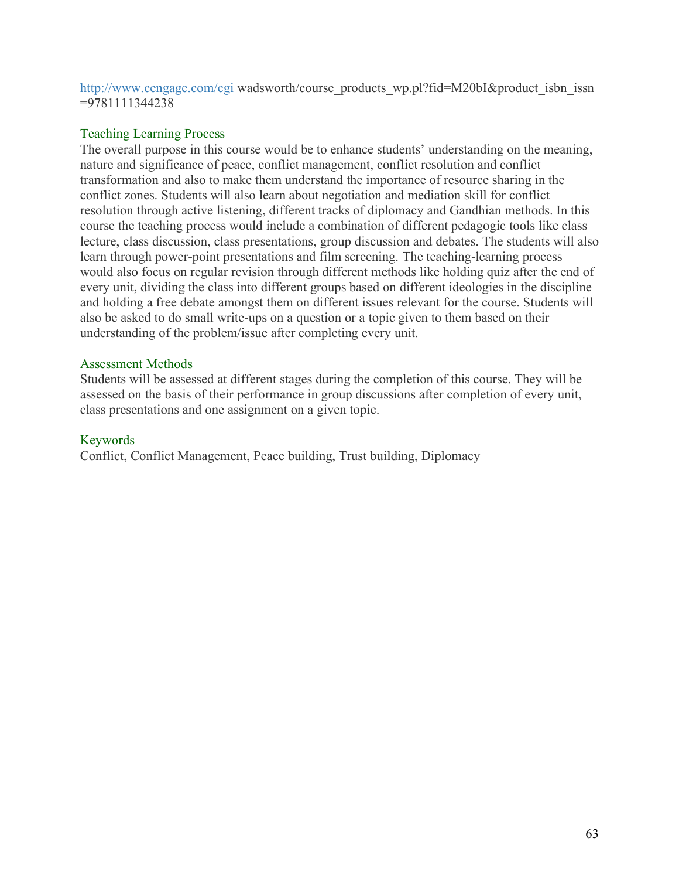http://www.cengage.com/cgi wadsworth/course_products_wp.pl?fid=M20bI&product_isbn_issn=9781111344238

### Teaching Learning Process

The overall purpose in this course would be to enhance students' understanding on the meaning, nature and significance of peace, conflict management, conflict resolution and conflict transformation and also to make them understand the importance of resource sharing in the conflict zones. Students will also learn about negotiation and mediation skill for conflict resolution through active listening, different tracks of diplomacy and Gandhian methods. In this course the teaching process would include a combination of different pedagogic tools like class lecture, class discussion, class presentations, group discussion and debates. The students will also learn through power-point presentations and film screening. The teaching-learning process would also focus on regular revision through different methods like holding quiz after the end of every unit, dividing the class into different groups based on different ideologies in the discipline and holding a free debate amongst them on different issues relevant for the course. Students will also be asked to do small write-ups on a question or a topic given to them based on their understanding of the problem/issue after completing every unit.

### Assessment Methods

Students will be assessed at different stages during the completion of this course. They will be assessed on the basis of their performance in group discussions after completion of every unit, class presentations and one assignment on a given topic.

### Keywords

Conflict, Conflict Management, Peace building, Trust building, Diplomacy